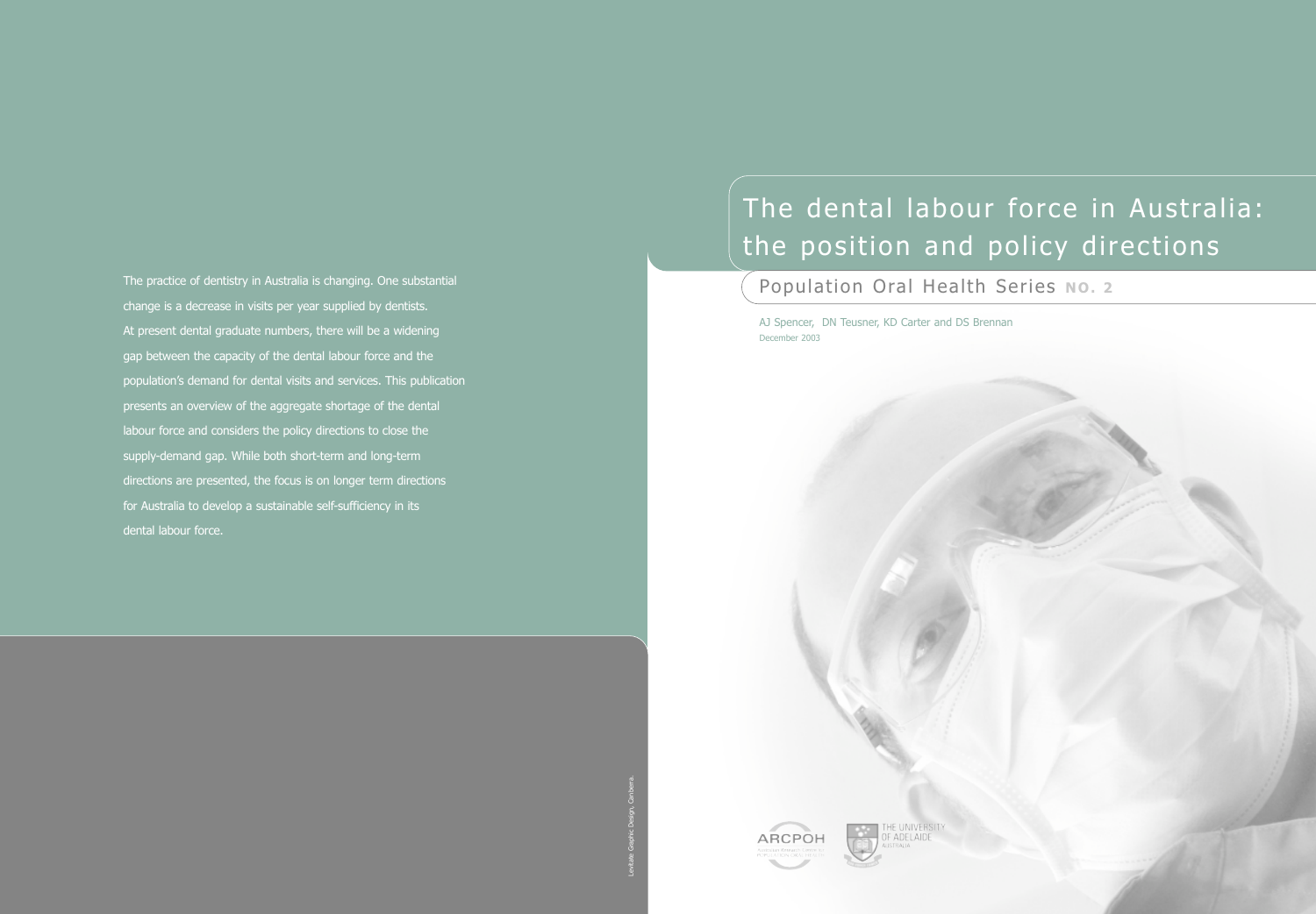# The dental labour force in Australia: the position and policy directions

## Population Oral Health Series NO. 2

AJ Spencer, DN Teusner, KD Carter and DS Brennan

December 2003

The practice of dentistry in Australia is changing. One substantial change is a decrease in visits per year supplied by dentists. At present dental graduate numbers, there will be a widening gap between the capacity of the dental labour force and the population's demand for dental visits and services. This publication presents an overview of the aggregate shortage of the dental labour force and considers the policy directions to close the supply-demand gap. While both short-term and long-term directions are presented, the focus is on longer term directions for Australia to develop a sustainable self-sufficiency in its dental labour force.

ARCPOH

THE UNIVERSITY OF ADELAIDE AUSTRALIA

Levitate Graphic Design, Canberra.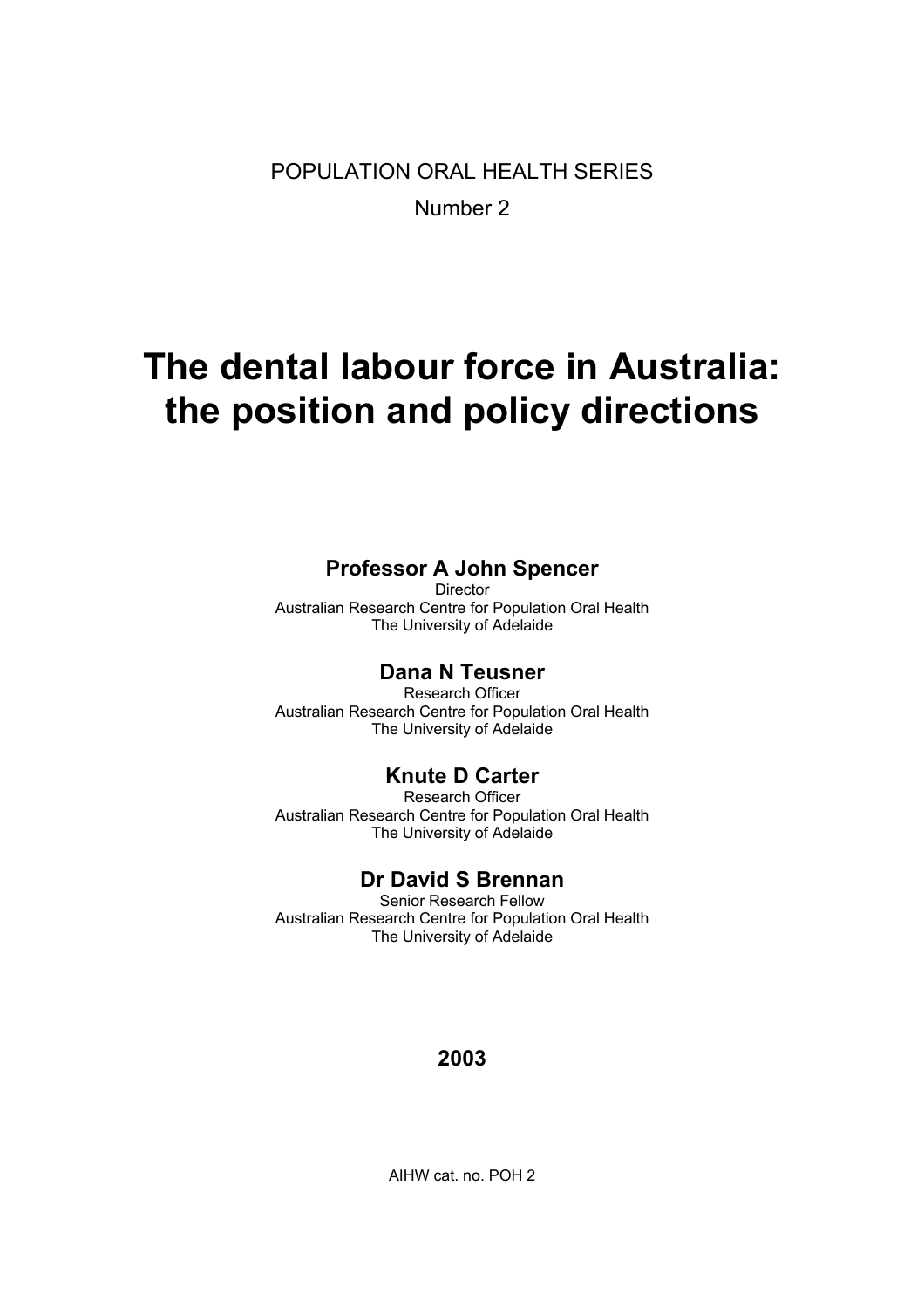POPULATION ORAL HEALTH SERIES

Number 2

# The dental labour force in Australia: the position and policy directions

**Professor A John Spencer**

Director

Australian Research Centre for Population Oral Health

The University of Adelaide

**Dana N Teusner**

Research Officer

Australian Research Centre for Population Oral Health

The University of Adelaide

**Knute D Carter**

Research Officer

Australian Research Centre for Population Oral Health

The University of Adelaide

**Dr David S Brennan**

Senior Research Fellow

Australian Research Centre for Population Oral Health

The University of Adelaide

**2003**

AIHW cat. no. POH 2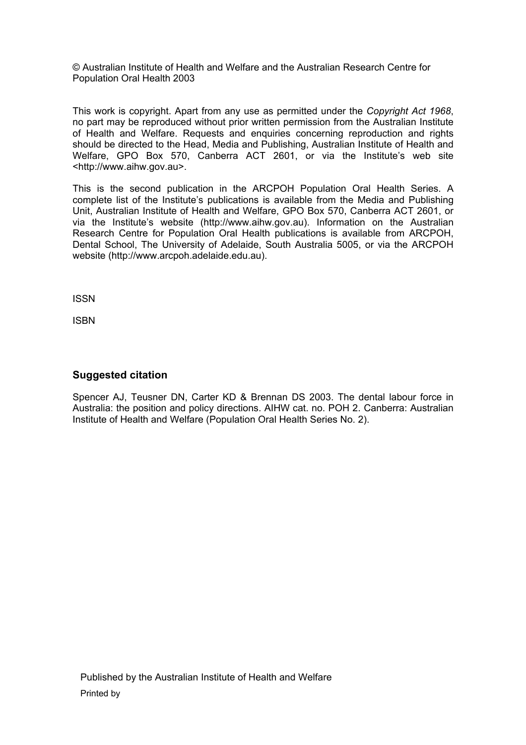© Australian Institute of Health and Welfare and the Australian Research Centre for Population Oral Health 2003

This work is copyright. Apart from any use as permitted under the *Copyright Act 1968*, no part may be reproduced without prior written permission from the Australian Institute of Health and Welfare. Requests and enquiries concerning reproduction and rights should be directed to the Head, Media and Publishing, Australian Institute of Health and Welfare, GPO Box 570, Canberra ACT 2601, or via the Institute's web site <http://www.aihw.gov.au>.

This is the second publication in the ARCPOH Population Oral Health Series. A complete list of the Institute's publications is available from the Media and Publishing Unit, Australian Institute of Health and Welfare, GPO Box 570, Canberra ACT 2601, or via the Institute's website (http://www.aihw.gov.au). Information on the Australian Research Centre for Population Oral Health publications is available from ARCPOH, Dental School, The University of Adelaide, South Australia 5005, or via the ARCPOH website (http://www.arcpoh.adelaide.edu.au).

ISSN

ISBN

### Suggested citation

Spencer AJ, Teusner DN, Carter KD & Brennan DS 2003. The dental labour force in Australia: the position and policy directions. AIHW cat. no. POH 2. Canberra: Australian Institute of Health and Welfare (Population Oral Health Series No. 2).

Published by the Australian Institute of Health and Welfare

Printed by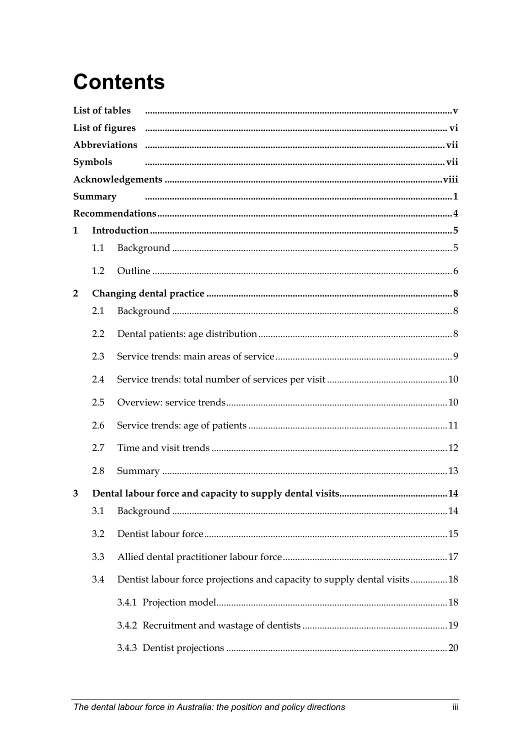# Contents

List of tables .......... v

List of figures .......... vi

Abbreviations .......... vii

Symbols .......... vii

Acknowledgements .......... viii

Summary .......... 1

Recommendations .......... 4

1 Introduction .......... 5

- 1.1 Background .......... 5
- 1.2 Outline .......... 6

2 Changing dental practice .......... 8

- 2.1 Background .......... 8
- 2.2 Dental patients: age distribution .......... 8
- 2.3 Service trends: main areas of service .......... 9
- 2.4 Service trends: total number of services per visit .......... 10
- 2.5 Overview: service trends .......... 10
- 2.6 Service trends: age of patients .......... 11
- 2.7 Time and visit trends .......... 12
- 2.8 Summary .......... 13

3 Dental labour force and capacity to supply dental visits .......... 14

- 3.1 Background .......... 14
- 3.2 Dentist labour force .......... 15
- 3.3 Allied dental practitioner labour force .......... 17
- 3.4 Dentist labour force projections and capacity to supply dental visits .......... 18
  - 3.4.1 Projection model .......... 18
  - 3.4.2 Recruitment and wastage of dentists .......... 19
  - 3.4.3 Dentist projections .......... 20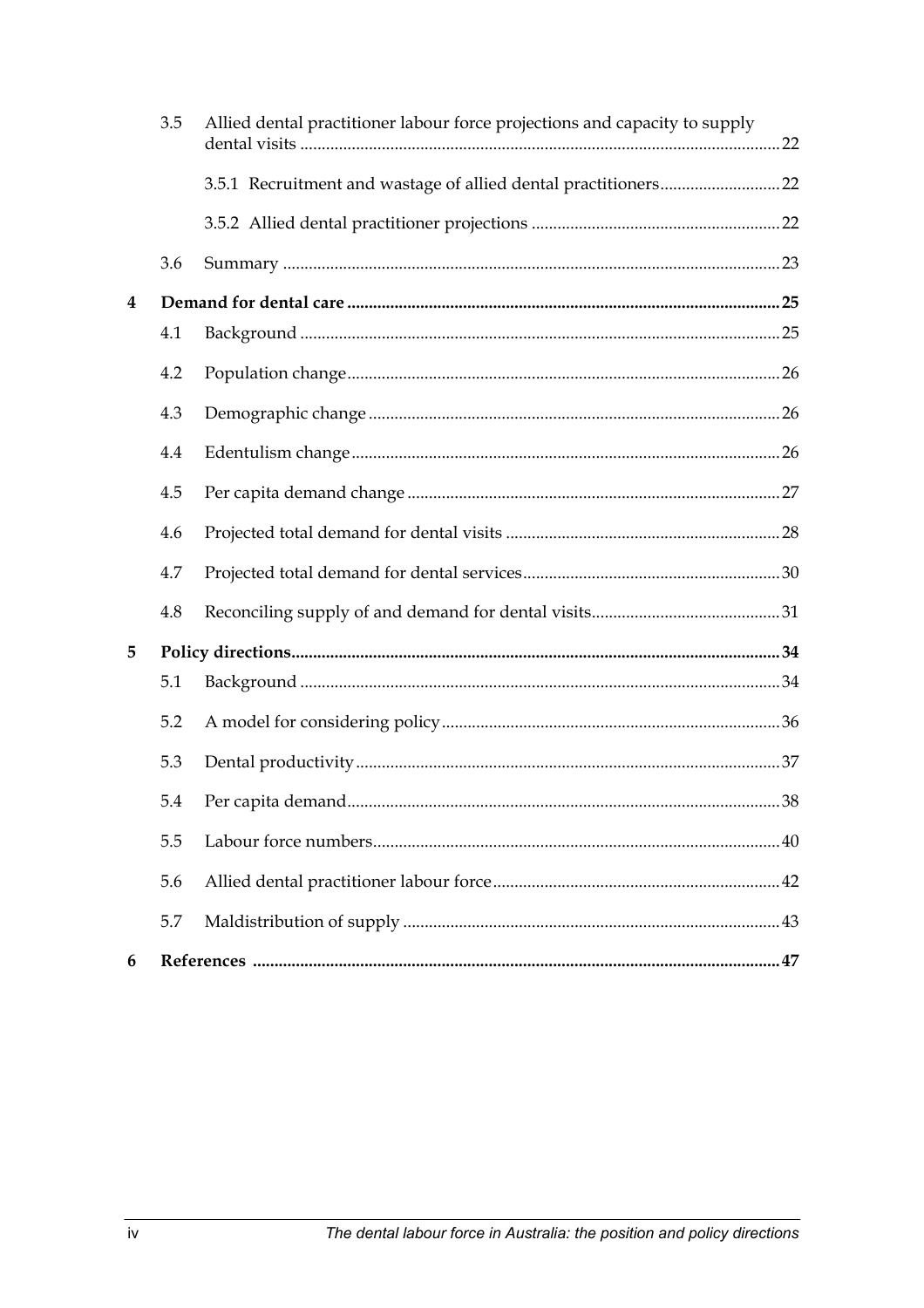| | | | |
|---|---|---|---|
| | 3.5 | Allied dental practitioner labour force projections and capacity to supply dental visits | 22 |
| | | 3.5.1 Recruitment and wastage of allied dental practitioners | 22 |
| | | 3.5.2 Allied dental practitioner projections | 22 |
| | 3.6 | Summary | 23 |
| **4** | | **Demand for dental care** | **25** |
| | 4.1 | Background | 25 |
| | 4.2 | Population change | 26 |
| | 4.3 | Demographic change | 26 |
| | 4.4 | Edentulism change | 26 |
| | 4.5 | Per capita demand change | 27 |
| | 4.6 | Projected total demand for dental visits | 28 |
| | 4.7 | Projected total demand for dental services | 30 |
| | 4.8 | Reconciling supply of and demand for dental visits | 31 |
| **5** | | **Policy directions** | **34** |
| | 5.1 | Background | 34 |
| | 5.2 | A model for considering policy | 36 |
| | 5.3 | Dental productivity | 37 |
| | 5.4 | Per capita demand | 38 |
| | 5.5 | Labour force numbers | 40 |
| | 5.6 | Allied dental practitioner labour force | 42 |
| | 5.7 | Maldistribution of supply | 43 |
| **6** | | **References** | **47** |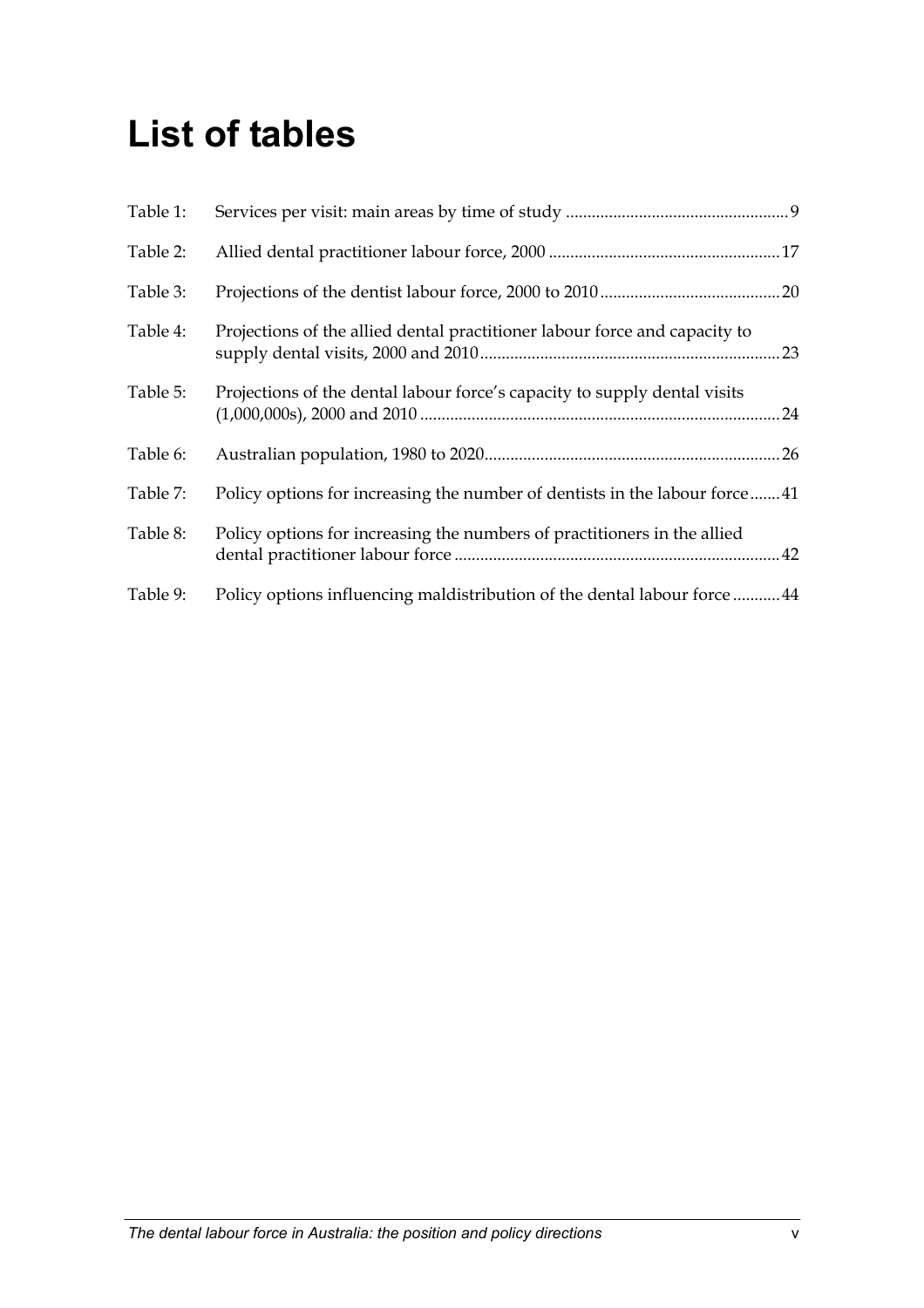# List of tables

Table 1: Services per visit: main areas by time of study ....................................................9

Table 2: Allied dental practitioner labour force, 2000 ......................................................17

Table 3: Projections of the dentist labour force, 2000 to 2010 ..........................................20

Table 4: Projections of the allied dental practitioner labour force and capacity to supply dental visits, 2000 and 2010 .....................................................................23

Table 5: Projections of the dental labour force's capacity to supply dental visits (1,000,000s), 2000 and 2010 ...................................................................................24

Table 6: Australian population, 1980 to 2020....................................................................26

Table 7: Policy options for increasing the number of dentists in the labour force.......41

Table 8: Policy options for increasing the numbers of practitioners in the allied dental practitioner labour force ............................................................................42

Table 9: Policy options influencing maldistribution of the dental labour force ...........44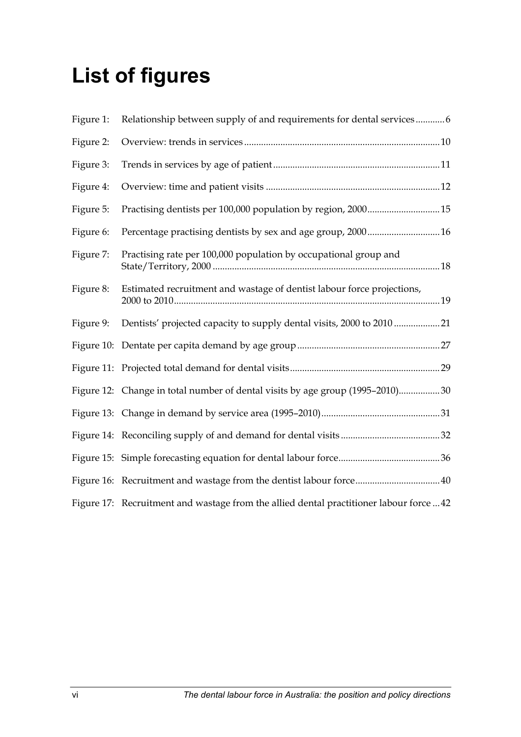# List of figures

Figure 1: Relationship between supply of and requirements for dental services ............ 6

Figure 2: Overview: trends in services ................................................................................ 10

Figure 3: Trends in services by age of patient .................................................................... 11

Figure 4: Overview: time and patient visits ....................................................................... 12

Figure 5: Practising dentists per 100,000 population by region, 2000 .............................. 15

Figure 6: Percentage practising dentists by sex and age group, 2000 .............................. 16

Figure 7: Practising rate per 100,000 population by occupational group and State/Territory, 2000 ............................................................................................ 18

Figure 8: Estimated recruitment and wastage of dentist labour force projections, 2000 to 2010 ............................................................................................................ 19

Figure 9: Dentists' projected capacity to supply dental visits, 2000 to 2010 ................... 21

Figure 10: Dentate per capita demand by age group .......................................................... 27

Figure 11: Projected total demand for dental visits ............................................................. 29

Figure 12: Change in total number of dental visits by age group (1995–2010) ................. 30

Figure 13: Change in demand by service area (1995–2010) ................................................ 31

Figure 14: Reconciling supply of and demand for dental visits ......................................... 32

Figure 15: Simple forecasting equation for dental labour force .......................................... 36

Figure 16: Recruitment and wastage from the dentist labour force .................................. 40

Figure 17: Recruitment and wastage from the allied dental practitioner labour force ... 42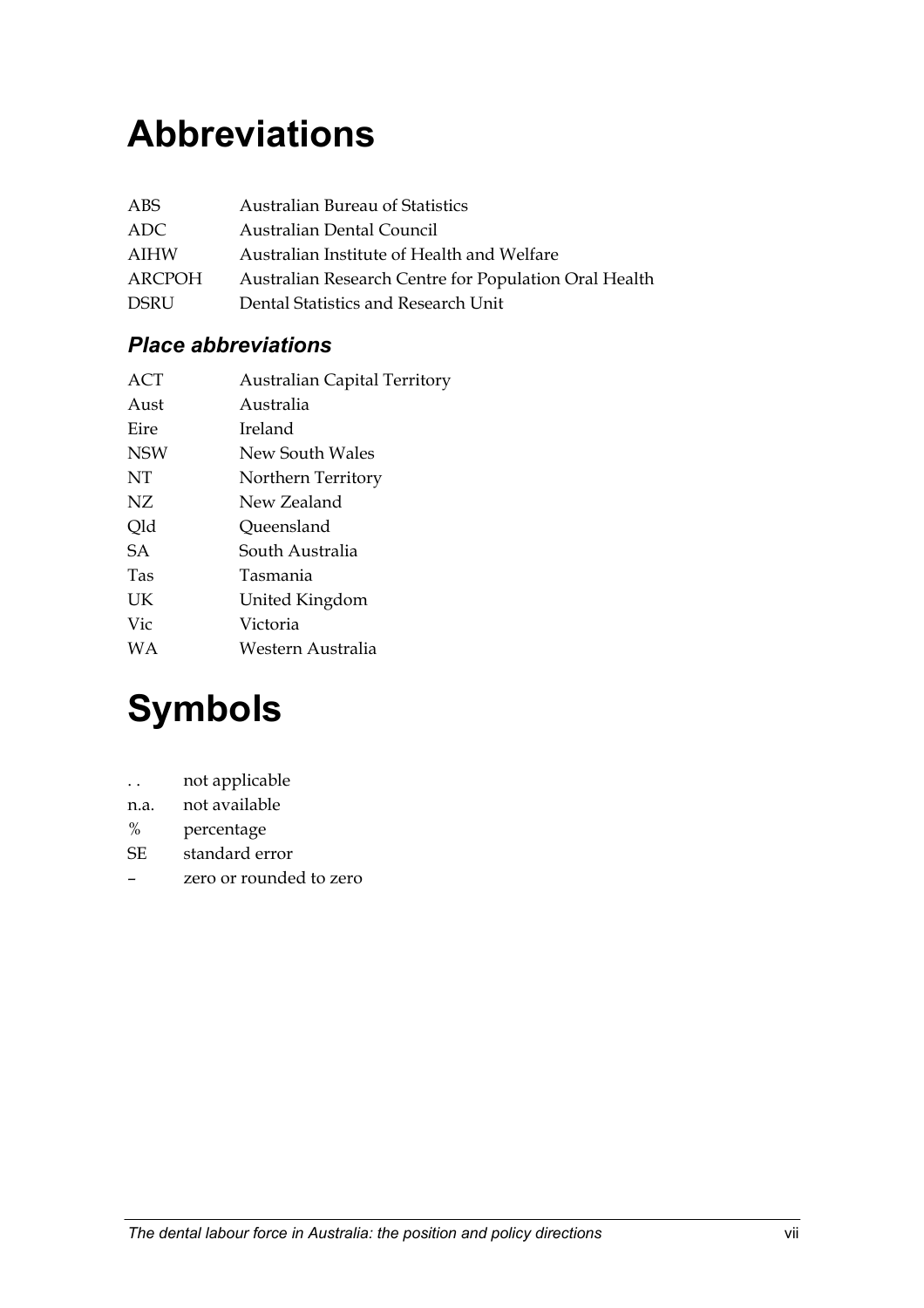# Abbreviations

| | |
|---|---|
| ABS | Australian Bureau of Statistics |
| ADC | Australian Dental Council |
| AIHW | Australian Institute of Health and Welfare |
| ARCPOH | Australian Research Centre for Population Oral Health |
| DSRU | Dental Statistics and Research Unit |

## *Place abbreviations*

| | |
|---|---|
| ACT | Australian Capital Territory |
| Aust | Australia |
| Eire | Ireland |
| NSW | New South Wales |
| NT | Northern Territory |
| NZ | New Zealand |
| Qld | Queensland |
| SA | South Australia |
| Tas | Tasmania |
| UK | United Kingdom |
| Vic | Victoria |
| WA | Western Australia |

# Symbols

| | |
|---|---|
| . . | not applicable |
| n.a. | not available |
| % | percentage |
| SE | standard error |
| – | zero or rounded to zero |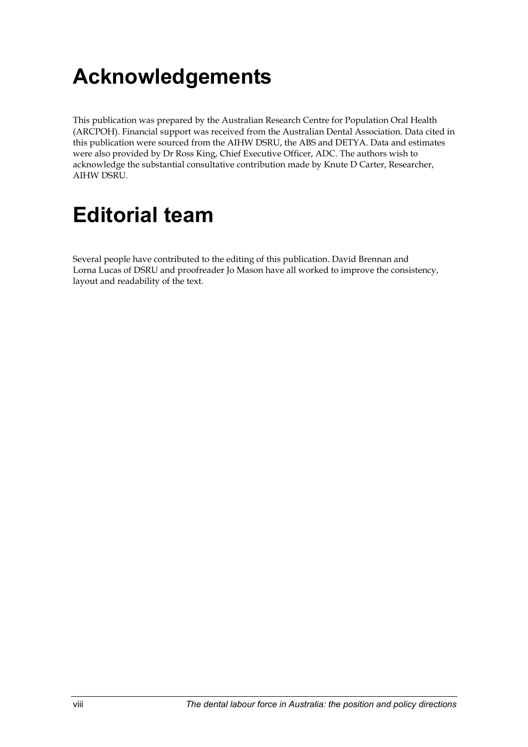# Acknowledgements

This publication was prepared by the Australian Research Centre for Population Oral Health (ARCPOH). Financial support was received from the Australian Dental Association. Data cited in this publication were sourced from the AIHW DSRU, the ABS and DETYA. Data and estimates were also provided by Dr Ross King, Chief Executive Officer, ADC. The authors wish to acknowledge the substantial consultative contribution made by Knute D Carter, Researcher, AIHW DSRU.

# Editorial team

Several people have contributed to the editing of this publication. David Brennan and Lorna Lucas of DSRU and proofreader Jo Mason have all worked to improve the consistency, layout and readability of the text.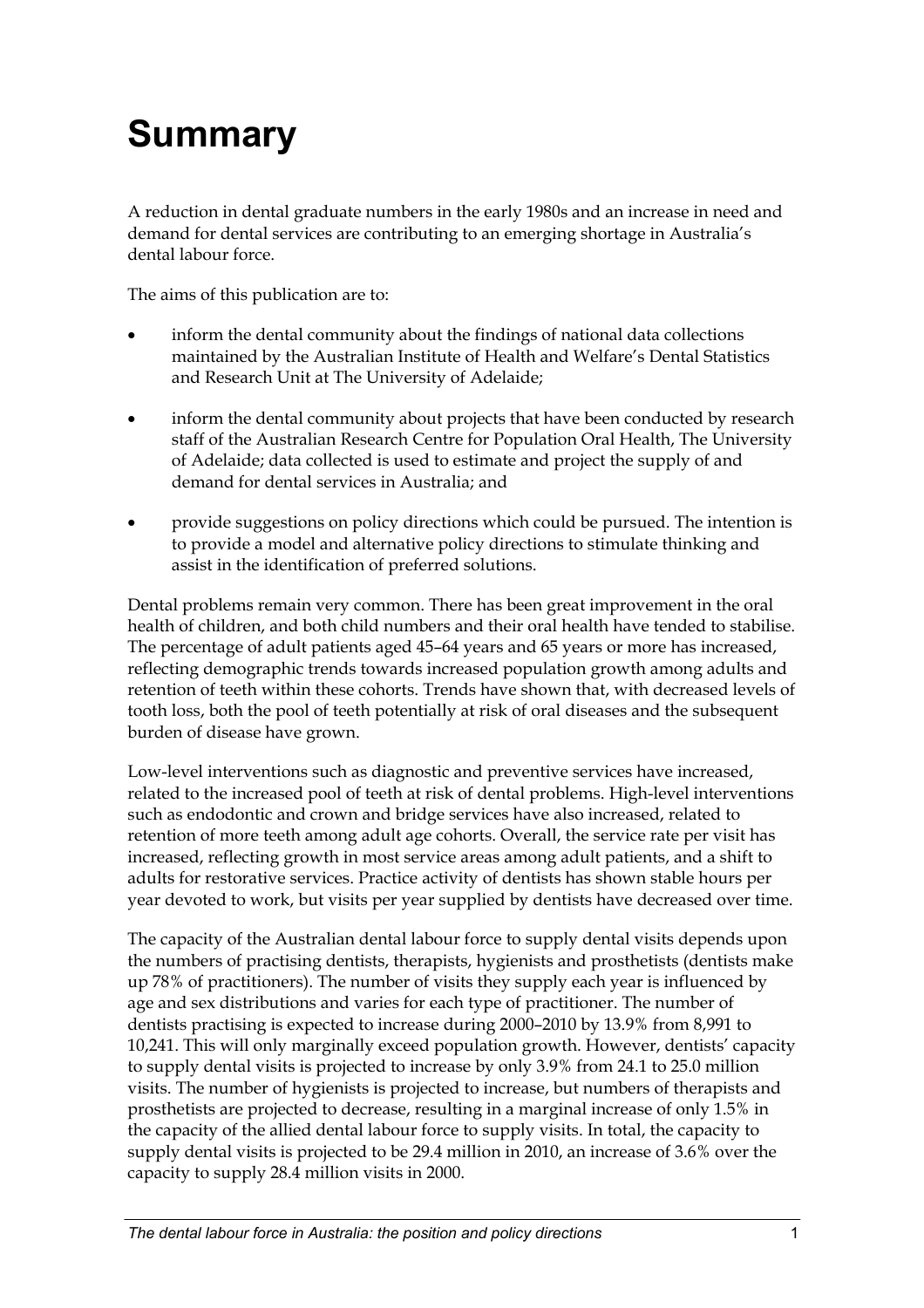# Summary

A reduction in dental graduate numbers in the early 1980s and an increase in need and demand for dental services are contributing to an emerging shortage in Australia's dental labour force.

The aims of this publication are to:

- inform the dental community about the findings of national data collections maintained by the Australian Institute of Health and Welfare's Dental Statistics and Research Unit at The University of Adelaide;
- inform the dental community about projects that have been conducted by research staff of the Australian Research Centre for Population Oral Health, The University of Adelaide; data collected is used to estimate and project the supply of and demand for dental services in Australia; and
- provide suggestions on policy directions which could be pursued. The intention is to provide a model and alternative policy directions to stimulate thinking and assist in the identification of preferred solutions.

Dental problems remain very common. There has been great improvement in the oral health of children, and both child numbers and their oral health have tended to stabilise. The percentage of adult patients aged 45–64 years and 65 years or more has increased, reflecting demographic trends towards increased population growth among adults and retention of teeth within these cohorts. Trends have shown that, with decreased levels of tooth loss, both the pool of teeth potentially at risk of oral diseases and the subsequent burden of disease have grown.

Low-level interventions such as diagnostic and preventive services have increased, related to the increased pool of teeth at risk of dental problems. High-level interventions such as endodontic and crown and bridge services have also increased, related to retention of more teeth among adult age cohorts. Overall, the service rate per visit has increased, reflecting growth in most service areas among adult patients, and a shift to adults for restorative services. Practice activity of dentists has shown stable hours per year devoted to work, but visits per year supplied by dentists have decreased over time.

The capacity of the Australian dental labour force to supply dental visits depends upon the numbers of practising dentists, therapists, hygienists and prosthetists (dentists make up 78% of practitioners). The number of visits they supply each year is influenced by age and sex distributions and varies for each type of practitioner. The number of dentists practising is expected to increase during 2000–2010 by 13.9% from 8,991 to 10,241. This will only marginally exceed population growth. However, dentists' capacity to supply dental visits is projected to increase by only 3.9% from 24.1 to 25.0 million visits. The number of hygienists is projected to increase, but numbers of therapists and prosthetists are projected to decrease, resulting in a marginal increase of only 1.5% in the capacity of the allied dental labour force to supply visits. In total, the capacity to supply dental visits is projected to be 29.4 million in 2010, an increase of 3.6% over the capacity to supply 28.4 million visits in 2000.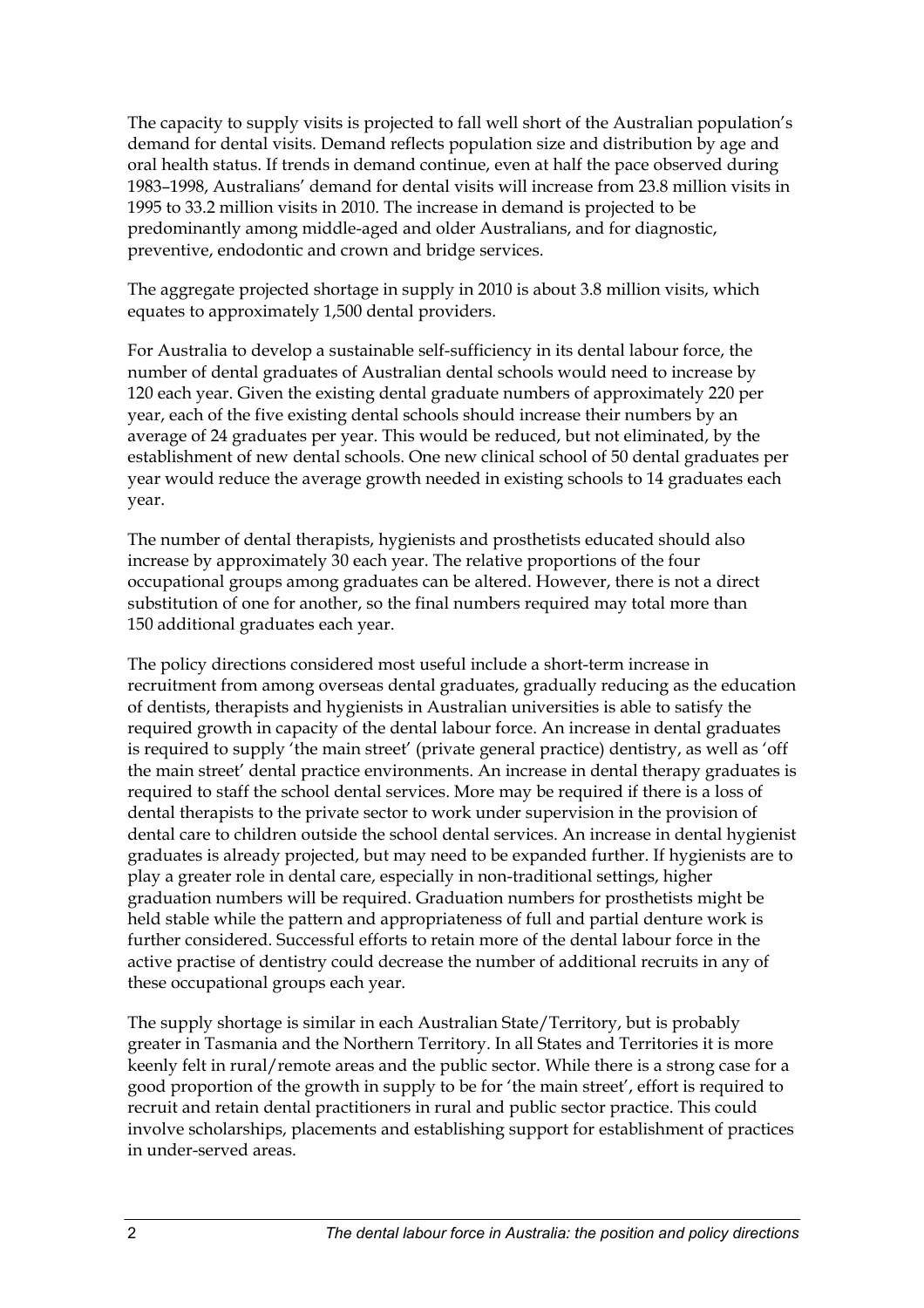The capacity to supply visits is projected to fall well short of the Australian population's demand for dental visits. Demand reflects population size and distribution by age and oral health status. If trends in demand continue, even at half the pace observed during 1983–1998, Australians' demand for dental visits will increase from 23.8 million visits in 1995 to 33.2 million visits in 2010. The increase in demand is projected to be predominantly among middle-aged and older Australians, and for diagnostic, preventive, endodontic and crown and bridge services.

The aggregate projected shortage in supply in 2010 is about 3.8 million visits, which equates to approximately 1,500 dental providers.

For Australia to develop a sustainable self-sufficiency in its dental labour force, the number of dental graduates of Australian dental schools would need to increase by 120 each year. Given the existing dental graduate numbers of approximately 220 per year, each of the five existing dental schools should increase their numbers by an average of 24 graduates per year. This would be reduced, but not eliminated, by the establishment of new dental schools. One new clinical school of 50 dental graduates per year would reduce the average growth needed in existing schools to 14 graduates each year.

The number of dental therapists, hygienists and prosthetists educated should also increase by approximately 30 each year. The relative proportions of the four occupational groups among graduates can be altered. However, there is not a direct substitution of one for another, so the final numbers required may total more than 150 additional graduates each year.

The policy directions considered most useful include a short-term increase in recruitment from among overseas dental graduates, gradually reducing as the education of dentists, therapists and hygienists in Australian universities is able to satisfy the required growth in capacity of the dental labour force. An increase in dental graduates is required to supply 'the main street' (private general practice) dentistry, as well as 'off the main street' dental practice environments. An increase in dental therapy graduates is required to staff the school dental services. More may be required if there is a loss of dental therapists to the private sector to work under supervision in the provision of dental care to children outside the school dental services. An increase in dental hygienist graduates is already projected, but may need to be expanded further. If hygienists are to play a greater role in dental care, especially in non-traditional settings, higher graduation numbers will be required. Graduation numbers for prosthetists might be held stable while the pattern and appropriateness of full and partial denture work is further considered. Successful efforts to retain more of the dental labour force in the active practise of dentistry could decrease the number of additional recruits in any of these occupational groups each year.

The supply shortage is similar in each Australian State/Territory, but is probably greater in Tasmania and the Northern Territory. In all States and Territories it is more keenly felt in rural/remote areas and the public sector. While there is a strong case for a good proportion of the growth in supply to be for 'the main street', effort is required to recruit and retain dental practitioners in rural and public sector practice. This could involve scholarships, placements and establishing support for establishment of practices in under-served areas.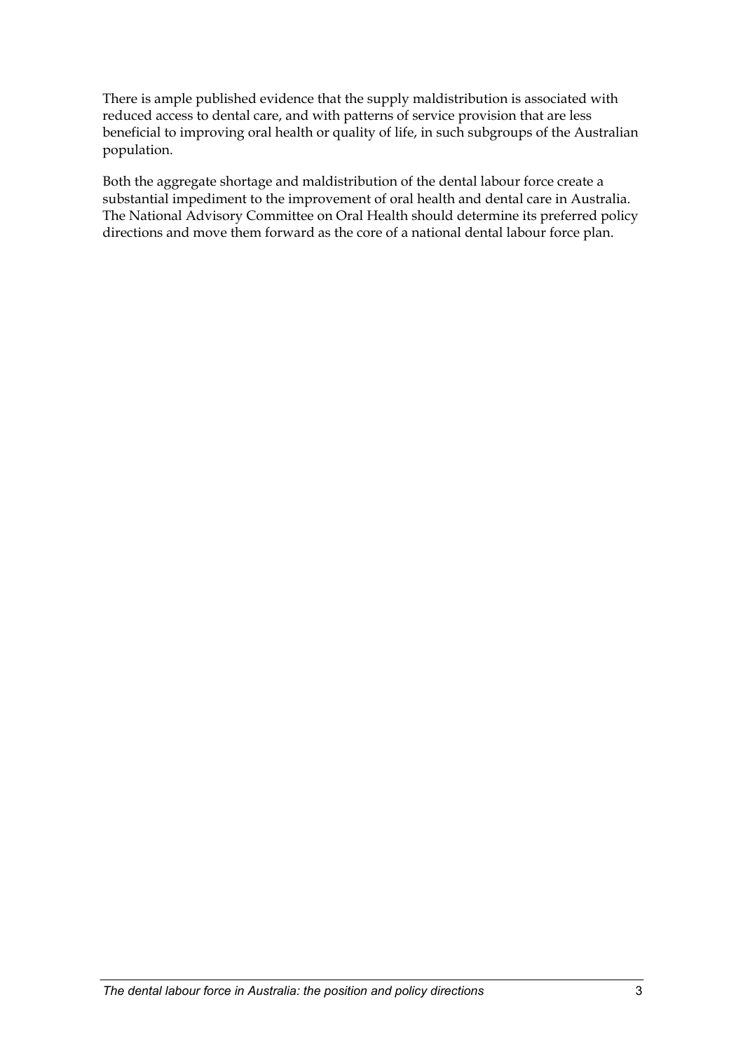There is ample published evidence that the supply maldistribution is associated with reduced access to dental care, and with patterns of service provision that are less beneficial to improving oral health or quality of life, in such subgroups of the Australian population.

Both the aggregate shortage and maldistribution of the dental labour force create a substantial impediment to the improvement of oral health and dental care in Australia. The National Advisory Committee on Oral Health should determine its preferred policy directions and move them forward as the core of a national dental labour force plan.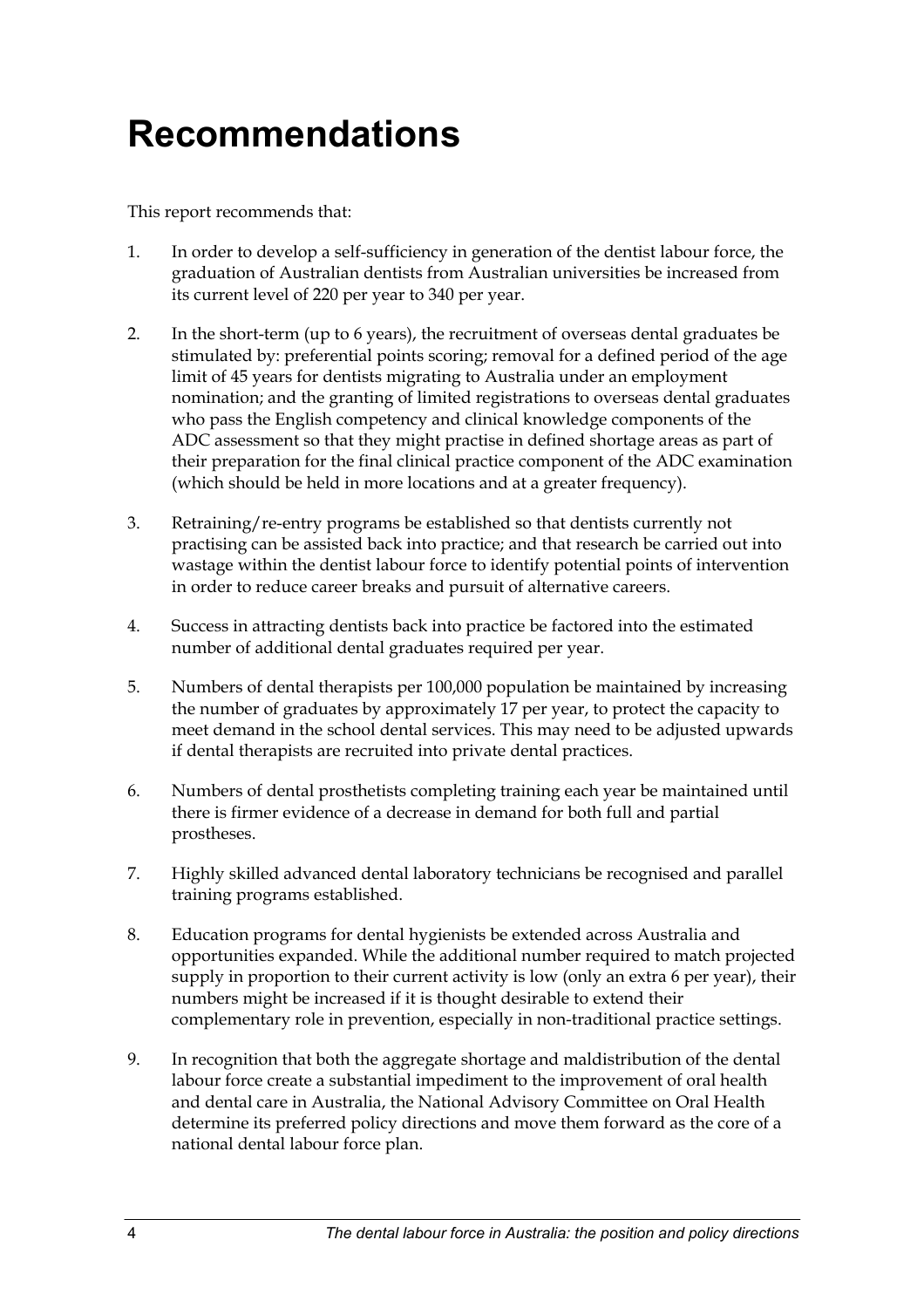# Recommendations

This report recommends that:

1. In order to develop a self-sufficiency in generation of the dentist labour force, the graduation of Australian dentists from Australian universities be increased from its current level of 220 per year to 340 per year.

2. In the short-term (up to 6 years), the recruitment of overseas dental graduates be stimulated by: preferential points scoring; removal for a defined period of the age limit of 45 years for dentists migrating to Australia under an employment nomination; and the granting of limited registrations to overseas dental graduates who pass the English competency and clinical knowledge components of the ADC assessment so that they might practise in defined shortage areas as part of their preparation for the final clinical practice component of the ADC examination (which should be held in more locations and at a greater frequency).

3. Retraining/re-entry programs be established so that dentists currently not practising can be assisted back into practice; and that research be carried out into wastage within the dentist labour force to identify potential points of intervention in order to reduce career breaks and pursuit of alternative careers.

4. Success in attracting dentists back into practice be factored into the estimated number of additional dental graduates required per year.

5. Numbers of dental therapists per 100,000 population be maintained by increasing the number of graduates by approximately 17 per year, to protect the capacity to meet demand in the school dental services. This may need to be adjusted upwards if dental therapists are recruited into private dental practices.

6. Numbers of dental prosthetists completing training each year be maintained until there is firmer evidence of a decrease in demand for both full and partial prostheses.

7. Highly skilled advanced dental laboratory technicians be recognised and parallel training programs established.

8. Education programs for dental hygienists be extended across Australia and opportunities expanded. While the additional number required to match projected supply in proportion to their current activity is low (only an extra 6 per year), their numbers might be increased if it is thought desirable to extend their complementary role in prevention, especially in non-traditional practice settings.

9. In recognition that both the aggregate shortage and maldistribution of the dental labour force create a substantial impediment to the improvement of oral health and dental care in Australia, the National Advisory Committee on Oral Health determine its preferred policy directions and move them forward as the core of a national dental labour force plan.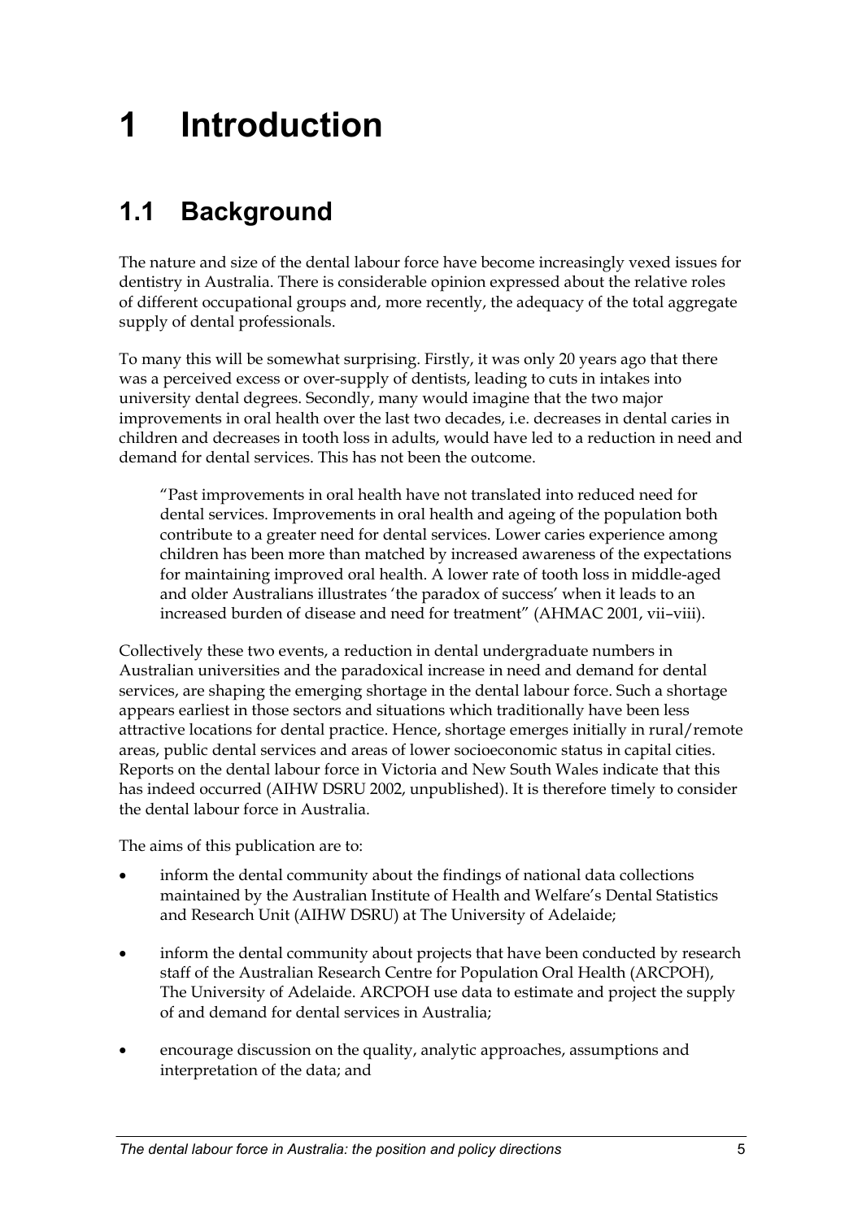# 1 Introduction

## 1.1 Background

The nature and size of the dental labour force have become increasingly vexed issues for dentistry in Australia. There is considerable opinion expressed about the relative roles of different occupational groups and, more recently, the adequacy of the total aggregate supply of dental professionals.

To many this will be somewhat surprising. Firstly, it was only 20 years ago that there was a perceived excess or over-supply of dentists, leading to cuts in intakes into university dental degrees. Secondly, many would imagine that the two major improvements in oral health over the last two decades, i.e. decreases in dental caries in children and decreases in tooth loss in adults, would have led to a reduction in need and demand for dental services. This has not been the outcome.

> "Past improvements in oral health have not translated into reduced need for dental services. Improvements in oral health and ageing of the population both contribute to a greater need for dental services. Lower caries experience among children has been more than matched by increased awareness of the expectations for maintaining improved oral health. A lower rate of tooth loss in middle-aged and older Australians illustrates 'the paradox of success' when it leads to an increased burden of disease and need for treatment" (AHMAC 2001, vii–viii).

Collectively these two events, a reduction in dental undergraduate numbers in Australian universities and the paradoxical increase in need and demand for dental services, are shaping the emerging shortage in the dental labour force. Such a shortage appears earliest in those sectors and situations which traditionally have been less attractive locations for dental practice. Hence, shortage emerges initially in rural/remote areas, public dental services and areas of lower socioeconomic status in capital cities. Reports on the dental labour force in Victoria and New South Wales indicate that this has indeed occurred (AIHW DSRU 2002, unpublished). It is therefore timely to consider the dental labour force in Australia.

The aims of this publication are to:

- inform the dental community about the findings of national data collections maintained by the Australian Institute of Health and Welfare's Dental Statistics and Research Unit (AIHW DSRU) at The University of Adelaide;
- inform the dental community about projects that have been conducted by research staff of the Australian Research Centre for Population Oral Health (ARCPOH), The University of Adelaide. ARCPOH use data to estimate and project the supply of and demand for dental services in Australia;
- encourage discussion on the quality, analytic approaches, assumptions and interpretation of the data; and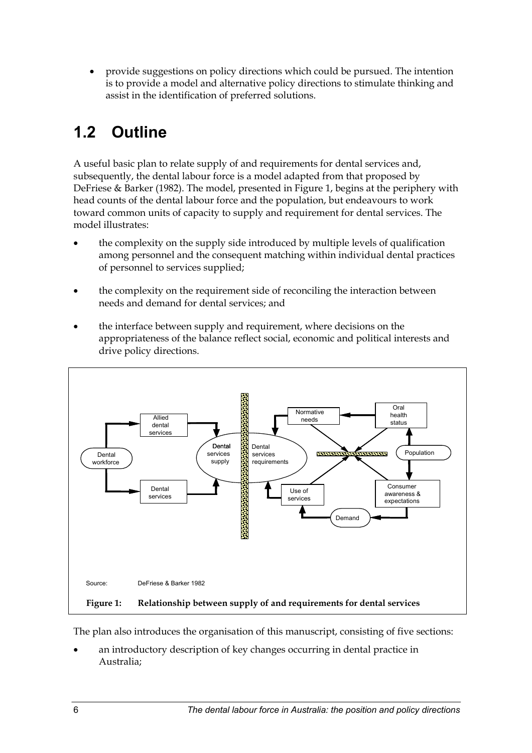- provide suggestions on policy directions which could be pursued. The intention is to provide a model and alternative policy directions to stimulate thinking and assist in the identification of preferred solutions.

## 1.2 Outline

A useful basic plan to relate supply of and requirements for dental services and, subsequently, the dental labour force is a model adapted from that proposed by DeFriese & Barker (1982). The model, presented in Figure 1, begins at the periphery with head counts of the dental labour force and the population, but endeavours to work toward common units of capacity to supply and requirement for dental services. The model illustrates:

- the complexity on the supply side introduced by multiple levels of qualification among personnel and the consequent matching within individual dental practices of personnel to services supplied;
- the complexity on the requirement side of reconciling the interaction between needs and demand for dental services; and
- the interface between supply and requirement, where decisions on the appropriateness of the balance reflect social, economic and political interests and drive policy directions.

Source: DeFriese & Barker 1982

**Figure 1: Relationship between supply of and requirements for dental services**

The plan also introduces the organisation of this manuscript, consisting of five sections:

- an introductory description of key changes occurring in dental practice in Australia;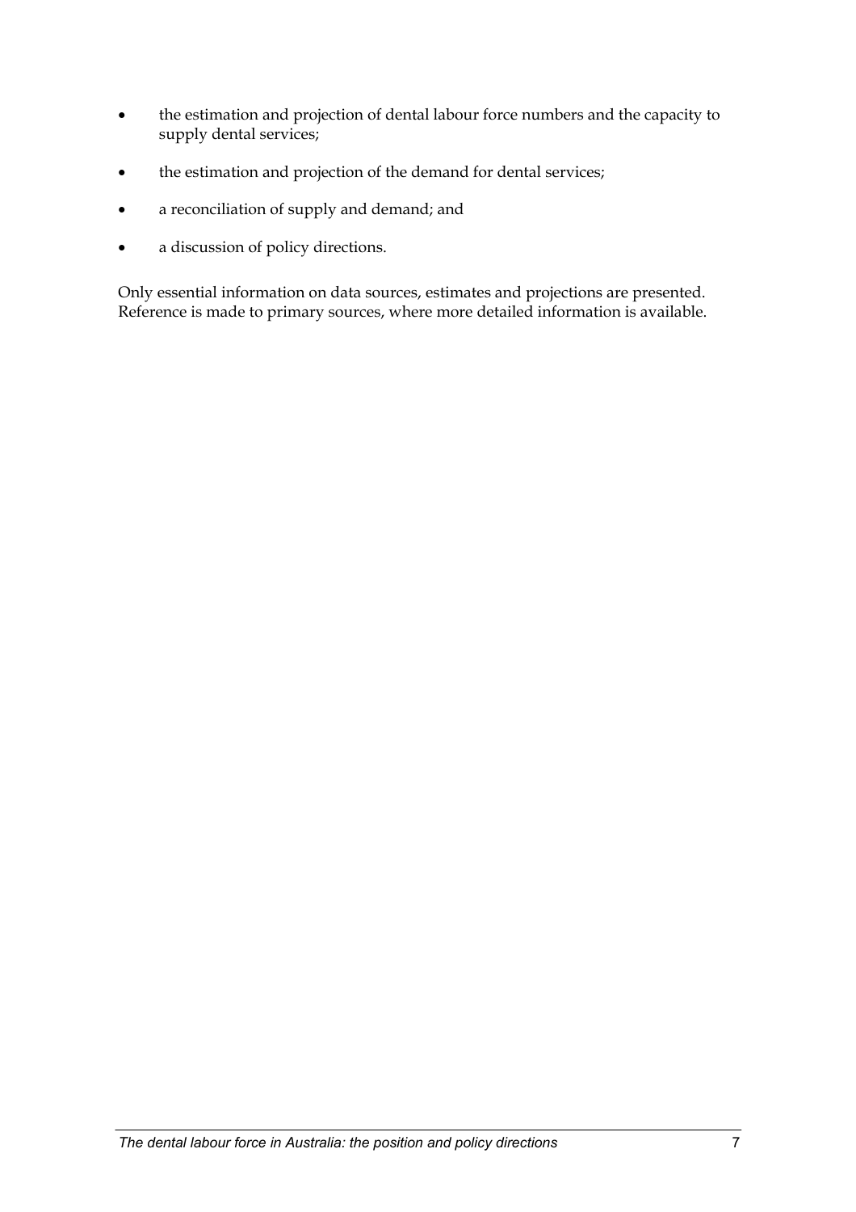- the estimation and projection of dental labour force numbers and the capacity to supply dental services;
- the estimation and projection of the demand for dental services;
- a reconciliation of supply and demand; and
- a discussion of policy directions.

Only essential information on data sources, estimates and projections are presented. Reference is made to primary sources, where more detailed information is available.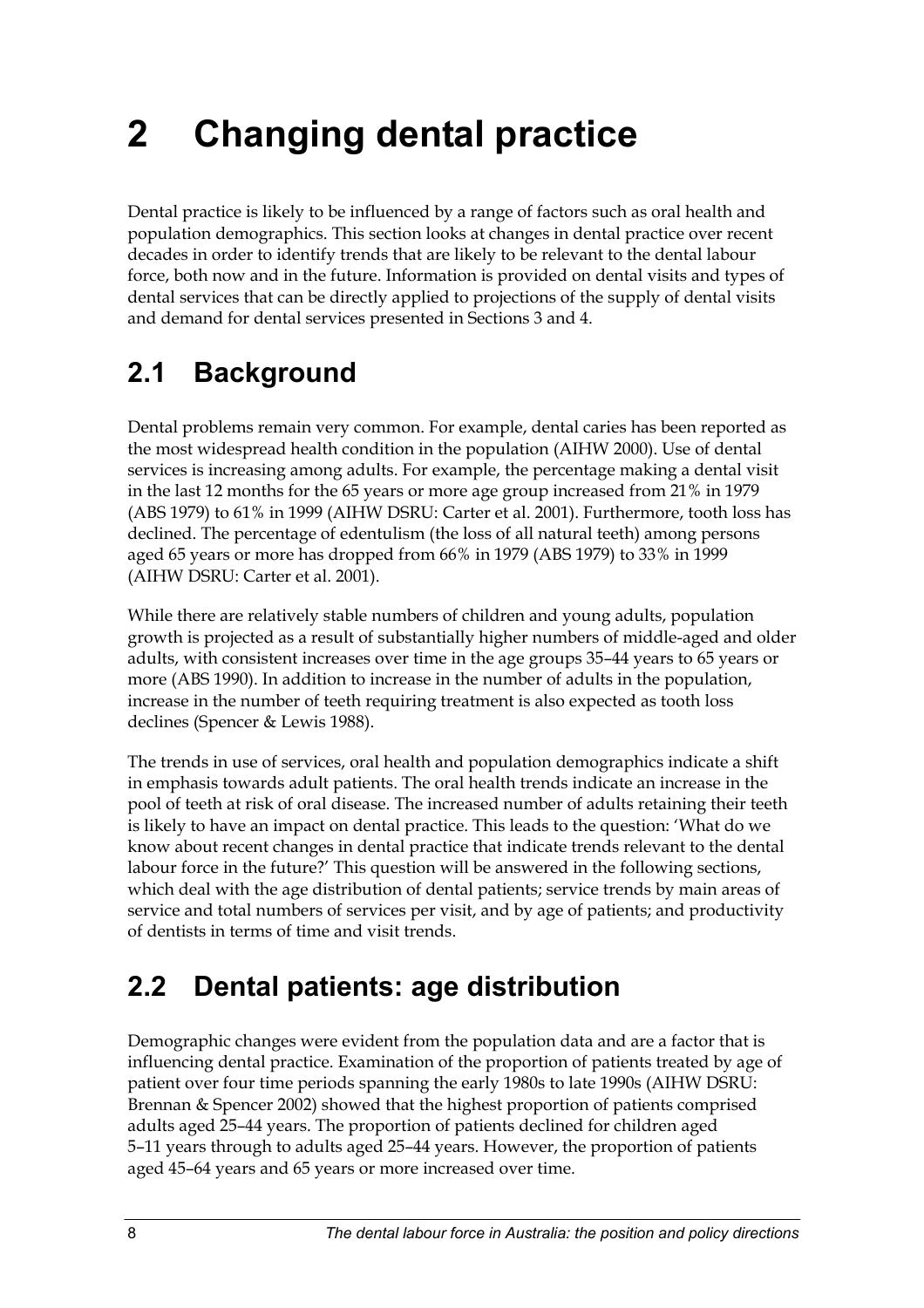# 2 Changing dental practice

Dental practice is likely to be influenced by a range of factors such as oral health and population demographics. This section looks at changes in dental practice over recent decades in order to identify trends that are likely to be relevant to the dental labour force, both now and in the future. Information is provided on dental visits and types of dental services that can be directly applied to projections of the supply of dental visits and demand for dental services presented in Sections 3 and 4.

## 2.1 Background

Dental problems remain very common. For example, dental caries has been reported as the most widespread health condition in the population (AIHW 2000). Use of dental services is increasing among adults. For example, the percentage making a dental visit in the last 12 months for the 65 years or more age group increased from 21% in 1979 (ABS 1979) to 61% in 1999 (AIHW DSRU: Carter et al. 2001). Furthermore, tooth loss has declined. The percentage of edentulism (the loss of all natural teeth) among persons aged 65 years or more has dropped from 66% in 1979 (ABS 1979) to 33% in 1999 (AIHW DSRU: Carter et al. 2001).

While there are relatively stable numbers of children and young adults, population growth is projected as a result of substantially higher numbers of middle-aged and older adults, with consistent increases over time in the age groups 35–44 years to 65 years or more (ABS 1990). In addition to increase in the number of adults in the population, increase in the number of teeth requiring treatment is also expected as tooth loss declines (Spencer & Lewis 1988).

The trends in use of services, oral health and population demographics indicate a shift in emphasis towards adult patients. The oral health trends indicate an increase in the pool of teeth at risk of oral disease. The increased number of adults retaining their teeth is likely to have an impact on dental practice. This leads to the question: 'What do we know about recent changes in dental practice that indicate trends relevant to the dental labour force in the future?' This question will be answered in the following sections, which deal with the age distribution of dental patients; service trends by main areas of service and total numbers of services per visit, and by age of patients; and productivity of dentists in terms of time and visit trends.

## 2.2 Dental patients: age distribution

Demographic changes were evident from the population data and are a factor that is influencing dental practice. Examination of the proportion of patients treated by age of patient over four time periods spanning the early 1980s to late 1990s (AIHW DSRU: Brennan & Spencer 2002) showed that the highest proportion of patients comprised adults aged 25–44 years. The proportion of patients declined for children aged 5–11 years through to adults aged 25–44 years. However, the proportion of patients aged 45–64 years and 65 years or more increased over time.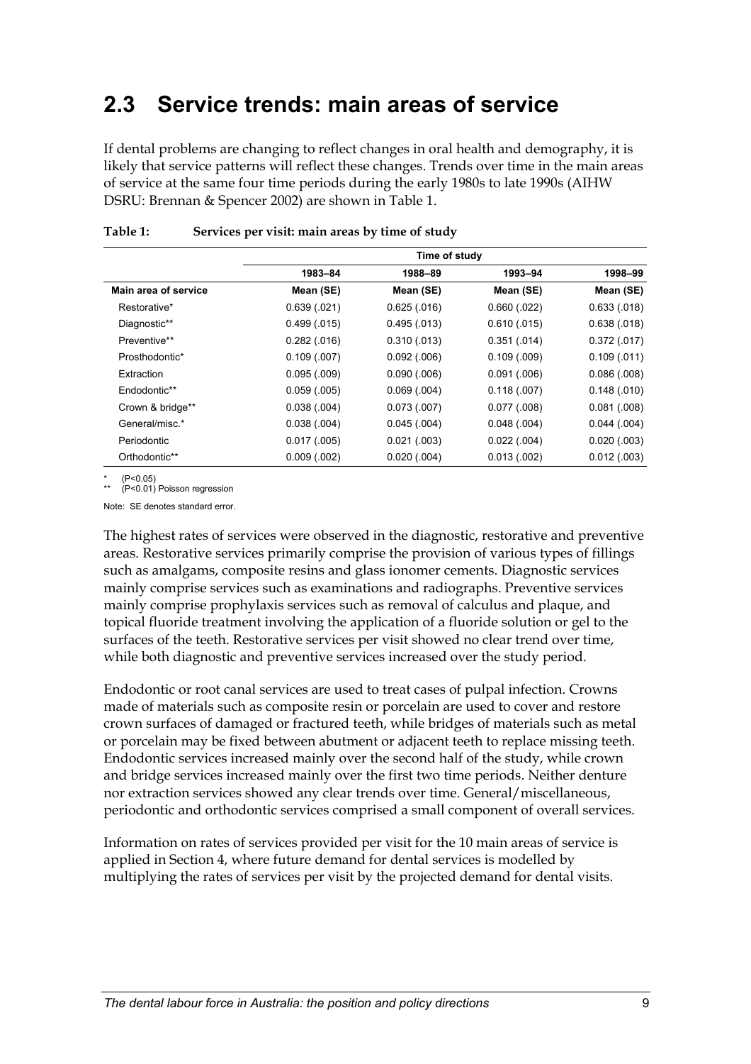## 2.3 Service trends: main areas of service

If dental problems are changing to reflect changes in oral health and demography, it is likely that service patterns will reflect these changes. Trends over time in the main areas of service at the same four time periods during the early 1980s to late 1990s (AIHW DSRU: Brennan & Spencer 2002) are shown in Table 1.

**Table 1: Services per visit: main areas by time of study**

| | Time of study | | | |
|---|---|---|---|---|
| | 1983–84 | 1988–89 | 1993–94 | 1998–99 |
| Main area of service | Mean (SE) | Mean (SE) | Mean (SE) | Mean (SE) |
| Restorative* | 0.639 (.021) | 0.625 (.016) | 0.660 (.022) | 0.633 (.018) |
| Diagnostic** | 0.499 (.015) | 0.495 (.013) | 0.610 (.015) | 0.638 (.018) |
| Preventive** | 0.282 (.016) | 0.310 (.013) | 0.351 (.014) | 0.372 (.017) |
| Prosthodontic* | 0.109 (.007) | 0.092 (.006) | 0.109 (.009) | 0.109 (.011) |
| Extraction | 0.095 (.009) | 0.090 (.006) | 0.091 (.006) | 0.086 (.008) |
| Endodontic** | 0.059 (.005) | 0.069 (.004) | 0.118 (.007) | 0.148 (.010) |
| Crown & bridge** | 0.038 (.004) | 0.073 (.007) | 0.077 (.008) | 0.081 (.008) |
| General/misc.* | 0.038 (.004) | 0.045 (.004) | 0.048 (.004) | 0.044 (.004) |
| Periodontic | 0.017 (.005) | 0.021 (.003) | 0.022 (.004) | 0.020 (.003) |
| Orthodontic** | 0.009 (.002) | 0.020 (.004) | 0.013 (.002) | 0.012 (.003) |

\* ($P<0.05$)
\*\* ($P<0.01$) Poisson regression

Note: SE denotes standard error.

The highest rates of services were observed in the diagnostic, restorative and preventive areas. Restorative services primarily comprise the provision of various types of fillings such as amalgams, composite resins and glass ionomer cements. Diagnostic services mainly comprise services such as examinations and radiographs. Preventive services mainly comprise prophylaxis services such as removal of calculus and plaque, and topical fluoride treatment involving the application of a fluoride solution or gel to the surfaces of the teeth. Restorative services per visit showed no clear trend over time, while both diagnostic and preventive services increased over the study period.

Endodontic or root canal services are used to treat cases of pulpal infection. Crowns made of materials such as composite resin or porcelain are used to cover and restore crown surfaces of damaged or fractured teeth, while bridges of materials such as metal or porcelain may be fixed between abutment or adjacent teeth to replace missing teeth. Endodontic services increased mainly over the second half of the study, while crown and bridge services increased mainly over the first two time periods. Neither denture nor extraction services showed any clear trends over time. General/miscellaneous, periodontic and orthodontic services comprised a small component of overall services.

Information on rates of services provided per visit for the 10 main areas of service is applied in Section 4, where future demand for dental services is modelled by multiplying the rates of services per visit by the projected demand for dental visits.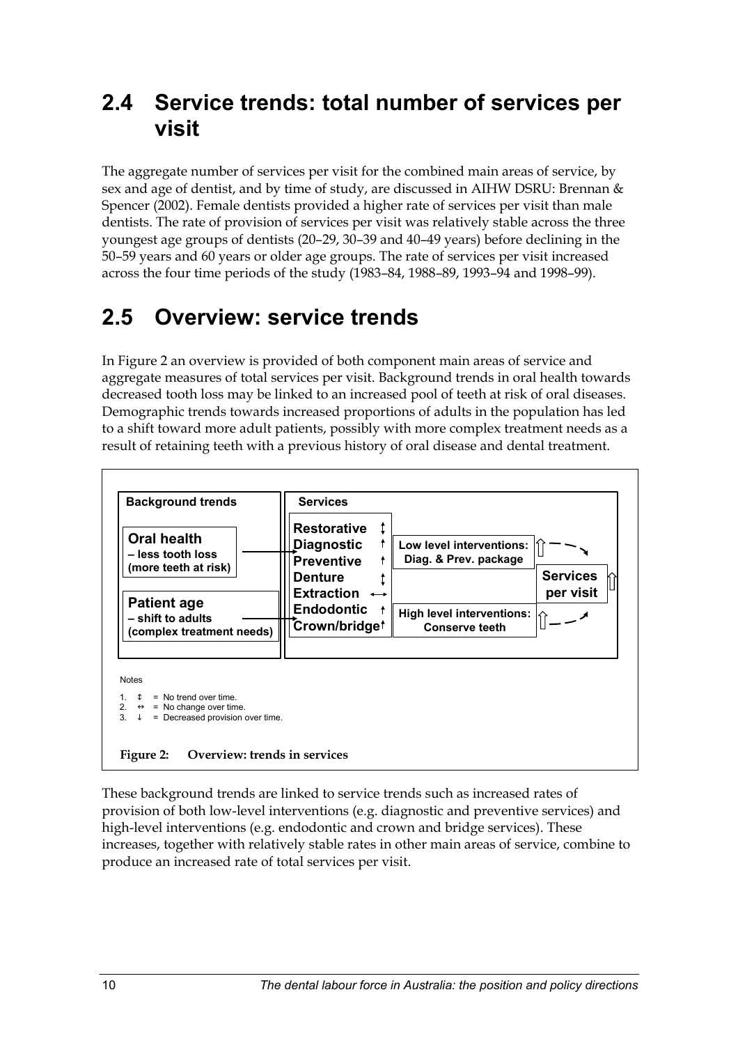## 2.4 Service trends: total number of services per visit

The aggregate number of services per visit for the combined main areas of service, by sex and age of dentist, and by time of study, are discussed in AIHW DSRU: Brennan & Spencer (2002). Female dentists provided a higher rate of services per visit than male dentists. The rate of provision of services per visit was relatively stable across the three youngest age groups of dentists (20–29, 30–39 and 40–49 years) before declining in the 50–59 years and 60 years or older age groups. The rate of services per visit increased across the four time periods of the study (1983–84, 1988–89, 1993–94 and 1998–99).

## 2.5 Overview: service trends

In Figure 2 an overview is provided of both component main areas of service and aggregate measures of total services per visit. Background trends in oral health towards decreased tooth loss may be linked to an increased pool of teeth at risk of oral diseases. Demographic trends towards increased proportions of adults in the population has led to a shift toward more adult patients, possibly with more complex treatment needs as a result of retaining teeth with a previous history of oral disease and dental treatment.

**Background trends**

- **Oral health** – less tooth loss (more teeth at risk)
- **Patient age** – shift to adults (complex treatment needs)

**Services**

- Restorative ↕
- Diagnostic ↑
- Preventive ↑
- Denture ↕
- Extraction ↔
- Endodontic ↑
- Crown/bridge ↑

Low level interventions: Diag. & Prev. package ⇧

High level interventions: Conserve teeth ⇧

Services per visit ⇧

Notes

1. ↕ = No trend over time.
2. ↔ = No change over time.
3. ↓ = Decreased provision over time.

**Figure 2: Overview: trends in services**

These background trends are linked to service trends such as increased rates of provision of both low-level interventions (e.g. diagnostic and preventive services) and high-level interventions (e.g. endodontic and crown and bridge services). These increases, together with relatively stable rates in other main areas of service, combine to produce an increased rate of total services per visit.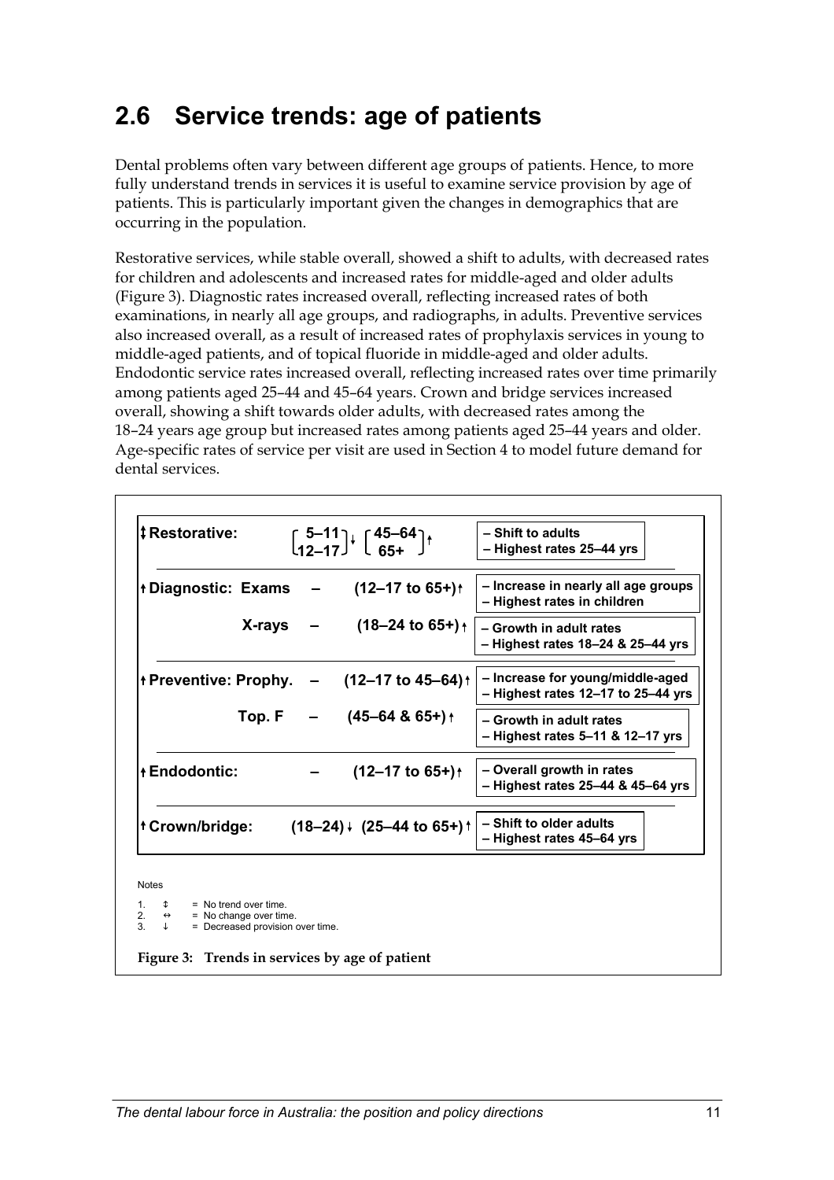## 2.6 Service trends: age of patients

Dental problems often vary between different age groups of patients. Hence, to more fully understand trends in services it is useful to examine service provision by age of patients. This is particularly important given the changes in demographics that are occurring in the population.

Restorative services, while stable overall, showed a shift to adults, with decreased rates for children and adolescents and increased rates for middle-aged and older adults (Figure 3). Diagnostic rates increased overall, reflecting increased rates of both examinations, in nearly all age groups, and radiographs, in adults. Preventive services also increased overall, as a result of increased rates of prophylaxis services in young to middle-aged patients, and of topical fluoride in middle-aged and older adults. Endodontic service rates increased overall, reflecting increased rates over time primarily among patients aged 25–44 and 45–64 years. Crown and bridge services increased overall, showing a shift towards older adults, with decreased rates among the 18–24 years age group but increased rates among patients aged 25–44 years and older. Age-specific rates of service per visit are used in Section 4 to model future demand for dental services.

| Service | | Age trends | Comments |
|---|---|---|---|
| ↕ Restorative: | | [5–11, 12–17] ↓ [45–64, 65+] ↑ | – Shift to adults<br>– Highest rates 25–44 yrs |
| ↑ Diagnostic: | Exams | – (12–17 to 65+) ↑ | – Increase in nearly all age groups<br>– Highest rates in children |
| | X-rays | – (18–24 to 65+) ↑ | – Growth in adult rates<br>– Highest rates 18–24 & 25–44 yrs |
| ↑ Preventive: | Prophy. | – (12–17 to 45–64) ↑ | – Increase for young/middle-aged<br>– Highest rates 12–17 to 25–44 yrs |
| | Top. F | – (45–64 & 65+) ↑ | – Growth in adult rates<br>– Highest rates 5–11 & 12–17 yrs |
| ↑ Endodontic: | | – (12–17 to 65+) ↑ | – Overall growth in rates<br>– Highest rates 25–44 & 45–64 yrs |
| ↑ Crown/bridge: | | (18–24) ↓ (25–44 to 65+) ↑ | – Shift to older adults<br>– Highest rates 45–64 yrs |

Notes

1. ↕ = No trend over time.
2. ↔ = No change over time.
3. ↓ = Decreased provision over time.

**Figure 3: Trends in services by age of patient**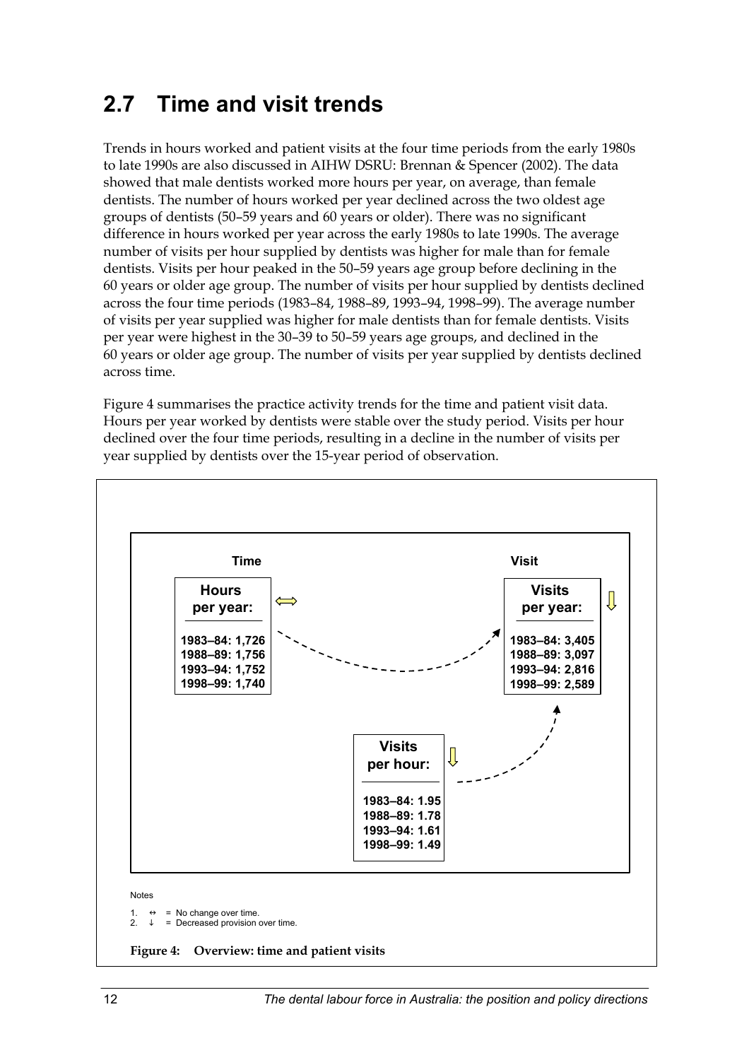## 2.7 Time and visit trends

Trends in hours worked and patient visits at the four time periods from the early 1980s to late 1990s are also discussed in AIHW DSRU: Brennan & Spencer (2002). The data showed that male dentists worked more hours per year, on average, than female dentists. The number of hours worked per year declined across the two oldest age groups of dentists (50–59 years and 60 years or older). There was no significant difference in hours worked per year across the early 1980s to late 1990s. The average number of visits per hour supplied by dentists was higher for male than for female dentists. Visits per hour peaked in the 50–59 years age group before declining in the 60 years or older age group. The number of visits per hour supplied by dentists declined across the four time periods (1983–84, 1988–89, 1993–94, 1998–99). The average number of visits per year supplied was higher for male dentists than for female dentists. Visits per year were highest in the 30–39 to 50–59 years age groups, and declined in the 60 years or older age group. The number of visits per year supplied by dentists declined across time.

Figure 4 summarises the practice activity trends for the time and patient visit data. Hours per year worked by dentists were stable over the study period. Visits per hour declined over the four time periods, resulting in a decline in the number of visits per year supplied by dentists over the 15-year period of observation.

**Time**

**Hours per year:** ⇔

- 1983–84: 1,726
- 1988–89: 1,756
- 1993–94: 1,752
- 1998–99: 1,740

**Visit**

**Visits per year:** ⇩

- 1983–84: 3,405
- 1988–89: 3,097
- 1993–94: 2,816
- 1998–99: 2,589

**Visits per hour:** ⇩

- 1983–84: 1.95
- 1988–89: 1.78
- 1993–94: 1.61
- 1998–99: 1.49

Notes

1. ↔ = No change over time.
2. ↓ = Decreased provision over time.

**Figure 4: Overview: time and patient visits**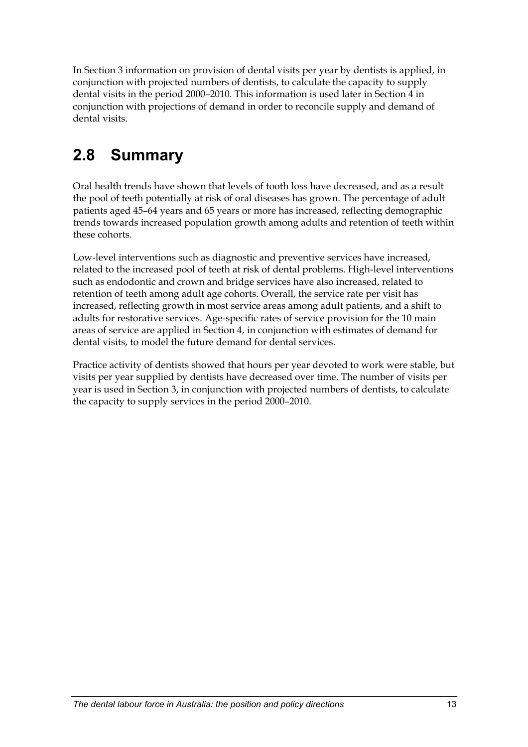In Section 3 information on provision of dental visits per year by dentists is applied, in conjunction with projected numbers of dentists, to calculate the capacity to supply dental visits in the period 2000–2010. This information is used later in Section 4 in conjunction with projections of demand in order to reconcile supply and demand of dental visits.

## 2.8 Summary

Oral health trends have shown that levels of tooth loss have decreased, and as a result the pool of teeth potentially at risk of oral diseases has grown. The percentage of adult patients aged 45–64 years and 65 years or more has increased, reflecting demographic trends towards increased population growth among adults and retention of teeth within these cohorts.

Low-level interventions such as diagnostic and preventive services have increased, related to the increased pool of teeth at risk of dental problems. High-level interventions such as endodontic and crown and bridge services have also increased, related to retention of teeth among adult age cohorts. Overall, the service rate per visit has increased, reflecting growth in most service areas among adult patients, and a shift to adults for restorative services. Age-specific rates of service provision for the 10 main areas of service are applied in Section 4, in conjunction with estimates of demand for dental visits, to model the future demand for dental services.

Practice activity of dentists showed that hours per year devoted to work were stable, but visits per year supplied by dentists have decreased over time. The number of visits per year is used in Section 3, in conjunction with projected numbers of dentists, to calculate the capacity to supply services in the period 2000–2010.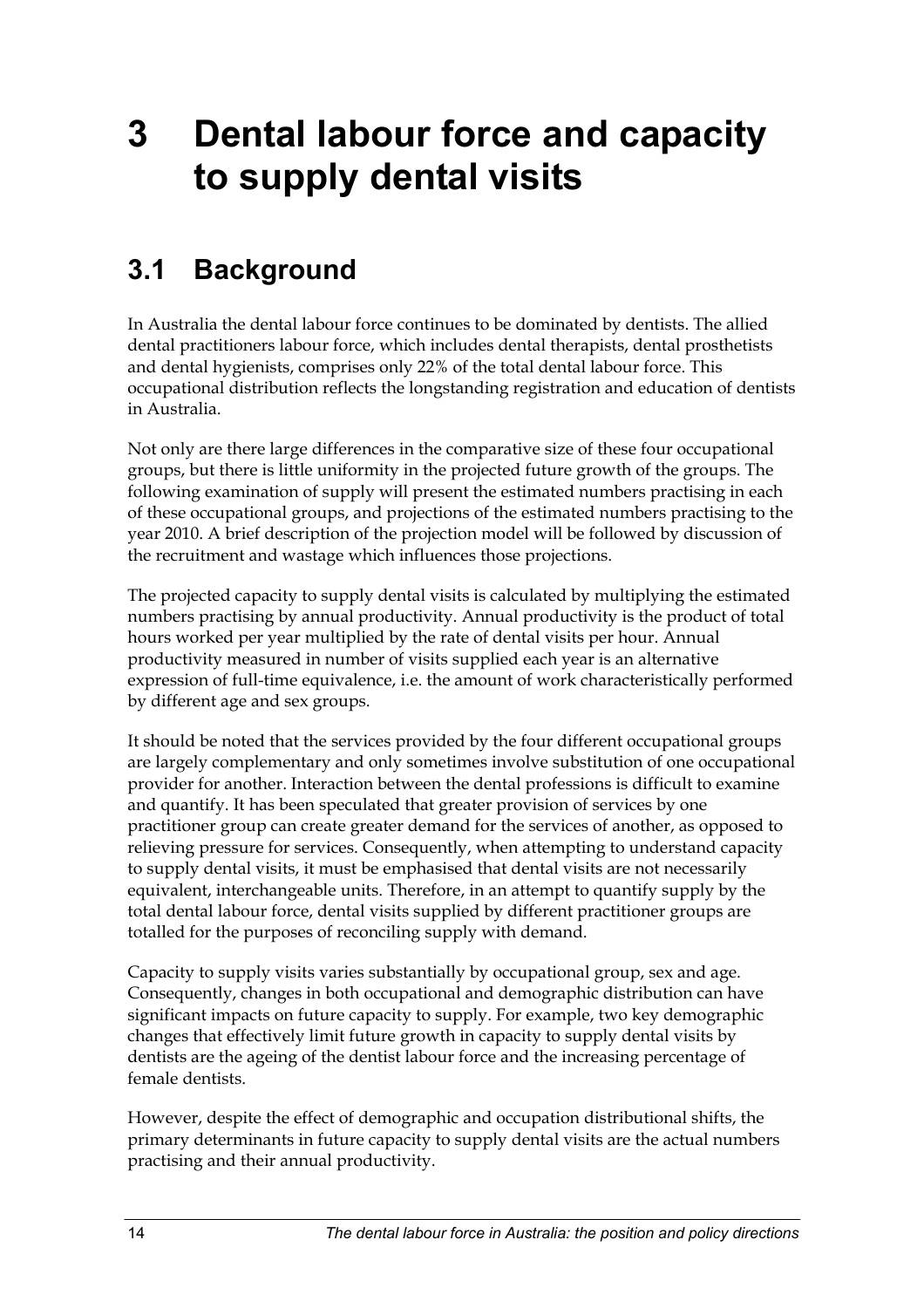# 3 Dental labour force and capacity to supply dental visits

## 3.1 Background

In Australia the dental labour force continues to be dominated by dentists. The allied dental practitioners labour force, which includes dental therapists, dental prosthetists and dental hygienists, comprises only 22% of the total dental labour force. This occupational distribution reflects the longstanding registration and education of dentists in Australia.

Not only are there large differences in the comparative size of these four occupational groups, but there is little uniformity in the projected future growth of the groups. The following examination of supply will present the estimated numbers practising in each of these occupational groups, and projections of the estimated numbers practising to the year 2010. A brief description of the projection model will be followed by discussion of the recruitment and wastage which influences those projections.

The projected capacity to supply dental visits is calculated by multiplying the estimated numbers practising by annual productivity. Annual productivity is the product of total hours worked per year multiplied by the rate of dental visits per hour. Annual productivity measured in number of visits supplied each year is an alternative expression of full-time equivalence, i.e. the amount of work characteristically performed by different age and sex groups.

It should be noted that the services provided by the four different occupational groups are largely complementary and only sometimes involve substitution of one occupational provider for another. Interaction between the dental professions is difficult to examine and quantify. It has been speculated that greater provision of services by one practitioner group can create greater demand for the services of another, as opposed to relieving pressure for services. Consequently, when attempting to understand capacity to supply dental visits, it must be emphasised that dental visits are not necessarily equivalent, interchangeable units. Therefore, in an attempt to quantify supply by the total dental labour force, dental visits supplied by different practitioner groups are totalled for the purposes of reconciling supply with demand.

Capacity to supply visits varies substantially by occupational group, sex and age. Consequently, changes in both occupational and demographic distribution can have significant impacts on future capacity to supply. For example, two key demographic changes that effectively limit future growth in capacity to supply dental visits by dentists are the ageing of the dentist labour force and the increasing percentage of female dentists.

However, despite the effect of demographic and occupation distributional shifts, the primary determinants in future capacity to supply dental visits are the actual numbers practising and their annual productivity.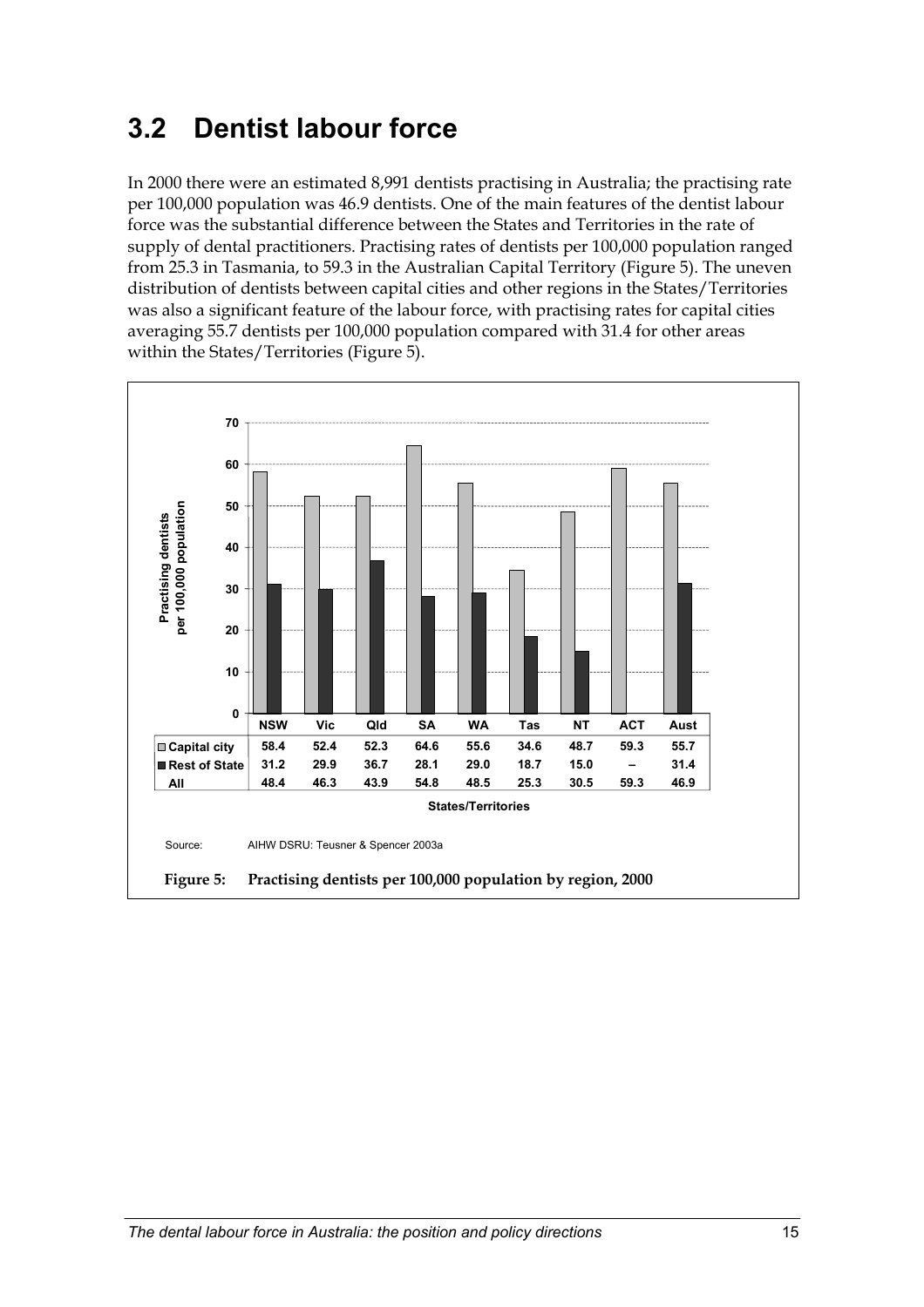## 3.2 Dentist labour force

In 2000 there were an estimated 8,991 dentists practising in Australia; the practising rate per 100,000 population was 46.9 dentists. One of the main features of the dentist labour force was the substantial difference between the States and Territories in the rate of supply of dental practitioners. Practising rates of dentists per 100,000 population ranged from 25.3 in Tasmania, to 59.3 in the Australian Capital Territory (Figure 5). The uneven distribution of dentists between capital cities and other regions in the States/Territories was also a significant feature of the labour force, with practising rates for capital cities averaging 55.7 dentists per 100,000 population compared with 31.4 for other areas within the States/Territories (Figure 5).

| | NSW | Vic | Qld | SA | WA | Tas | NT | ACT | Aust |
|---|---|---|---|---|---|---|---|---|---|
| Capital city | 58.4 | 52.4 | 52.3 | 64.6 | 55.6 | 34.6 | 48.7 | 59.3 | 55.7 |
| Rest of State | 31.2 | 29.9 | 36.7 | 28.1 | 29.0 | 18.7 | 15.0 | – | 31.4 |
| All | 48.4 | 46.3 | 43.9 | 54.8 | 48.5 | 25.3 | 30.5 | 59.3 | 46.9 |

Practising dentists per 100,000 population — States/Territories

Source: AIHW DSRU: Teusner & Spencer 2003a

**Figure 5: Practising dentists per 100,000 population by region, 2000**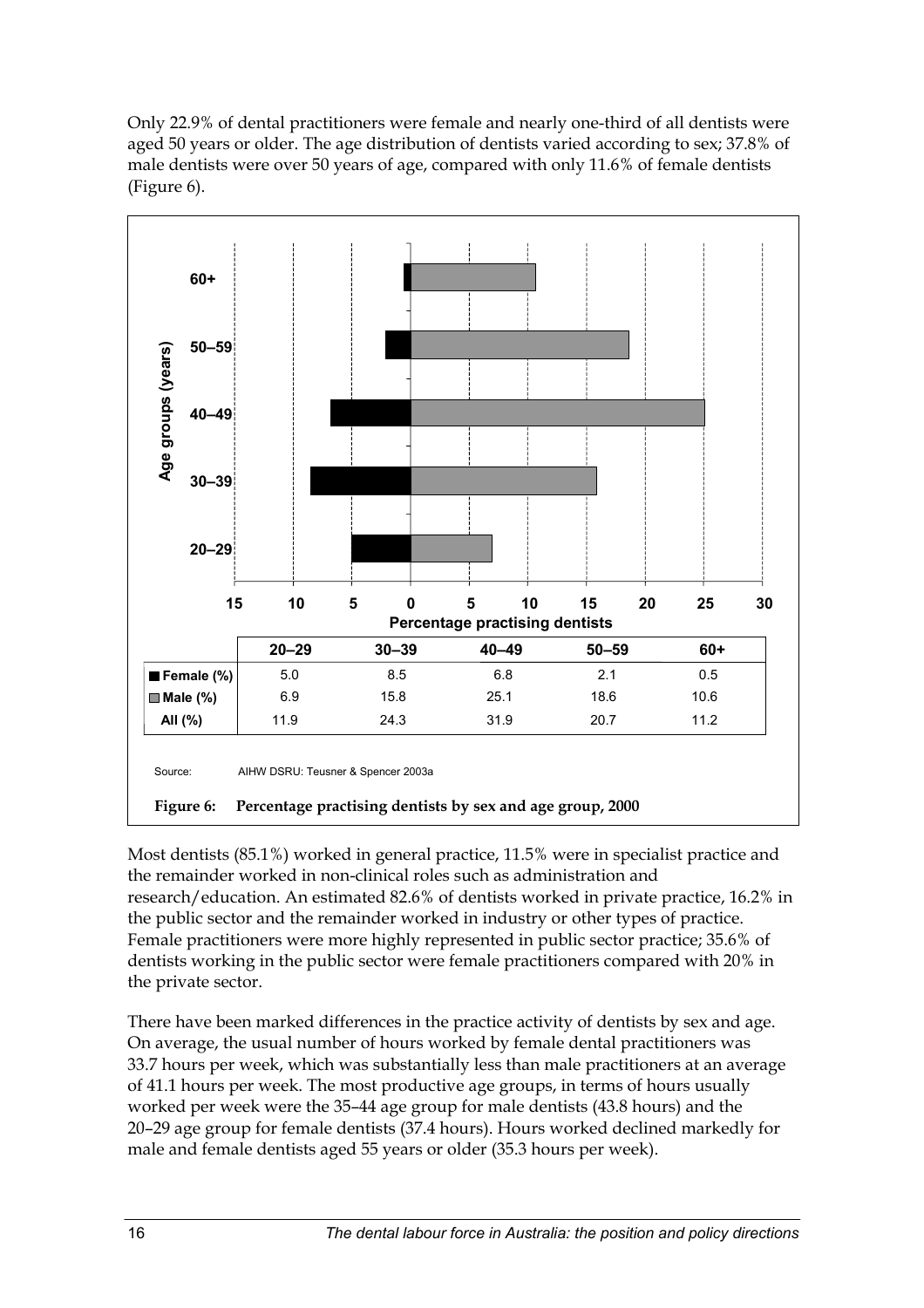Only 22.9% of dental practitioners were female and nearly one-third of all dentists were aged 50 years or older. The age distribution of dentists varied according to sex; 37.8% of male dentists were over 50 years of age, compared with only 11.6% of female dentists (Figure 6).

| | 20–29 | 30–39 | 40–49 | 50–59 | 60+ |
|---|---|---|---|---|---|
| Female (%) | 5.0 | 8.5 | 6.8 | 2.1 | 0.5 |
| Male (%) | 6.9 | 15.8 | 25.1 | 18.6 | 10.6 |
| All (%) | 11.9 | 24.3 | 31.9 | 20.7 | 11.2 |

Source: AIHW DSRU: Teusner & Spencer 2003a

**Figure 6: Percentage practising dentists by sex and age group, 2000**

Most dentists (85.1%) worked in general practice, 11.5% were in specialist practice and the remainder worked in non-clinical roles such as administration and research/education. An estimated 82.6% of dentists worked in private practice, 16.2% in the public sector and the remainder worked in industry or other types of practice. Female practitioners were more highly represented in public sector practice; 35.6% of dentists working in the public sector were female practitioners compared with 20% in the private sector.

There have been marked differences in the practice activity of dentists by sex and age. On average, the usual number of hours worked by female dental practitioners was 33.7 hours per week, which was substantially less than male practitioners at an average of 41.1 hours per week. The most productive age groups, in terms of hours usually worked per week were the 35–44 age group for male dentists (43.8 hours) and the 20–29 age group for female dentists (37.4 hours). Hours worked declined markedly for male and female dentists aged 55 years or older (35.3 hours per week).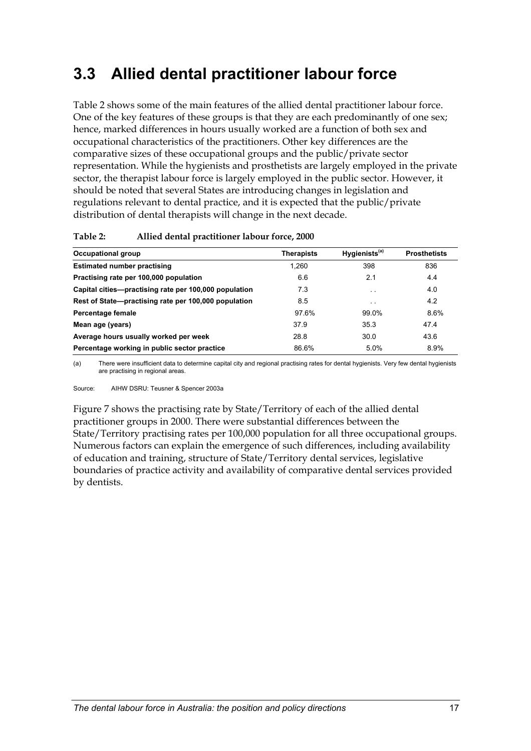## 3.3 Allied dental practitioner labour force

Table 2 shows some of the main features of the allied dental practitioner labour force. One of the key features of these groups is that they are each predominantly of one sex; hence, marked differences in hours usually worked are a function of both sex and occupational characteristics of the practitioners. Other key differences are the comparative sizes of these occupational groups and the public/private sector representation. While the hygienists and prosthetists are largely employed in the private sector, the therapist labour force is largely employed in the public sector. However, it should be noted that several States are introducing changes in legislation and regulations relevant to dental practice, and it is expected that the public/private distribution of dental therapists will change in the next decade.

**Table 2: Allied dental practitioner labour force, 2000**

| Occupational group | Therapists | Hygienists[(a)] | Prosthetists |
|---|---|---|---|
| **Estimated number practising** | 1,260 | 398 | 836 |
| **Practising rate per 100,000 population** | 6.6 | 2.1 | 4.4 |
| **Capital cities—practising rate per 100,000 population** | 7.3 | . . | 4.0 |
| **Rest of State—practising rate per 100,000 population** | 8.5 | . . | 4.2 |
| **Percentage female** | 97.6% | 99.0% | 8.6% |
| **Mean age (years)** | 37.9 | 35.3 | 47.4 |
| **Average hours usually worked per week** | 28.8 | 30.0 | 43.6 |
| **Percentage working in public sector practice** | 86.6% | 5.0% | 8.9% |

(a) There were insufficient data to determine capital city and regional practising rates for dental hygienists. Very few dental hygienists are practising in regional areas.

Source: AIHW DSRU: Teusner & Spencer 2003a

Figure 7 shows the practising rate by State/Territory of each of the allied dental practitioner groups in 2000. There were substantial differences between the State/Territory practising rates per 100,000 population for all three occupational groups. Numerous factors can explain the emergence of such differences, including availability of education and training, structure of State/Territory dental services, legislative boundaries of practice activity and availability of comparative dental services provided by dentists.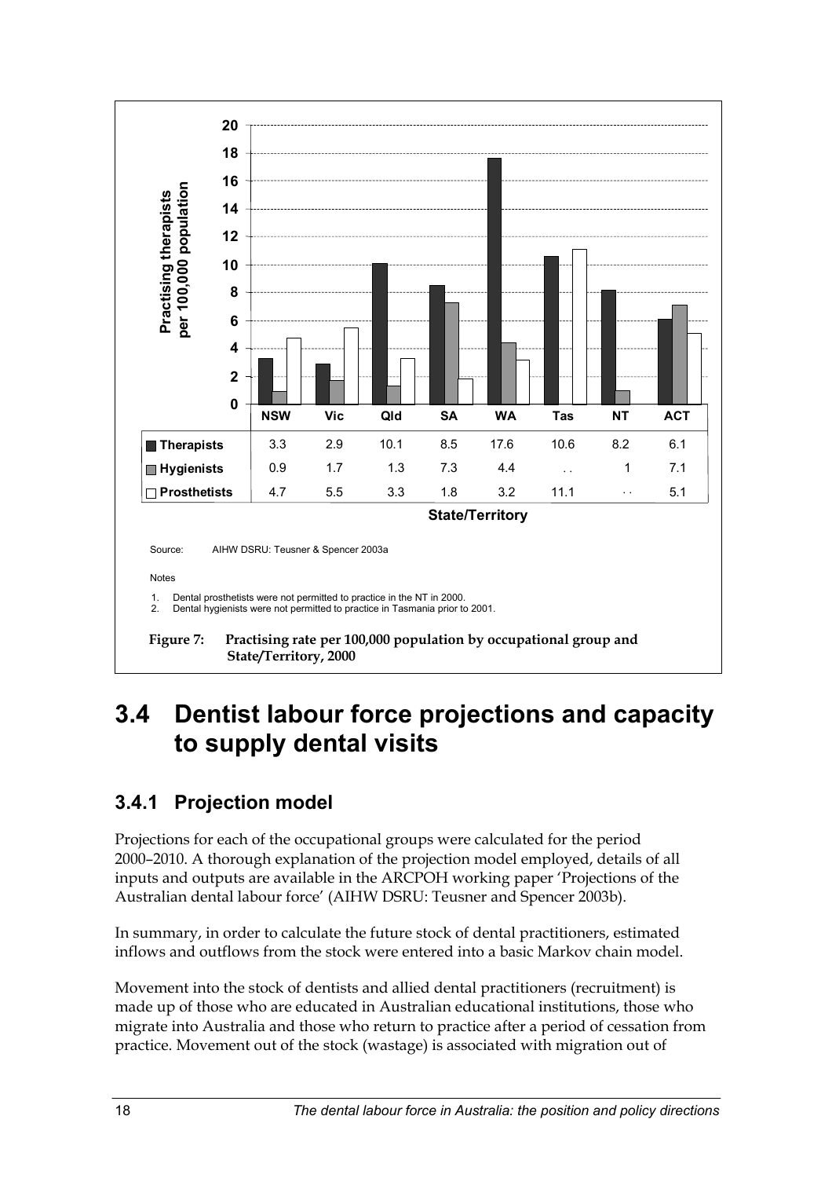| | NSW | Vic | Qld | SA | WA | Tas | NT | ACT |
|---|---|---|---|---|---|---|---|---|
| Therapists | 3.3 | 2.9 | 10.1 | 8.5 | 17.6 | 10.6 | 8.2 | 6.1 |
| Hygienists | 0.9 | 1.7 | 1.3 | 7.3 | 4.4 | . . | 1 | 7.1 |
| Prosthetists | 4.7 | 5.5 | 3.3 | 1.8 | 3.2 | 11.1 | . . | 5.1 |

Source: AIHW DSRU: Teusner & Spencer 2003a

Notes

1. Dental prosthetists were not permitted to practice in the NT in 2000.
2. Dental hygienists were not permitted to practice in Tasmania prior to 2001.

**Figure 7: Practising rate per 100,000 population by occupational group and State/Territory, 2000**

## 3.4 Dentist labour force projections and capacity to supply dental visits

### 3.4.1 Projection model

Projections for each of the occupational groups were calculated for the period 2000–2010. A thorough explanation of the projection model employed, details of all inputs and outputs are available in the ARCPOH working paper 'Projections of the Australian dental labour force' (AIHW DSRU: Teusner and Spencer 2003b).

In summary, in order to calculate the future stock of dental practitioners, estimated inflows and outflows from the stock were entered into a basic Markov chain model.

Movement into the stock of dentists and allied dental practitioners (recruitment) is made up of those who are educated in Australian educational institutions, those who migrate into Australia and those who return to practice after a period of cessation from practice. Movement out of the stock (wastage) is associated with migration out of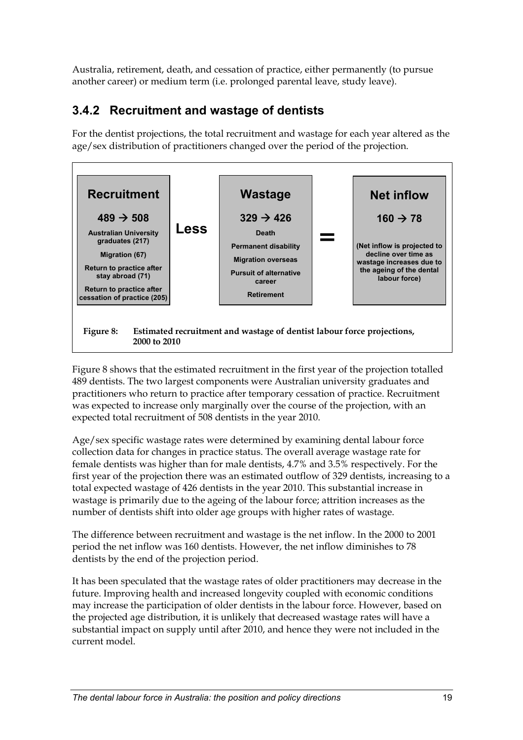Australia, retirement, death, and cessation of practice, either permanently (to pursue another career) or medium term (i.e. prolonged parental leave, study leave).

### 3.4.2 Recruitment and wastage of dentists

For the dentist projections, the total recruitment and wastage for each year altered as the age/sex distribution of practitioners changed over the period of the projection.

| **Recruitment** | | **Wastage** | | **Net inflow** |
|---|---|---|---|---|
| **489 → 508** | **Less** | **329 → 426** | **=** | **160 → 78** |
| **Australian University graduates (217)** | | **Death** | | **(Net inflow is projected to decline over time as wastage increases due to the ageing of the dental labour force)** |
| **Migration (67)** | | **Permanent disability** | | |
| **Return to practice after stay abroad (71)** | | **Migration overseas** | | |
| **Return to practice after cessation of practice (205)** | | **Pursuit of alternative career** | | |
| | | **Retirement** | | |

**Figure 8: Estimated recruitment and wastage of dentist labour force projections, 2000 to 2010**

Figure 8 shows that the estimated recruitment in the first year of the projection totalled 489 dentists. The two largest components were Australian university graduates and practitioners who return to practice after temporary cessation of practice. Recruitment was expected to increase only marginally over the course of the projection, with an expected total recruitment of 508 dentists in the year 2010.

Age/sex specific wastage rates were determined by examining dental labour force collection data for changes in practice status. The overall average wastage rate for female dentists was higher than for male dentists, 4.7% and 3.5% respectively. For the first year of the projection there was an estimated outflow of 329 dentists, increasing to a total expected wastage of 426 dentists in the year 2010. This substantial increase in wastage is primarily due to the ageing of the labour force; attrition increases as the number of dentists shift into older age groups with higher rates of wastage.

The difference between recruitment and wastage is the net inflow. In the 2000 to 2001 period the net inflow was 160 dentists. However, the net inflow diminishes to 78 dentists by the end of the projection period.

It has been speculated that the wastage rates of older practitioners may decrease in the future. Improving health and increased longevity coupled with economic conditions may increase the participation of older dentists in the labour force. However, based on the projected age distribution, it is unlikely that decreased wastage rates will have a substantial impact on supply until after 2010, and hence they were not included in the current model.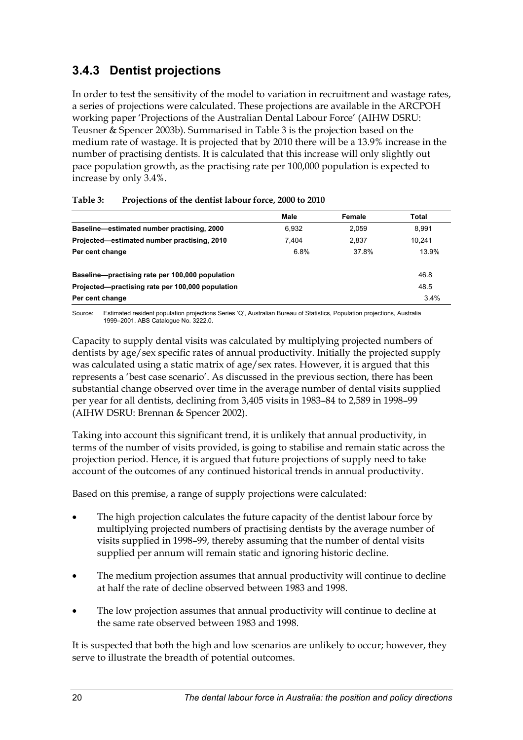### 3.4.3 Dentist projections

In order to test the sensitivity of the model to variation in recruitment and wastage rates, a series of projections were calculated. These projections are available in the ARCPOH working paper 'Projections of the Australian Dental Labour Force' (AIHW DSRU: Teusner & Spencer 2003b). Summarised in Table 3 is the projection based on the medium rate of wastage. It is projected that by 2010 there will be a 13.9% increase in the number of practising dentists. It is calculated that this increase will only slightly out pace population growth, as the practising rate per 100,000 population is expected to increase by only 3.4%.

**Table 3: Projections of the dentist labour force, 2000 to 2010**

| | Male | Female | Total |
|---|---|---|---|
| **Baseline—estimated number practising, 2000** | 6,932 | 2,059 | 8,991 |
| **Projected—estimated number practising, 2010** | 7,404 | 2,837 | 10,241 |
| **Per cent change** | 6.8% | 37.8% | 13.9% |
| **Baseline—practising rate per 100,000 population** | | | 46.8 |
| **Projected—practising rate per 100,000 population** | | | 48.5 |
| **Per cent change** | | | 3.4% |

Source: Estimated resident population projections Series 'Q', Australian Bureau of Statistics, Population projections, Australia 1999–2001. ABS Catalogue No. 3222.0.

Capacity to supply dental visits was calculated by multiplying projected numbers of dentists by age/sex specific rates of annual productivity. Initially the projected supply was calculated using a static matrix of age/sex rates. However, it is argued that this represents a 'best case scenario'. As discussed in the previous section, there has been substantial change observed over time in the average number of dental visits supplied per year for all dentists, declining from 3,405 visits in 1983–84 to 2,589 in 1998–99 (AIHW DSRU: Brennan & Spencer 2002).

Taking into account this significant trend, it is unlikely that annual productivity, in terms of the number of visits provided, is going to stabilise and remain static across the projection period. Hence, it is argued that future projections of supply need to take account of the outcomes of any continued historical trends in annual productivity.

Based on this premise, a range of supply projections were calculated:

- The high projection calculates the future capacity of the dentist labour force by multiplying projected numbers of practising dentists by the average number of visits supplied in 1998–99, thereby assuming that the number of dental visits supplied per annum will remain static and ignoring historic decline.
- The medium projection assumes that annual productivity will continue to decline at half the rate of decline observed between 1983 and 1998.
- The low projection assumes that annual productivity will continue to decline at the same rate observed between 1983 and 1998.

It is suspected that both the high and low scenarios are unlikely to occur; however, they serve to illustrate the breadth of potential outcomes.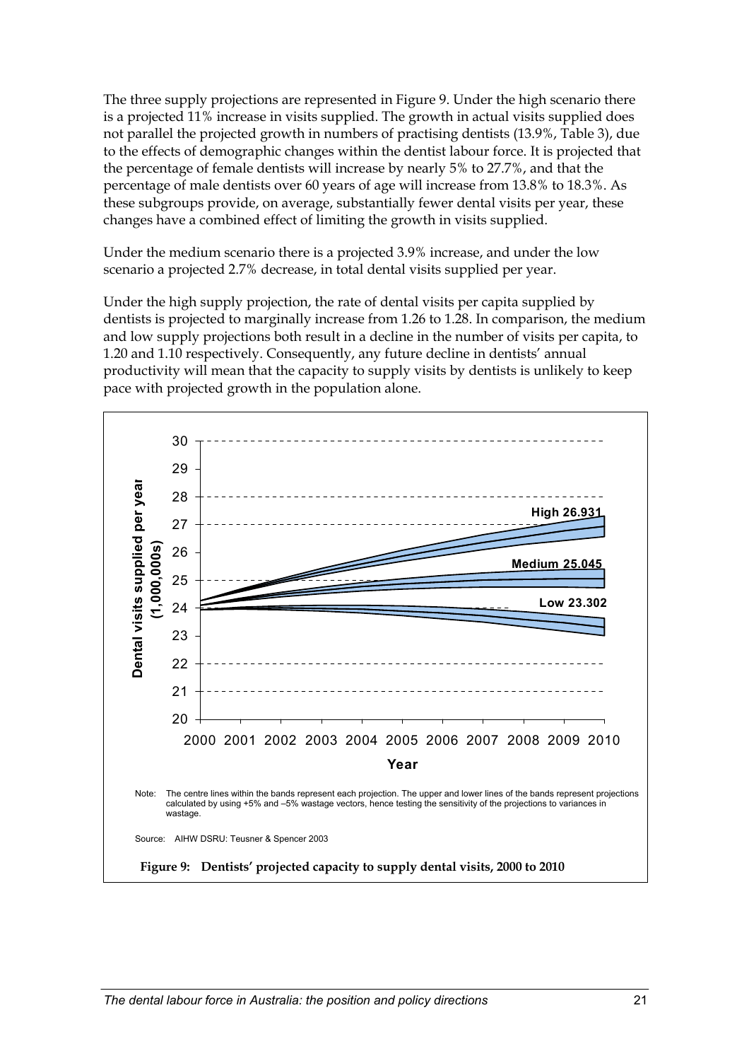The three supply projections are represented in Figure 9. Under the high scenario there is a projected 11% increase in visits supplied. The growth in actual visits supplied does not parallel the projected growth in numbers of practising dentists (13.9%, Table 3), due to the effects of demographic changes within the dentist labour force. It is projected that the percentage of female dentists will increase by nearly 5% to 27.7%, and that the percentage of male dentists over 60 years of age will increase from 13.8% to 18.3%. As these subgroups provide, on average, substantially fewer dental visits per year, these changes have a combined effect of limiting the growth in visits supplied.

Under the medium scenario there is a projected 3.9% increase, and under the low scenario a projected 2.7% decrease, in total dental visits supplied per year.

Under the high supply projection, the rate of dental visits per capita supplied by dentists is projected to marginally increase from 1.26 to 1.28. In comparison, the medium and low supply projections both result in a decline in the number of visits per capita, to 1.20 and 1.10 respectively. Consequently, any future decline in dentists' annual productivity will mean that the capacity to supply visits by dentists is unlikely to keep pace with projected growth in the population alone.

Note: The centre lines within the bands represent each projection. The upper and lower lines of the bands represent projections calculated by using +5% and –5% wastage vectors, hence testing the sensitivity of the projections to variances in wastage.

Source: AIHW DSRU: Teusner & Spencer 2003

**Figure 9: Dentists' projected capacity to supply dental visits, 2000 to 2010**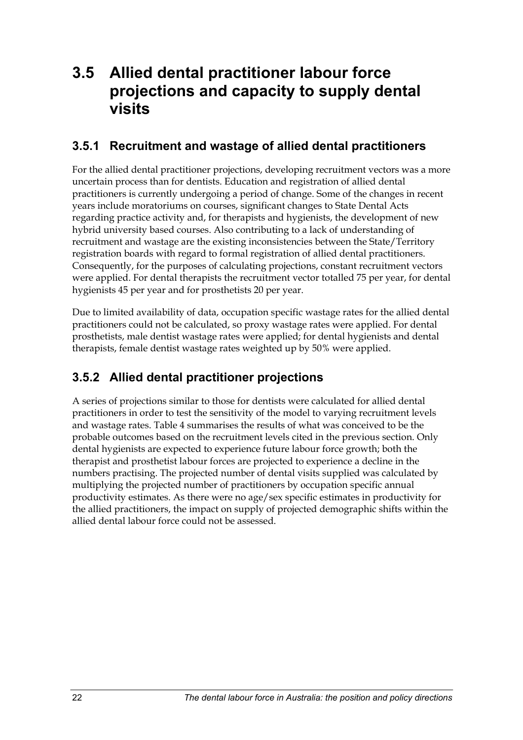## 3.5 Allied dental practitioner labour force projections and capacity to supply dental visits

### 3.5.1 Recruitment and wastage of allied dental practitioners

For the allied dental practitioner projections, developing recruitment vectors was a more uncertain process than for dentists. Education and registration of allied dental practitioners is currently undergoing a period of change. Some of the changes in recent years include moratoriums on courses, significant changes to State Dental Acts regarding practice activity and, for therapists and hygienists, the development of new hybrid university based courses. Also contributing to a lack of understanding of recruitment and wastage are the existing inconsistencies between the State/Territory registration boards with regard to formal registration of allied dental practitioners. Consequently, for the purposes of calculating projections, constant recruitment vectors were applied. For dental therapists the recruitment vector totalled 75 per year, for dental hygienists 45 per year and for prosthetists 20 per year.

Due to limited availability of data, occupation specific wastage rates for the allied dental practitioners could not be calculated, so proxy wastage rates were applied. For dental prosthetists, male dentist wastage rates were applied; for dental hygienists and dental therapists, female dentist wastage rates weighted up by 50% were applied.

### 3.5.2 Allied dental practitioner projections

A series of projections similar to those for dentists were calculated for allied dental practitioners in order to test the sensitivity of the model to varying recruitment levels and wastage rates. Table 4 summarises the results of what was conceived to be the probable outcomes based on the recruitment levels cited in the previous section. Only dental hygienists are expected to experience future labour force growth; both the therapist and prosthetist labour forces are projected to experience a decline in the numbers practising. The projected number of dental visits supplied was calculated by multiplying the projected number of practitioners by occupation specific annual productivity estimates. As there were no age/sex specific estimates in productivity for the allied practitioners, the impact on supply of projected demographic shifts within the allied dental labour force could not be assessed.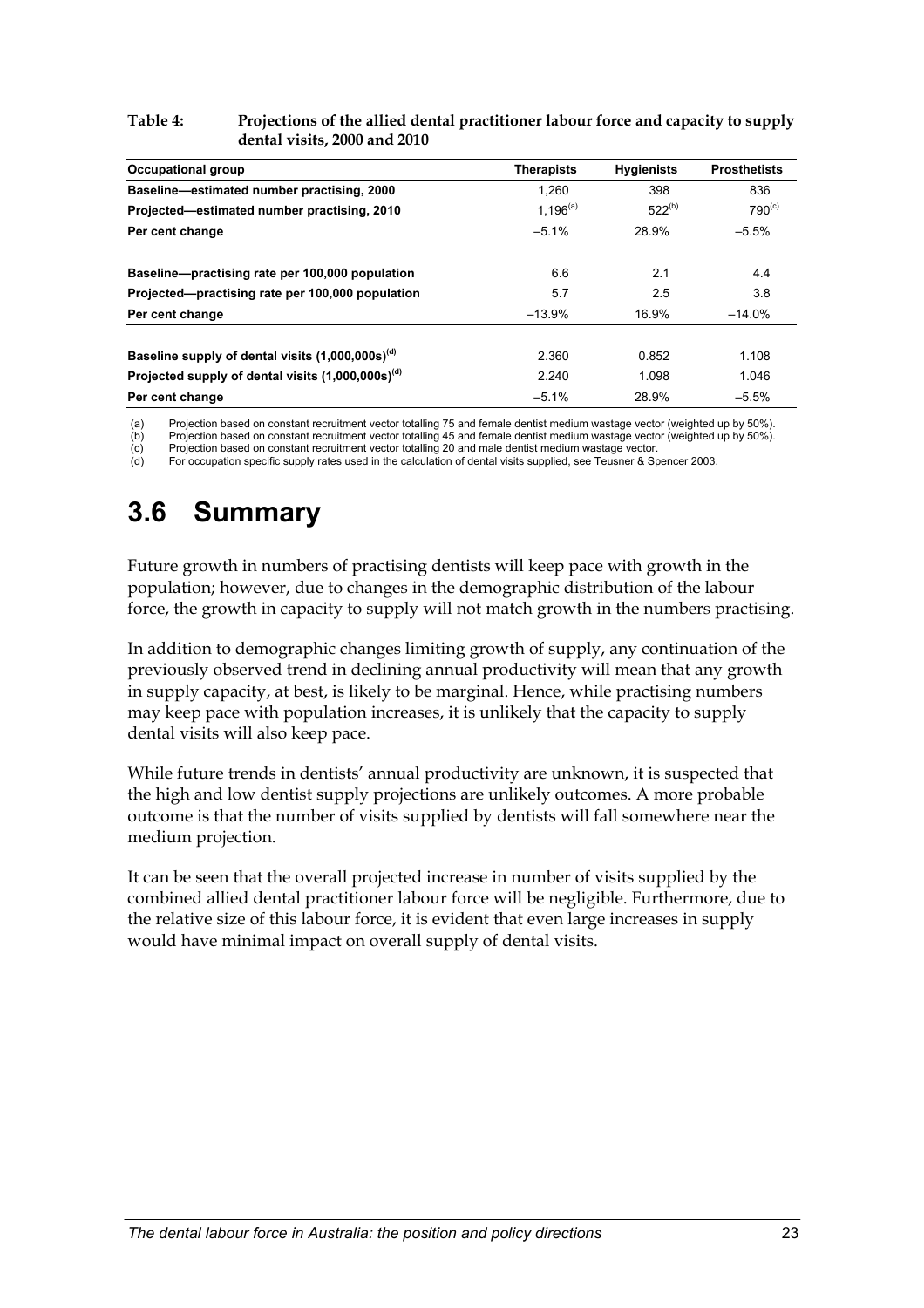**Table 4: Projections of the allied dental practitioner labour force and capacity to supply dental visits, 2000 and 2010**

| Occupational group | Therapists | Hygienists | Prosthetists |
|---|---|---|---|
| Baseline—estimated number practising, 2000 | 1,260 | 398 | 836 |
| Projected—estimated number practising, 2010 | 1,196[(a)] | 522[(b)] | 790[(c)] |
| Per cent change | –5.1% | 28.9% | –5.5% |
| Baseline—practising rate per 100,000 population | 6.6 | 2.1 | 4.4 |
| Projected—practising rate per 100,000 population | 5.7 | 2.5 | 3.8 |
| Per cent change | –13.9% | 16.9% | –14.0% |
| Baseline supply of dental visits (1,000,000s)[(d)] | 2.360 | 0.852 | 1.108 |
| Projected supply of dental visits (1,000,000s)[(d)] | 2.240 | 1.098 | 1.046 |
| Per cent change | –5.1% | 28.9% | –5.5% |

(a) Projection based on constant recruitment vector totalling 75 and female dentist medium wastage vector (weighted up by 50%).
(b) Projection based on constant recruitment vector totalling 45 and female dentist medium wastage vector (weighted up by 50%).
(c) Projection based on constant recruitment vector totalling 20 and male dentist medium wastage vector.
(d) For occupation specific supply rates used in the calculation of dental visits supplied, see Teusner & Spencer 2003.

## 3.6 Summary

Future growth in numbers of practising dentists will keep pace with growth in the population; however, due to changes in the demographic distribution of the labour force, the growth in capacity to supply will not match growth in the numbers practising.

In addition to demographic changes limiting growth of supply, any continuation of the previously observed trend in declining annual productivity will mean that any growth in supply capacity, at best, is likely to be marginal. Hence, while practising numbers may keep pace with population increases, it is unlikely that the capacity to supply dental visits will also keep pace.

While future trends in dentists' annual productivity are unknown, it is suspected that the high and low dentist supply projections are unlikely outcomes. A more probable outcome is that the number of visits supplied by dentists will fall somewhere near the medium projection.

It can be seen that the overall projected increase in number of visits supplied by the combined allied dental practitioner labour force will be negligible. Furthermore, due to the relative size of this labour force, it is evident that even large increases in supply would have minimal impact on overall supply of dental visits.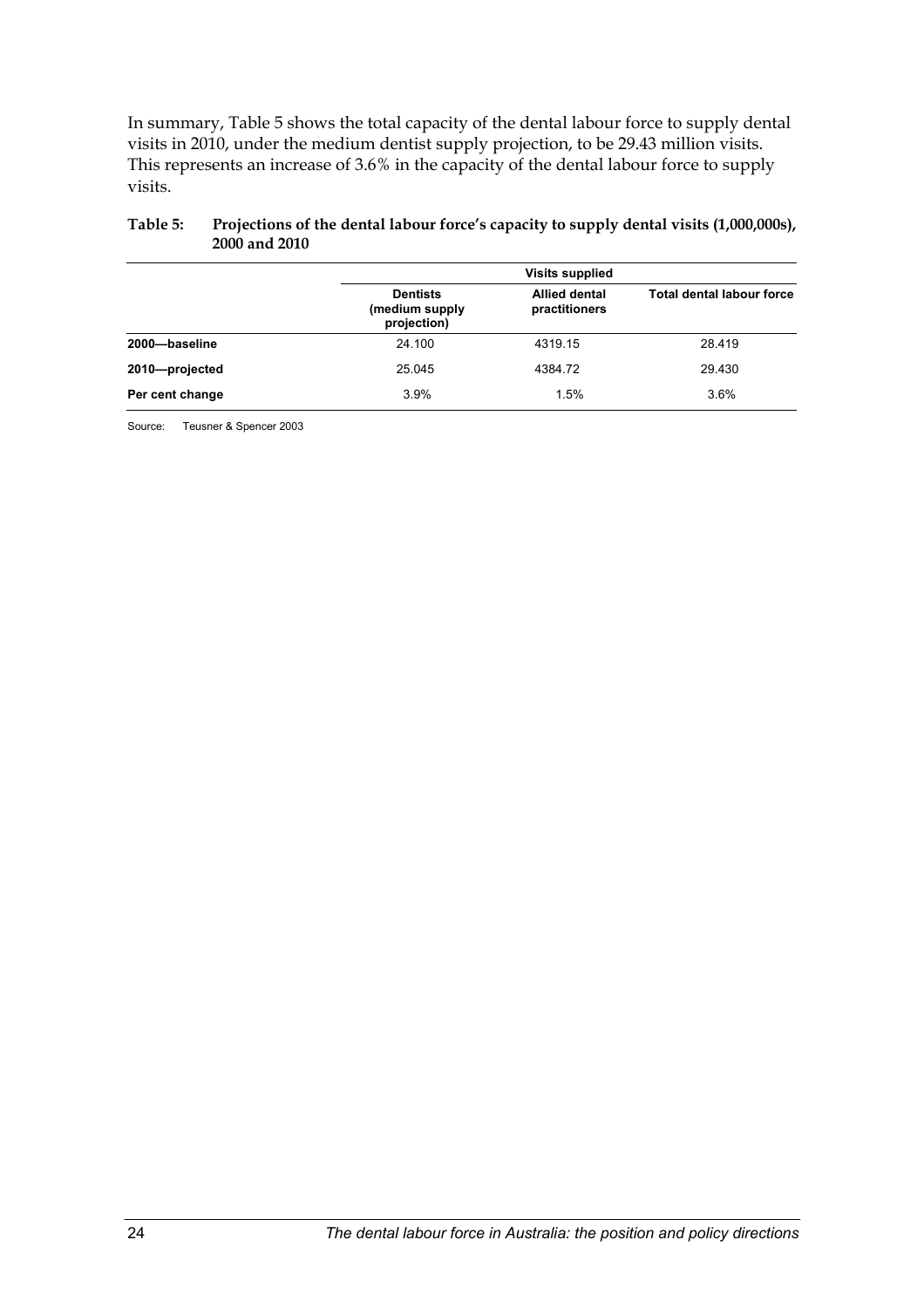In summary, Table 5 shows the total capacity of the dental labour force to supply dental visits in 2010, under the medium dentist supply projection, to be 29.43 million visits. This represents an increase of 3.6% in the capacity of the dental labour force to supply visits.

**Table 5: Projections of the dental labour force's capacity to supply dental visits (1,000,000s), 2000 and 2010**

| | Visits supplied | | |
|---|---|---|---|
| | Dentists (medium supply projection) | Allied dental practitioners | Total dental labour force |
| **2000—baseline** | 24.100 | 4319.15 | 28.419 |
| **2010—projected** | 25.045 | 4384.72 | 29.430 |
| **Per cent change** | 3.9% | 1.5% | 3.6% |

Source: Teusner & Spencer 2003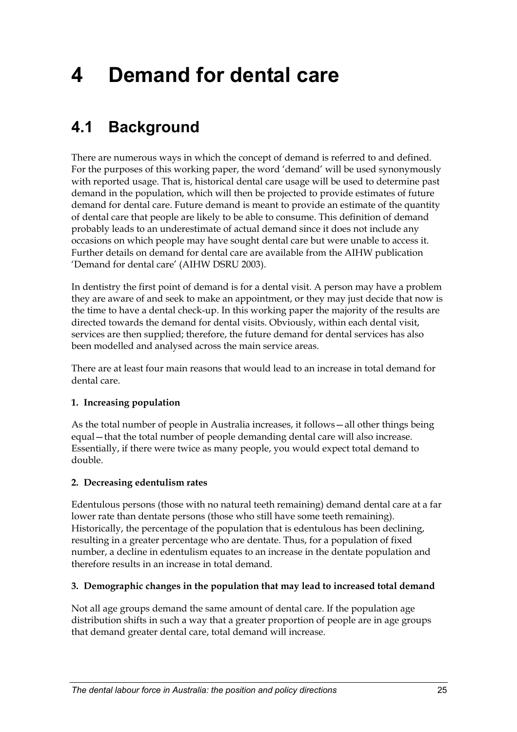# 4 Demand for dental care

## 4.1 Background

There are numerous ways in which the concept of demand is referred to and defined. For the purposes of this working paper, the word 'demand' will be used synonymously with reported usage. That is, historical dental care usage will be used to determine past demand in the population, which will then be projected to provide estimates of future demand for dental care. Future demand is meant to provide an estimate of the quantity of dental care that people are likely to be able to consume. This definition of demand probably leads to an underestimate of actual demand since it does not include any occasions on which people may have sought dental care but were unable to access it. Further details on demand for dental care are available from the AIHW publication 'Demand for dental care' (AIHW DSRU 2003).

In dentistry the first point of demand is for a dental visit. A person may have a problem they are aware of and seek to make an appointment, or they may just decide that now is the time to have a dental check-up. In this working paper the majority of the results are directed towards the demand for dental visits. Obviously, within each dental visit, services are then supplied; therefore, the future demand for dental services has also been modelled and analysed across the main service areas.

There are at least four main reasons that would lead to an increase in total demand for dental care.

**1. Increasing population**

As the total number of people in Australia increases, it follows—all other things being equal—that the total number of people demanding dental care will also increase. Essentially, if there were twice as many people, you would expect total demand to double.

**2. Decreasing edentulism rates**

Edentulous persons (those with no natural teeth remaining) demand dental care at a far lower rate than dentate persons (those who still have some teeth remaining). Historically, the percentage of the population that is edentulous has been declining, resulting in a greater percentage who are dentate. Thus, for a population of fixed number, a decline in edentulism equates to an increase in the dentate population and therefore results in an increase in total demand.

**3. Demographic changes in the population that may lead to increased total demand**

Not all age groups demand the same amount of dental care. If the population age distribution shifts in such a way that a greater proportion of people are in age groups that demand greater dental care, total demand will increase.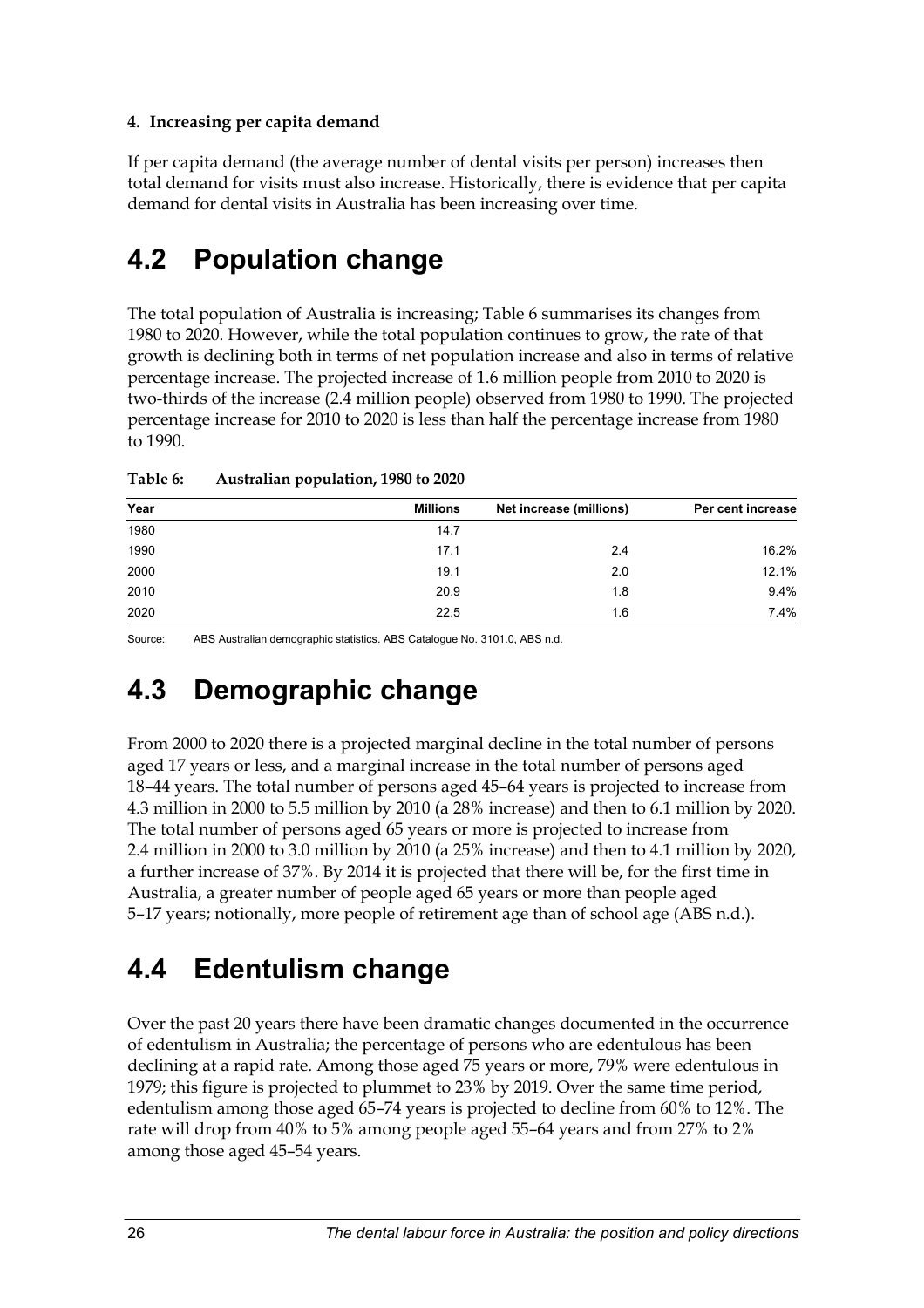#### 4. Increasing per capita demand

If per capita demand (the average number of dental visits per person) increases then total demand for visits must also increase. Historically, there is evidence that per capita demand for dental visits in Australia has been increasing over time.

## 4.2 Population change

The total population of Australia is increasing; Table 6 summarises its changes from 1980 to 2020. However, while the total population continues to grow, the rate of that growth is declining both in terms of net population increase and also in terms of relative percentage increase. The projected increase of 1.6 million people from 2010 to 2020 is two-thirds of the increase (2.4 million people) observed from 1980 to 1990. The projected percentage increase for 2010 to 2020 is less than half the percentage increase from 1980 to 1990.

**Table 6: Australian population, 1980 to 2020**

| Year | Millions | Net increase (millions) | Per cent increase |
|---|---|---|---|
| 1980 | 14.7 | | |
| 1990 | 17.1 | 2.4 | 16.2% |
| 2000 | 19.1 | 2.0 | 12.1% |
| 2010 | 20.9 | 1.8 | 9.4% |
| 2020 | 22.5 | 1.6 | 7.4% |

Source: ABS Australian demographic statistics. ABS Catalogue No. 3101.0, ABS n.d.

## 4.3 Demographic change

From 2000 to 2020 there is a projected marginal decline in the total number of persons aged 17 years or less, and a marginal increase in the total number of persons aged 18–44 years. The total number of persons aged 45–64 years is projected to increase from 4.3 million in 2000 to 5.5 million by 2010 (a 28% increase) and then to 6.1 million by 2020. The total number of persons aged 65 years or more is projected to increase from 2.4 million in 2000 to 3.0 million by 2010 (a 25% increase) and then to 4.1 million by 2020, a further increase of 37%. By 2014 it is projected that there will be, for the first time in Australia, a greater number of people aged 65 years or more than people aged 5–17 years; notionally, more people of retirement age than of school age (ABS n.d.).

## 4.4 Edentulism change

Over the past 20 years there have been dramatic changes documented in the occurrence of edentulism in Australia; the percentage of persons who are edentulous has been declining at a rapid rate. Among those aged 75 years or more, 79% were edentulous in 1979; this figure is projected to plummet to 23% by 2019. Over the same time period, edentulism among those aged 65–74 years is projected to decline from 60% to 12%. The rate will drop from 40% to 5% among people aged 55–64 years and from 27% to 2% among those aged 45–54 years.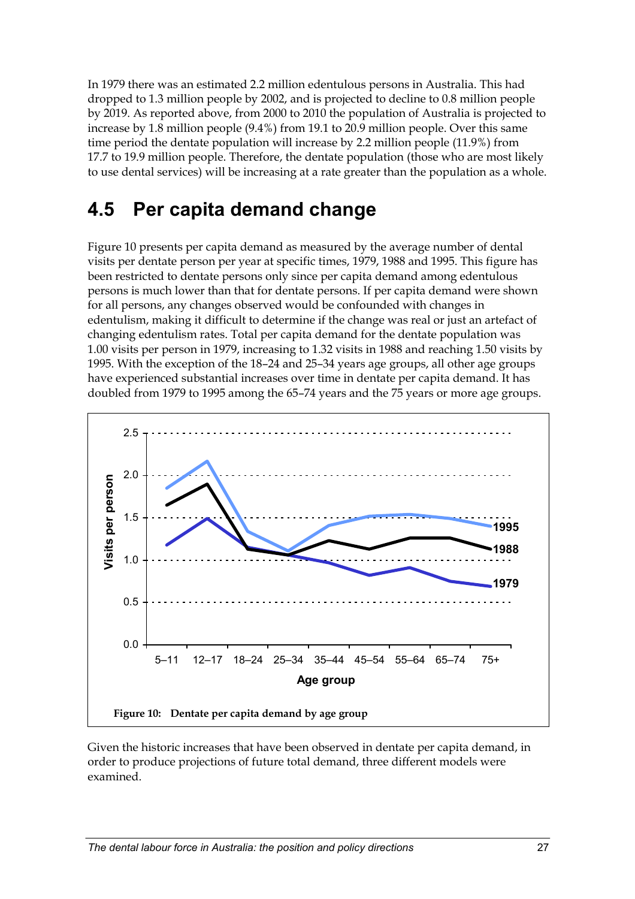In 1979 there was an estimated 2.2 million edentulous persons in Australia. This had dropped to 1.3 million people by 2002, and is projected to decline to 0.8 million people by 2019. As reported above, from 2000 to 2010 the population of Australia is projected to increase by 1.8 million people (9.4%) from 19.1 to 20.9 million people. Over this same time period the dentate population will increase by 2.2 million people (11.9%) from 17.7 to 19.9 million people. Therefore, the dentate population (those who are most likely to use dental services) will be increasing at a rate greater than the population as a whole.

## 4.5 Per capita demand change

Figure 10 presents per capita demand as measured by the average number of dental visits per dentate person per year at specific times, 1979, 1988 and 1995. This figure has been restricted to dentate persons only since per capita demand among edentulous persons is much lower than that for dentate persons. If per capita demand were shown for all persons, any changes observed would be confounded with changes in edentulism, making it difficult to determine if the change was real or just an artefact of changing edentulism rates. Total per capita demand for the dentate population was 1.00 visits per person in 1979, increasing to 1.32 visits in 1988 and reaching 1.50 visits by 1995. With the exception of the 18–24 and 25–34 years age groups, all other age groups have experienced substantial increases over time in dentate per capita demand. It has doubled from 1979 to 1995 among the 65–74 years and the 75 years or more age groups.

**Figure 10: Dentate per capita demand by age group**

Given the historic increases that have been observed in dentate per capita demand, in order to produce projections of future total demand, three different models were examined.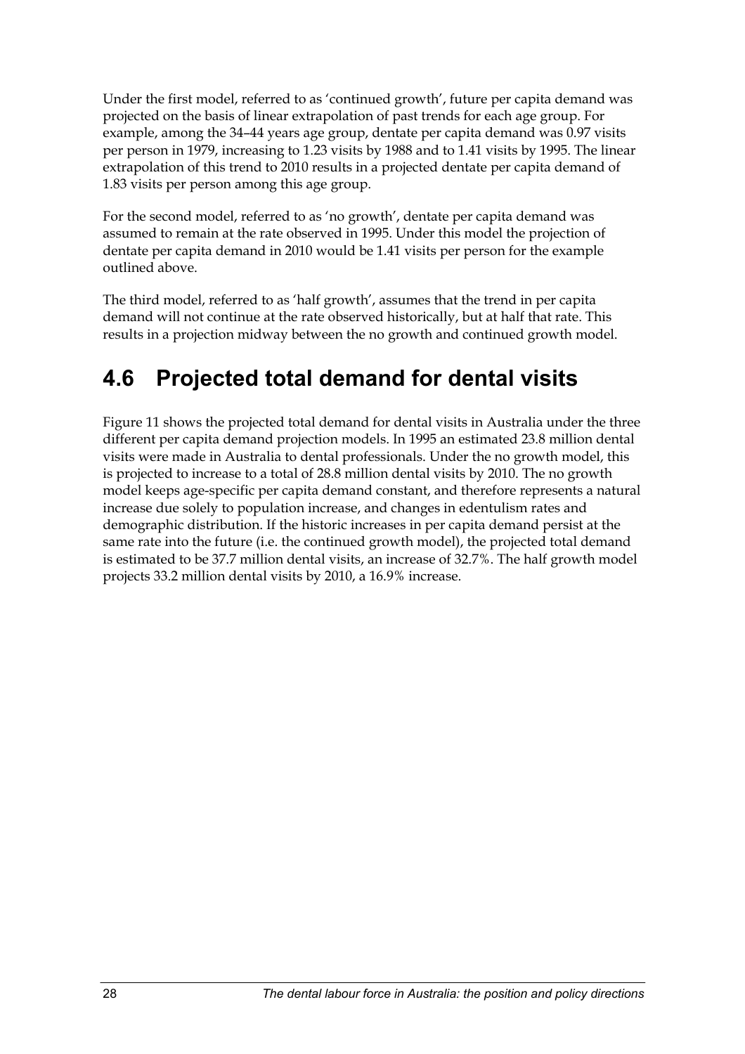Under the first model, referred to as 'continued growth', future per capita demand was projected on the basis of linear extrapolation of past trends for each age group. For example, among the 34–44 years age group, dentate per capita demand was 0.97 visits per person in 1979, increasing to 1.23 visits by 1988 and to 1.41 visits by 1995. The linear extrapolation of this trend to 2010 results in a projected dentate per capita demand of 1.83 visits per person among this age group.

For the second model, referred to as 'no growth', dentate per capita demand was assumed to remain at the rate observed in 1995. Under this model the projection of dentate per capita demand in 2010 would be 1.41 visits per person for the example outlined above.

The third model, referred to as 'half growth', assumes that the trend in per capita demand will not continue at the rate observed historically, but at half that rate. This results in a projection midway between the no growth and continued growth model.

## 4.6 Projected total demand for dental visits

Figure 11 shows the projected total demand for dental visits in Australia under the three different per capita demand projection models. In 1995 an estimated 23.8 million dental visits were made in Australia to dental professionals. Under the no growth model, this is projected to increase to a total of 28.8 million dental visits by 2010. The no growth model keeps age-specific per capita demand constant, and therefore represents a natural increase due solely to population increase, and changes in edentulism rates and demographic distribution. If the historic increases in per capita demand persist at the same rate into the future (i.e. the continued growth model), the projected total demand is estimated to be 37.7 million dental visits, an increase of 32.7%. The half growth model projects 33.2 million dental visits by 2010, a 16.9% increase.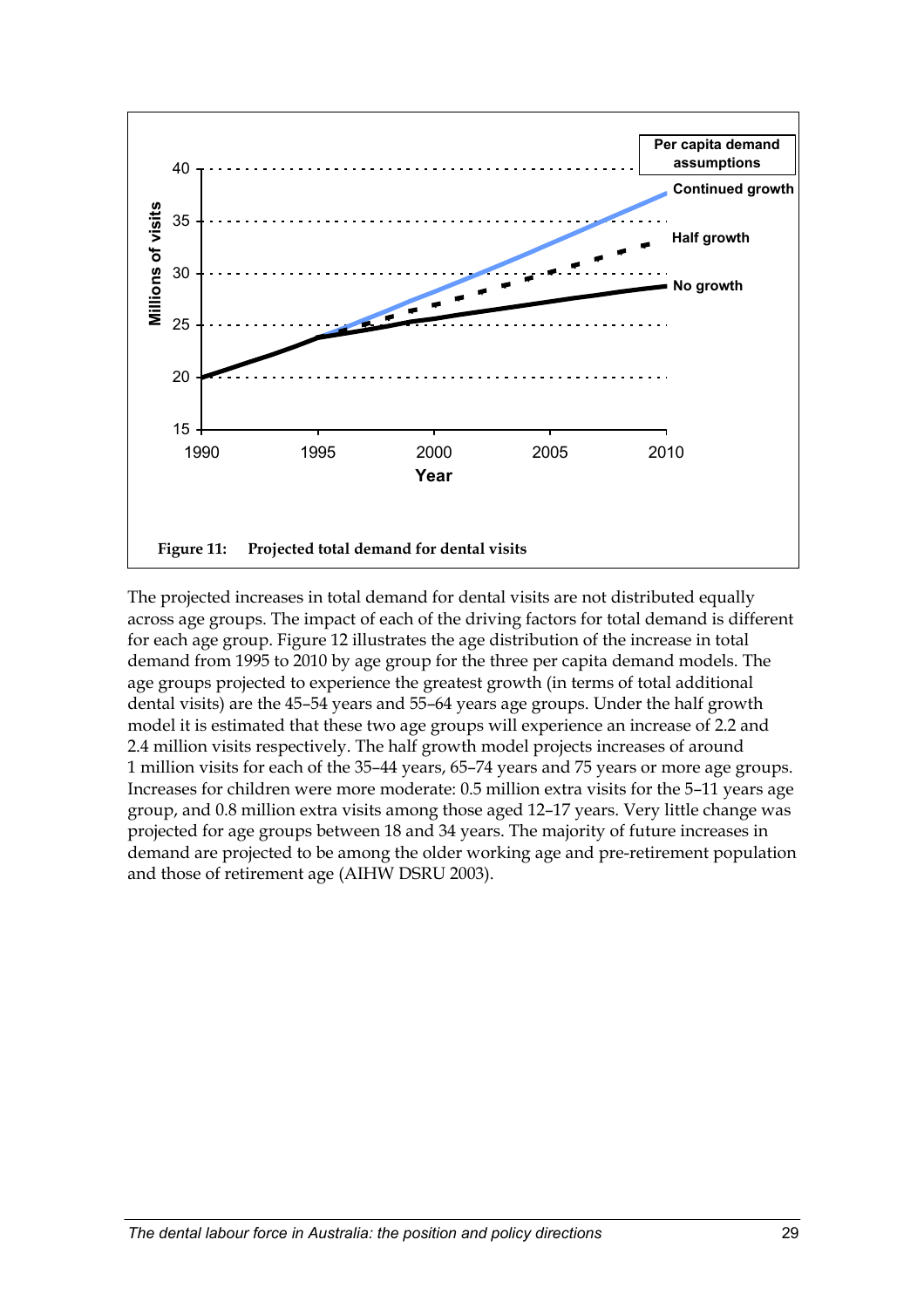**Figure 11: Projected total demand for dental visits**

The projected increases in total demand for dental visits are not distributed equally across age groups. The impact of each of the driving factors for total demand is different for each age group. Figure 12 illustrates the age distribution of the increase in total demand from 1995 to 2010 by age group for the three per capita demand models. The age groups projected to experience the greatest growth (in terms of total additional dental visits) are the 45–54 years and 55–64 years age groups. Under the half growth model it is estimated that these two age groups will experience an increase of 2.2 and 2.4 million visits respectively. The half growth model projects increases of around 1 million visits for each of the 35–44 years, 65–74 years and 75 years or more age groups. Increases for children were more moderate: 0.5 million extra visits for the 5–11 years age group, and 0.8 million extra visits among those aged 12–17 years. Very little change was projected for age groups between 18 and 34 years. The majority of future increases in demand are projected to be among the older working age and pre-retirement population and those of retirement age (AIHW DSRU 2003).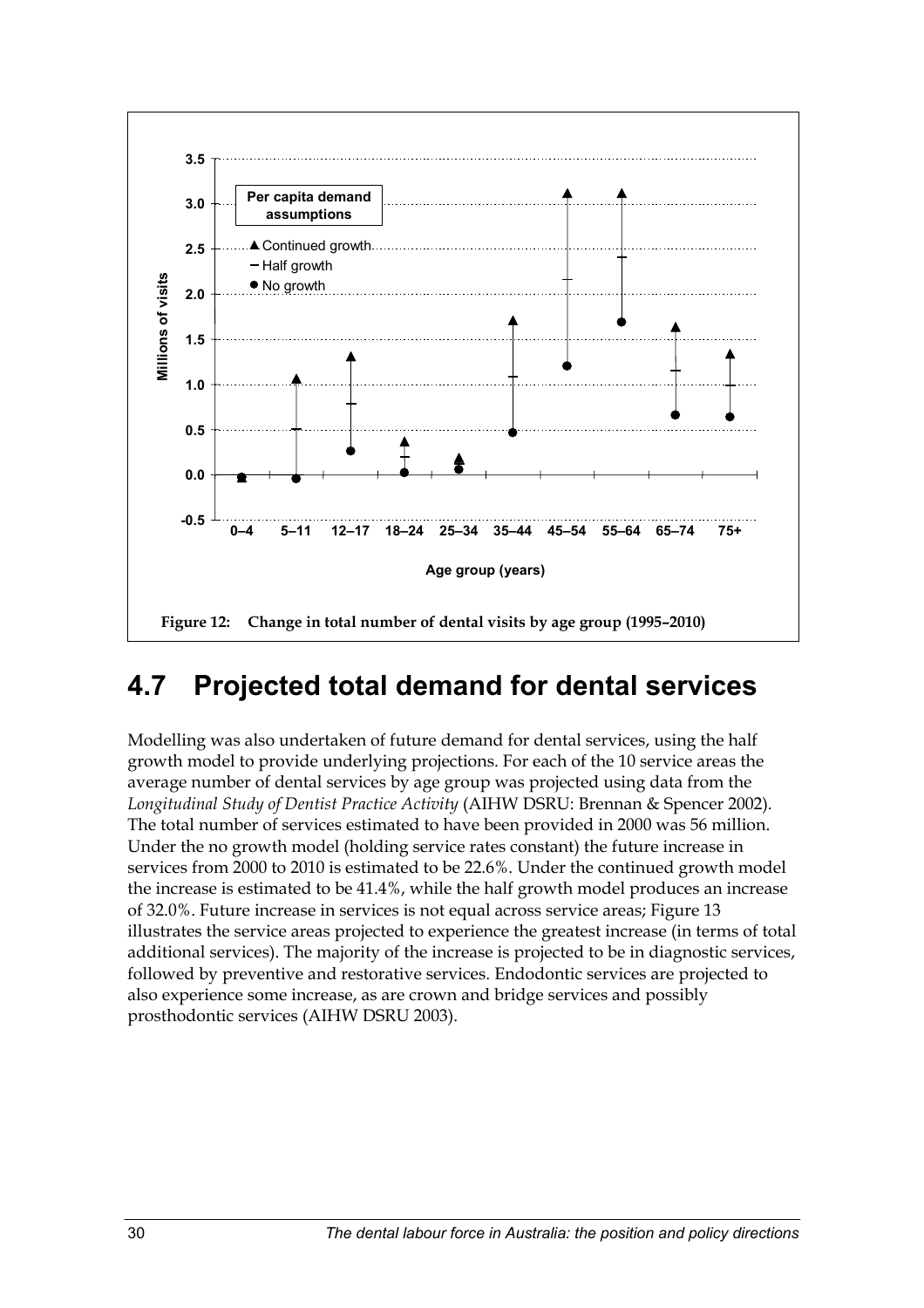Figure 12: Change in total number of dental visits by age group (1995–2010)

## 4.7 Projected total demand for dental services

Modelling was also undertaken of future demand for dental services, using the half growth model to provide underlying projections. For each of the 10 service areas the average number of dental services by age group was projected using data from the *Longitudinal Study of Dentist Practice Activity* (AIHW DSRU: Brennan & Spencer 2002). The total number of services estimated to have been provided in 2000 was 56 million. Under the no growth model (holding service rates constant) the future increase in services from 2000 to 2010 is estimated to be 22.6%. Under the continued growth model the increase is estimated to be 41.4%, while the half growth model produces an increase of 32.0%. Future increase in services is not equal across service areas; Figure 13 illustrates the service areas projected to experience the greatest increase (in terms of total additional services). The majority of the increase is projected to be in diagnostic services, followed by preventive and restorative services. Endodontic services are projected to also experience some increase, as are crown and bridge services and possibly prosthodontic services (AIHW DSRU 2003).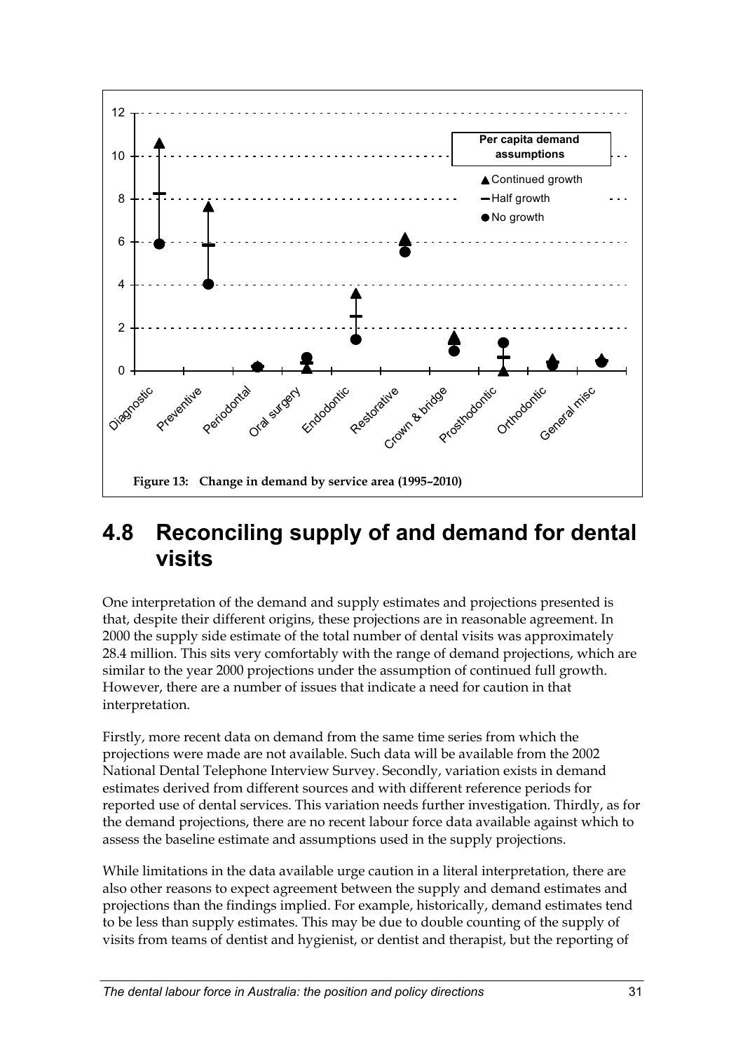Figure 13: Change in demand by service area (1995–2010)

## 4.8 Reconciling supply of and demand for dental visits

One interpretation of the demand and supply estimates and projections presented is that, despite their different origins, these projections are in reasonable agreement. In 2000 the supply side estimate of the total number of dental visits was approximately 28.4 million. This sits very comfortably with the range of demand projections, which are similar to the year 2000 projections under the assumption of continued full growth. However, there are a number of issues that indicate a need for caution in that interpretation.

Firstly, more recent data on demand from the same time series from which the projections were made are not available. Such data will be available from the 2002 National Dental Telephone Interview Survey. Secondly, variation exists in demand estimates derived from different sources and with different reference periods for reported use of dental services. This variation needs further investigation. Thirdly, as for the demand projections, there are no recent labour force data available against which to assess the baseline estimate and assumptions used in the supply projections.

While limitations in the data available urge caution in a literal interpretation, there are also other reasons to expect agreement between the supply and demand estimates and projections than the findings implied. For example, historically, demand estimates tend to be less than supply estimates. This may be due to double counting of the supply of visits from teams of dentist and hygienist, or dentist and therapist, but the reporting of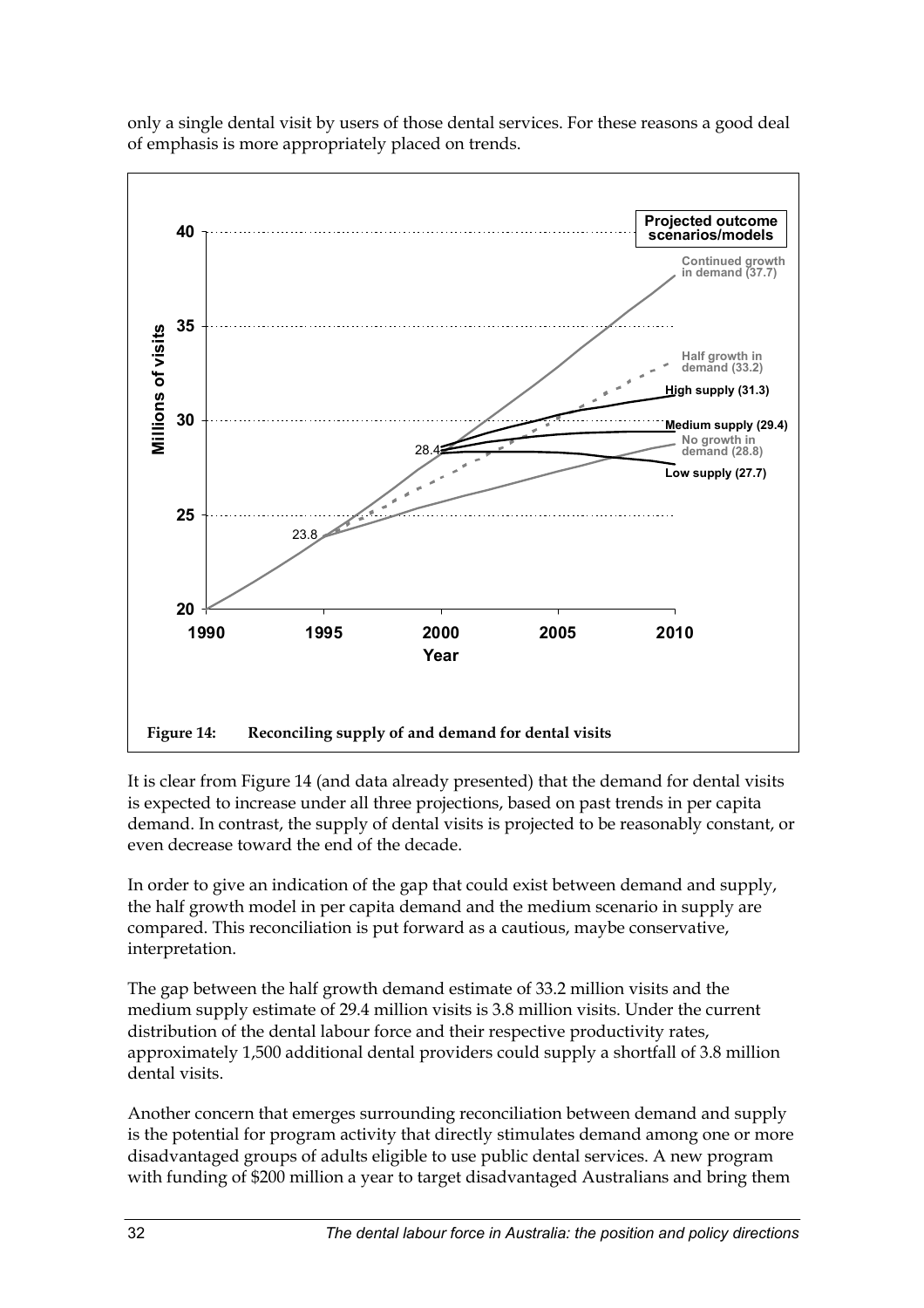only a single dental visit by users of those dental services. For these reasons a good deal of emphasis is more appropriately placed on trends.

**Figure 14: Reconciling supply of and demand for dental visits**

It is clear from Figure 14 (and data already presented) that the demand for dental visits is expected to increase under all three projections, based on past trends in per capita demand. In contrast, the supply of dental visits is projected to be reasonably constant, or even decrease toward the end of the decade.

In order to give an indication of the gap that could exist between demand and supply, the half growth model in per capita demand and the medium scenario in supply are compared. This reconciliation is put forward as a cautious, maybe conservative, interpretation.

The gap between the half growth demand estimate of 33.2 million visits and the medium supply estimate of 29.4 million visits is 3.8 million visits. Under the current distribution of the dental labour force and their respective productivity rates, approximately 1,500 additional dental providers could supply a shortfall of 3.8 million dental visits.

Another concern that emerges surrounding reconciliation between demand and supply is the potential for program activity that directly stimulates demand among one or more disadvantaged groups of adults eligible to use public dental services. A new program with funding of $200 million a year to target disadvantaged Australians and bring them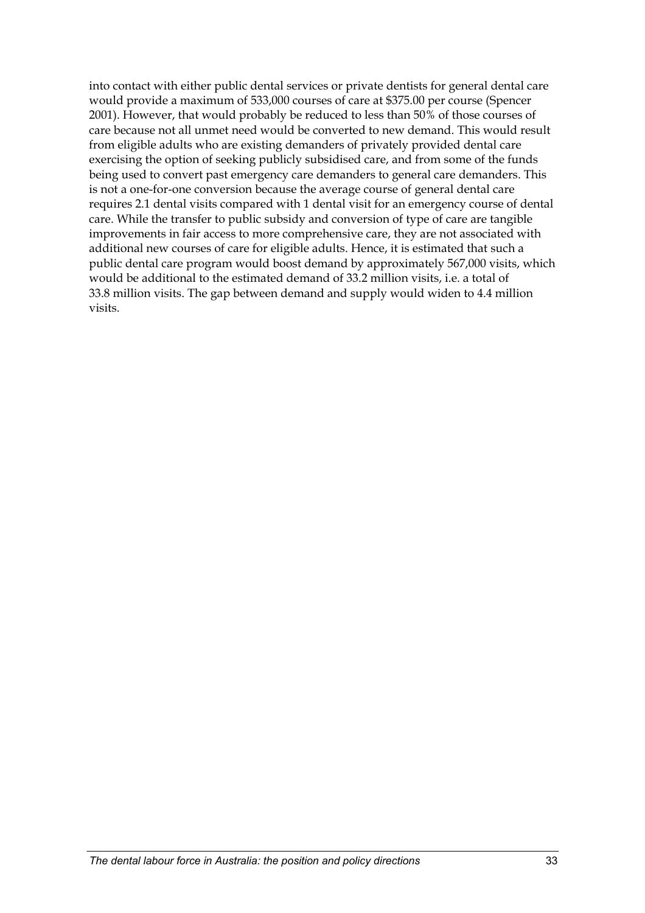into contact with either public dental services or private dentists for general dental care would provide a maximum of 533,000 courses of care at $375.00 per course (Spencer 2001). However, that would probably be reduced to less than 50% of those courses of care because not all unmet need would be converted to new demand. This would result from eligible adults who are existing demanders of privately provided dental care exercising the option of seeking publicly subsidised care, and from some of the funds being used to convert past emergency care demanders to general care demanders. This is not a one-for-one conversion because the average course of general dental care requires 2.1 dental visits compared with 1 dental visit for an emergency course of dental care. While the transfer to public subsidy and conversion of type of care are tangible improvements in fair access to more comprehensive care, they are not associated with additional new courses of care for eligible adults. Hence, it is estimated that such a public dental care program would boost demand by approximately 567,000 visits, which would be additional to the estimated demand of 33.2 million visits, i.e. a total of 33.8 million visits. The gap between demand and supply would widen to 4.4 million visits.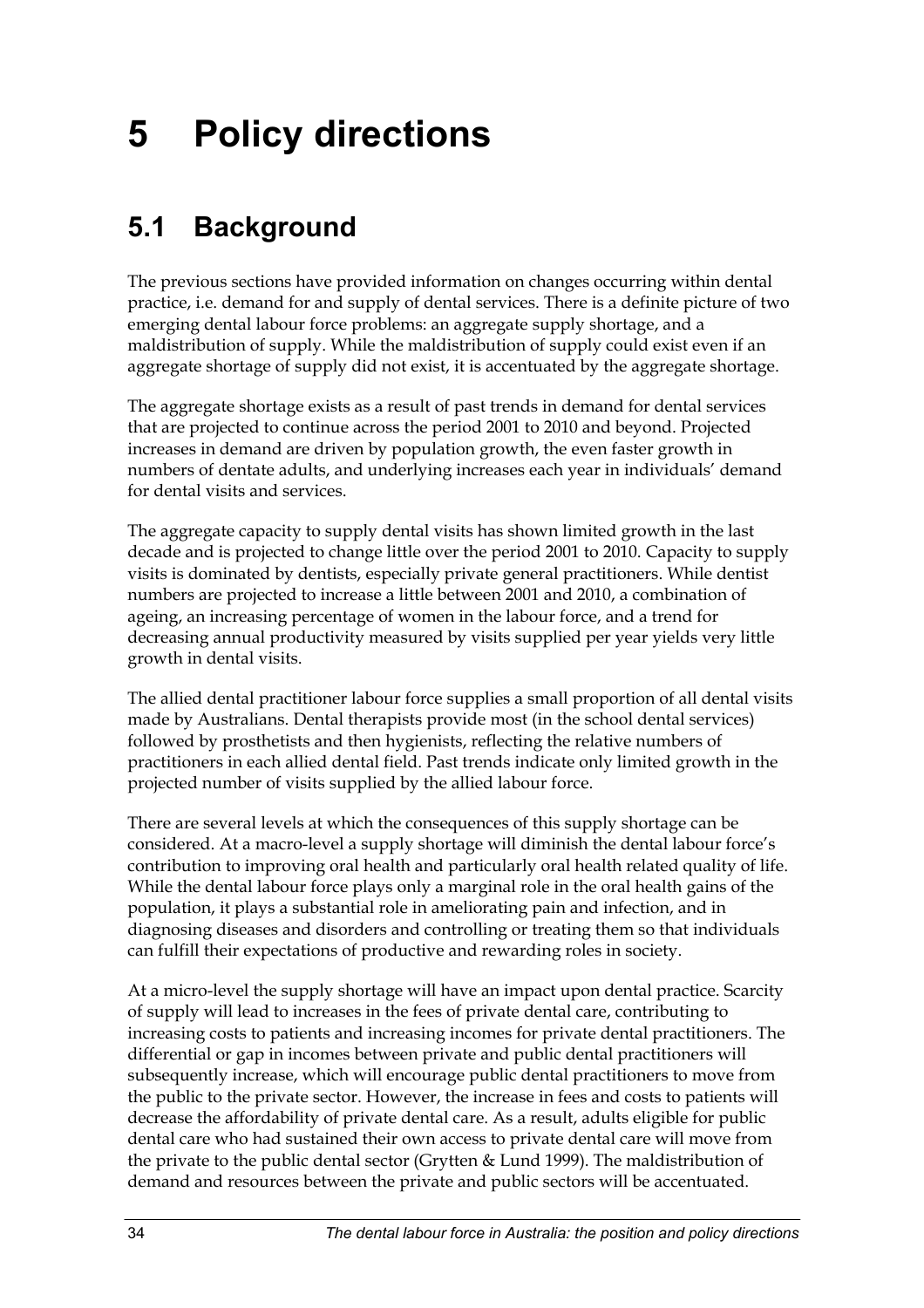# 5 Policy directions

## 5.1 Background

The previous sections have provided information on changes occurring within dental practice, i.e. demand for and supply of dental services. There is a definite picture of two emerging dental labour force problems: an aggregate supply shortage, and a maldistribution of supply. While the maldistribution of supply could exist even if an aggregate shortage of supply did not exist, it is accentuated by the aggregate shortage.

The aggregate shortage exists as a result of past trends in demand for dental services that are projected to continue across the period 2001 to 2010 and beyond. Projected increases in demand are driven by population growth, the even faster growth in numbers of dentate adults, and underlying increases each year in individuals' demand for dental visits and services.

The aggregate capacity to supply dental visits has shown limited growth in the last decade and is projected to change little over the period 2001 to 2010. Capacity to supply visits is dominated by dentists, especially private general practitioners. While dentist numbers are projected to increase a little between 2001 and 2010, a combination of ageing, an increasing percentage of women in the labour force, and a trend for decreasing annual productivity measured by visits supplied per year yields very little growth in dental visits.

The allied dental practitioner labour force supplies a small proportion of all dental visits made by Australians. Dental therapists provide most (in the school dental services) followed by prosthetists and then hygienists, reflecting the relative numbers of practitioners in each allied dental field. Past trends indicate only limited growth in the projected number of visits supplied by the allied labour force.

There are several levels at which the consequences of this supply shortage can be considered. At a macro-level a supply shortage will diminish the dental labour force's contribution to improving oral health and particularly oral health related quality of life. While the dental labour force plays only a marginal role in the oral health gains of the population, it plays a substantial role in ameliorating pain and infection, and in diagnosing diseases and disorders and controlling or treating them so that individuals can fulfill their expectations of productive and rewarding roles in society.

At a micro-level the supply shortage will have an impact upon dental practice. Scarcity of supply will lead to increases in the fees of private dental care, contributing to increasing costs to patients and increasing incomes for private dental practitioners. The differential or gap in incomes between private and public dental practitioners will subsequently increase, which will encourage public dental practitioners to move from the public to the private sector. However, the increase in fees and costs to patients will decrease the affordability of private dental care. As a result, adults eligible for public dental care who had sustained their own access to private dental care will move from the private to the public dental sector (Grytten & Lund 1999). The maldistribution of demand and resources between the private and public sectors will be accentuated.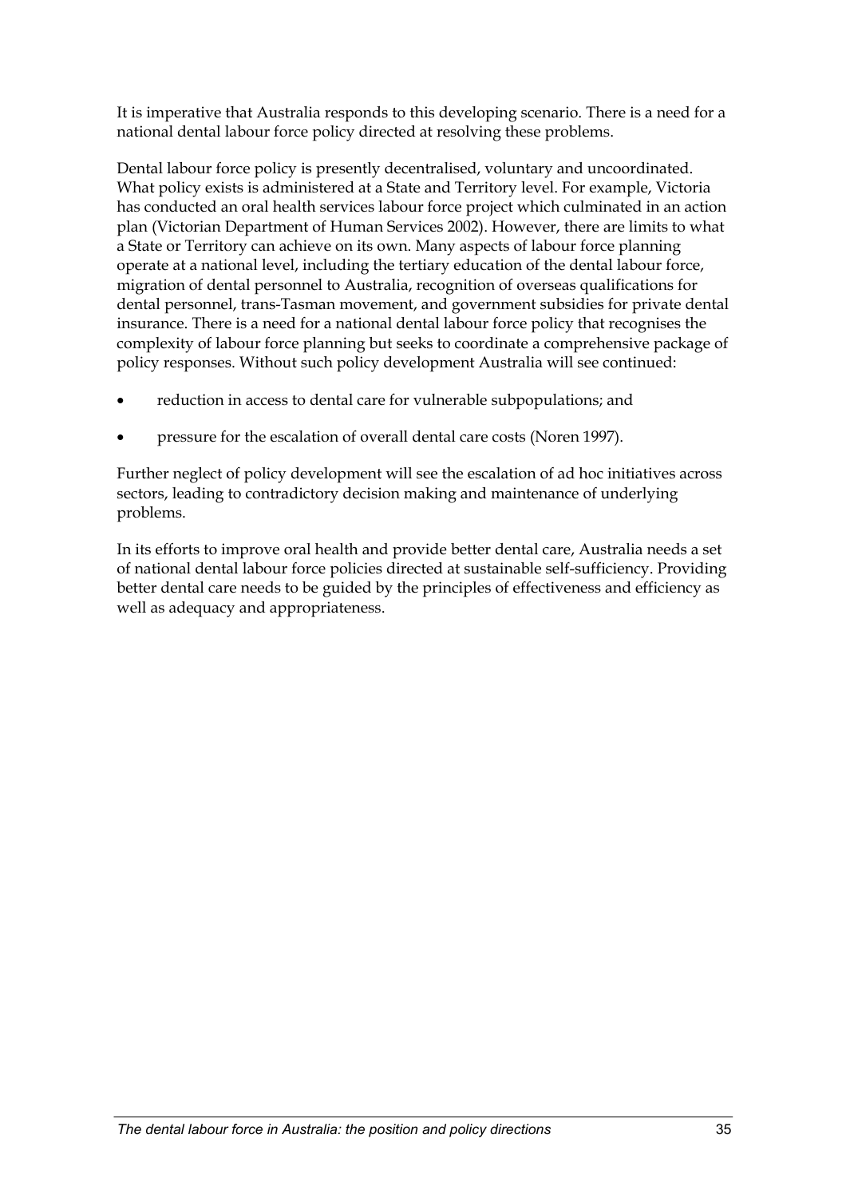It is imperative that Australia responds to this developing scenario. There is a need for a national dental labour force policy directed at resolving these problems.

Dental labour force policy is presently decentralised, voluntary and uncoordinated. What policy exists is administered at a State and Territory level. For example, Victoria has conducted an oral health services labour force project which culminated in an action plan (Victorian Department of Human Services 2002). However, there are limits to what a State or Territory can achieve on its own. Many aspects of labour force planning operate at a national level, including the tertiary education of the dental labour force, migration of dental personnel to Australia, recognition of overseas qualifications for dental personnel, trans-Tasman movement, and government subsidies for private dental insurance. There is a need for a national dental labour force policy that recognises the complexity of labour force planning but seeks to coordinate a comprehensive package of policy responses. Without such policy development Australia will see continued:

- reduction in access to dental care for vulnerable subpopulations; and
- pressure for the escalation of overall dental care costs (Noren 1997).

Further neglect of policy development will see the escalation of ad hoc initiatives across sectors, leading to contradictory decision making and maintenance of underlying problems.

In its efforts to improve oral health and provide better dental care, Australia needs a set of national dental labour force policies directed at sustainable self-sufficiency. Providing better dental care needs to be guided by the principles of effectiveness and efficiency as well as adequacy and appropriateness.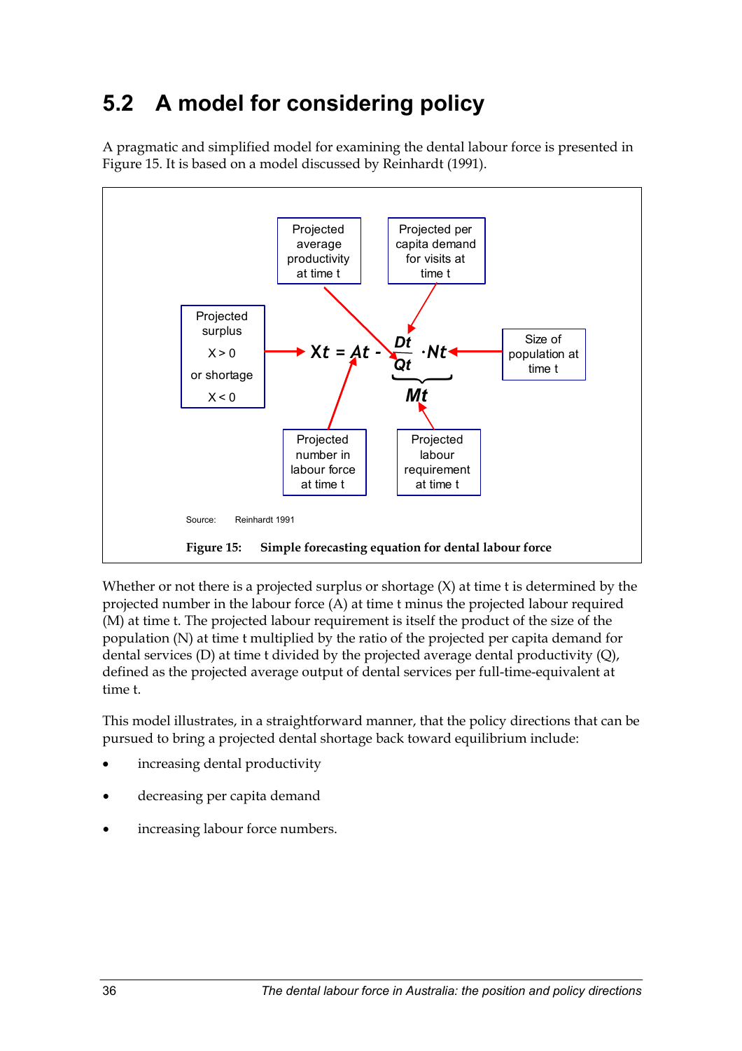## 5.2 A model for considering policy

A pragmatic and simplified model for examining the dental labour force is presented in Figure 15. It is based on a model discussed by Reinhardt (1991).

$$X_t = A_t - \underbrace{\frac{D_t}{Q_t} \cdot N_t}_{M_t}$$

Projected surplus X > 0 or shortage X < 0

Projected average productivity at time t

Projected per capita demand for visits at time t

Size of population at time t

Projected number in labour force at time t

Projected labour requirement at time t

Source: Reinhardt 1991

**Figure 15: Simple forecasting equation for dental labour force**

Whether or not there is a projected surplus or shortage (X) at time t is determined by the projected number in the labour force (A) at time t minus the projected labour required (M) at time t. The projected labour requirement is itself the product of the size of the population (N) at time t multiplied by the ratio of the projected per capita demand for dental services (D) at time t divided by the projected average dental productivity (Q), defined as the projected average output of dental services per full-time-equivalent at time t.

This model illustrates, in a straightforward manner, that the policy directions that can be pursued to bring a projected dental shortage back toward equilibrium include:

- increasing dental productivity
- decreasing per capita demand
- increasing labour force numbers.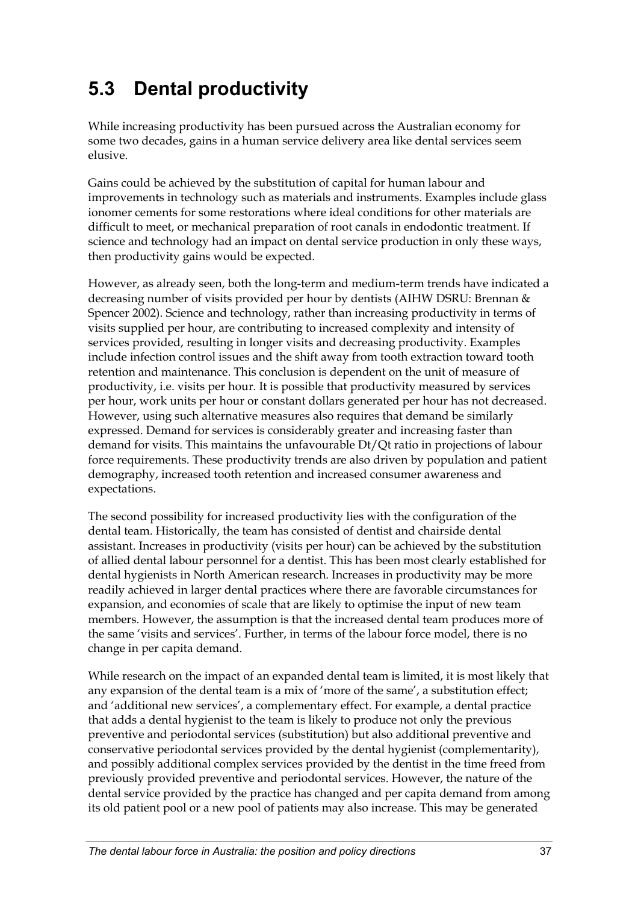## 5.3 Dental productivity

While increasing productivity has been pursued across the Australian economy for some two decades, gains in a human service delivery area like dental services seem elusive.

Gains could be achieved by the substitution of capital for human labour and improvements in technology such as materials and instruments. Examples include glass ionomer cements for some restorations where ideal conditions for other materials are difficult to meet, or mechanical preparation of root canals in endodontic treatment. If science and technology had an impact on dental service production in only these ways, then productivity gains would be expected.

However, as already seen, both the long-term and medium-term trends have indicated a decreasing number of visits provided per hour by dentists (AIHW DSRU: Brennan & Spencer 2002). Science and technology, rather than increasing productivity in terms of visits supplied per hour, are contributing to increased complexity and intensity of services provided, resulting in longer visits and decreasing productivity. Examples include infection control issues and the shift away from tooth extraction toward tooth retention and maintenance. This conclusion is dependent on the unit of measure of productivity, i.e. visits per hour. It is possible that productivity measured by services per hour, work units per hour or constant dollars generated per hour has not decreased. However, using such alternative measures also requires that demand be similarly expressed. Demand for services is considerably greater and increasing faster than demand for visits. This maintains the unfavourable Dt/Qt ratio in projections of labour force requirements. These productivity trends are also driven by population and patient demography, increased tooth retention and increased consumer awareness and expectations.

The second possibility for increased productivity lies with the configuration of the dental team. Historically, the team has consisted of dentist and chairside dental assistant. Increases in productivity (visits per hour) can be achieved by the substitution of allied dental labour personnel for a dentist. This has been most clearly established for dental hygienists in North American research. Increases in productivity may be more readily achieved in larger dental practices where there are favorable circumstances for expansion, and economies of scale that are likely to optimise the input of new team members. However, the assumption is that the increased dental team produces more of the same 'visits and services'. Further, in terms of the labour force model, there is no change in per capita demand.

While research on the impact of an expanded dental team is limited, it is most likely that any expansion of the dental team is a mix of 'more of the same', a substitution effect; and 'additional new services', a complementary effect. For example, a dental practice that adds a dental hygienist to the team is likely to produce not only the previous preventive and periodontal services (substitution) but also additional preventive and conservative periodontal services provided by the dental hygienist (complementarity), and possibly additional complex services provided by the dentist in the time freed from previously provided preventive and periodontal services. However, the nature of the dental service provided by the practice has changed and per capita demand from among its old patient pool or a new pool of patients may also increase. This may be generated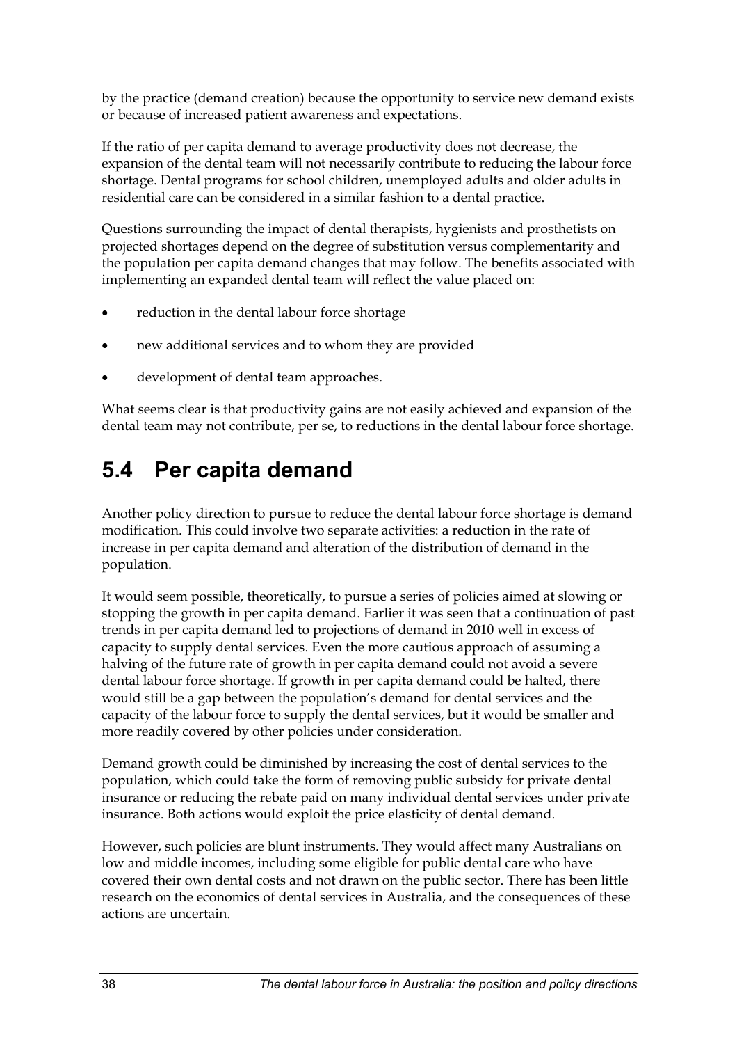by the practice (demand creation) because the opportunity to service new demand exists or because of increased patient awareness and expectations.

If the ratio of per capita demand to average productivity does not decrease, the expansion of the dental team will not necessarily contribute to reducing the labour force shortage. Dental programs for school children, unemployed adults and older adults in residential care can be considered in a similar fashion to a dental practice.

Questions surrounding the impact of dental therapists, hygienists and prosthetists on projected shortages depend on the degree of substitution versus complementarity and the population per capita demand changes that may follow. The benefits associated with implementing an expanded dental team will reflect the value placed on:

- reduction in the dental labour force shortage
- new additional services and to whom they are provided
- development of dental team approaches.

What seems clear is that productivity gains are not easily achieved and expansion of the dental team may not contribute, per se, to reductions in the dental labour force shortage.

## 5.4 Per capita demand

Another policy direction to pursue to reduce the dental labour force shortage is demand modification. This could involve two separate activities: a reduction in the rate of increase in per capita demand and alteration of the distribution of demand in the population.

It would seem possible, theoretically, to pursue a series of policies aimed at slowing or stopping the growth in per capita demand. Earlier it was seen that a continuation of past trends in per capita demand led to projections of demand in 2010 well in excess of capacity to supply dental services. Even the more cautious approach of assuming a halving of the future rate of growth in per capita demand could not avoid a severe dental labour force shortage. If growth in per capita demand could be halted, there would still be a gap between the population's demand for dental services and the capacity of the labour force to supply the dental services, but it would be smaller and more readily covered by other policies under consideration.

Demand growth could be diminished by increasing the cost of dental services to the population, which could take the form of removing public subsidy for private dental insurance or reducing the rebate paid on many individual dental services under private insurance. Both actions would exploit the price elasticity of dental demand.

However, such policies are blunt instruments. They would affect many Australians on low and middle incomes, including some eligible for public dental care who have covered their own dental costs and not drawn on the public sector. There has been little research on the economics of dental services in Australia, and the consequences of these actions are uncertain.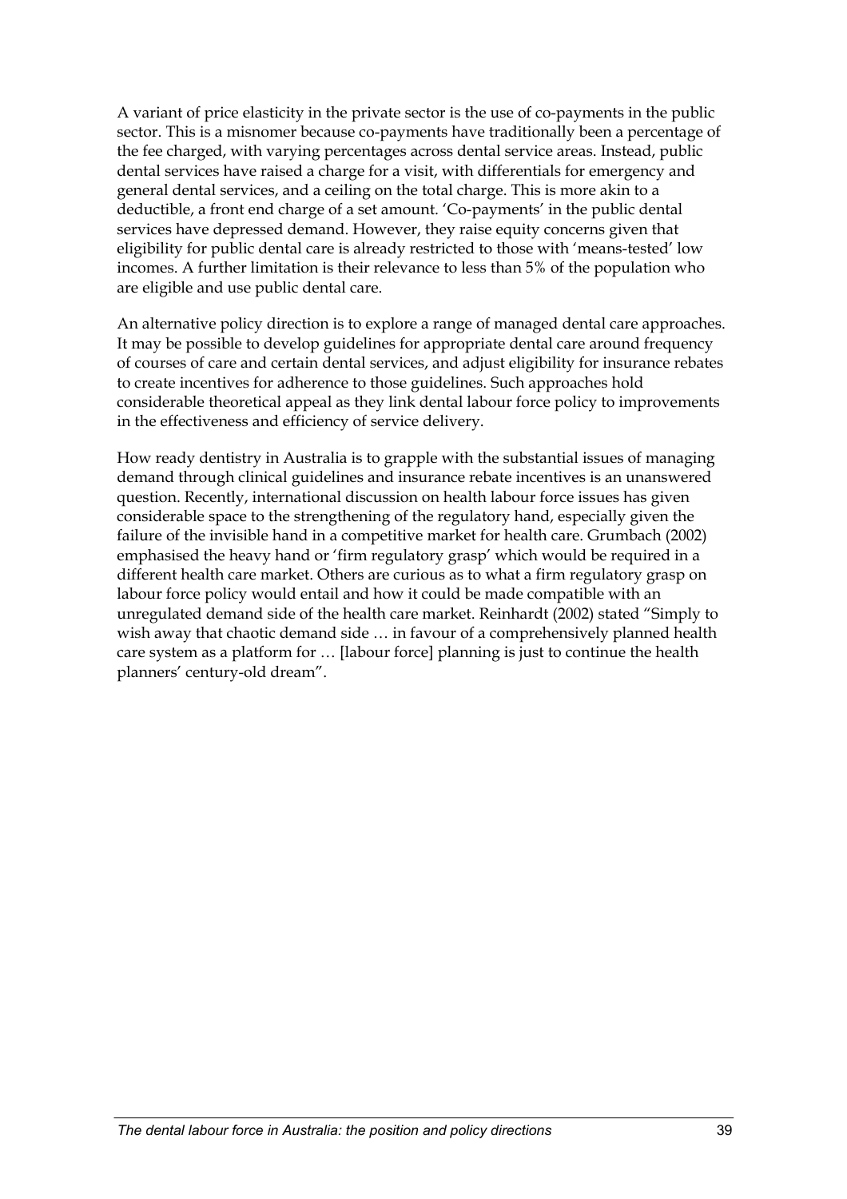A variant of price elasticity in the private sector is the use of co-payments in the public sector. This is a misnomer because co-payments have traditionally been a percentage of the fee charged, with varying percentages across dental service areas. Instead, public dental services have raised a charge for a visit, with differentials for emergency and general dental services, and a ceiling on the total charge. This is more akin to a deductible, a front end charge of a set amount. 'Co-payments' in the public dental services have depressed demand. However, they raise equity concerns given that eligibility for public dental care is already restricted to those with 'means-tested' low incomes. A further limitation is their relevance to less than 5% of the population who are eligible and use public dental care.

An alternative policy direction is to explore a range of managed dental care approaches. It may be possible to develop guidelines for appropriate dental care around frequency of courses of care and certain dental services, and adjust eligibility for insurance rebates to create incentives for adherence to those guidelines. Such approaches hold considerable theoretical appeal as they link dental labour force policy to improvements in the effectiveness and efficiency of service delivery.

How ready dentistry in Australia is to grapple with the substantial issues of managing demand through clinical guidelines and insurance rebate incentives is an unanswered question. Recently, international discussion on health labour force issues has given considerable space to the strengthening of the regulatory hand, especially given the failure of the invisible hand in a competitive market for health care. Grumbach (2002) emphasised the heavy hand or 'firm regulatory grasp' which would be required in a different health care market. Others are curious as to what a firm regulatory grasp on labour force policy would entail and how it could be made compatible with an unregulated demand side of the health care market. Reinhardt (2002) stated "Simply to wish away that chaotic demand side … in favour of a comprehensively planned health care system as a platform for … [labour force] planning is just to continue the health planners' century-old dream".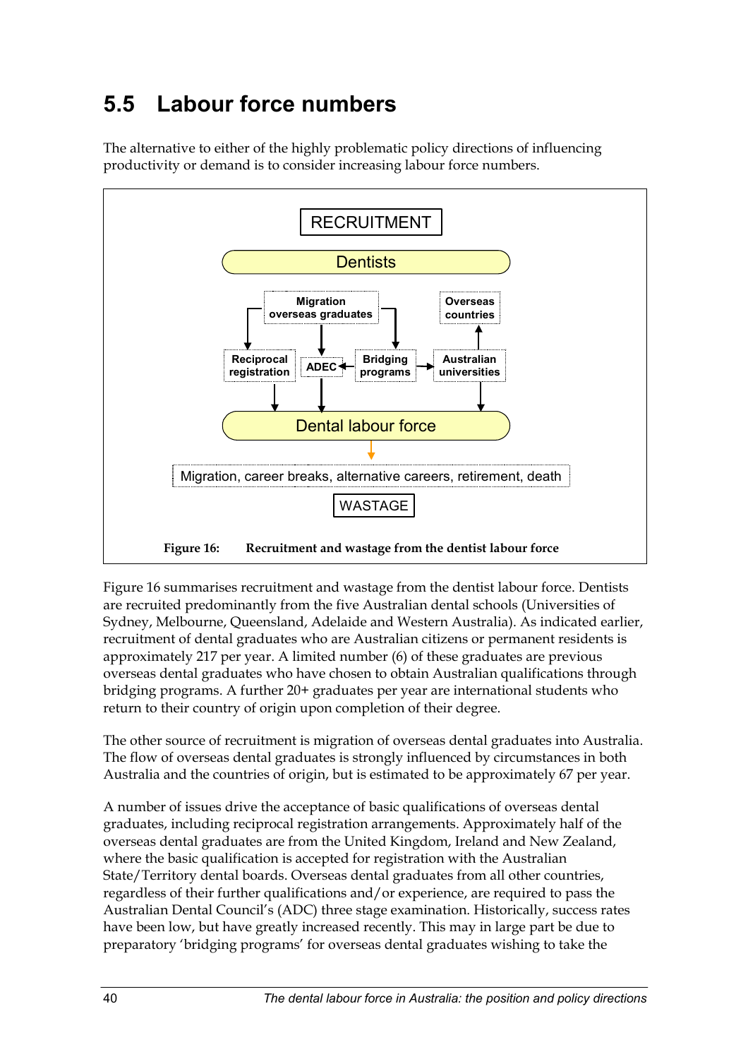## 5.5 Labour force numbers

The alternative to either of the highly problematic policy directions of influencing productivity or demand is to consider increasing labour force numbers.

RECRUITMENT

Dentists

Migration overseas graduates

Overseas countries

Reciprocal registration

ADEC

Bridging programs

Australian universities

Dental labour force

Migration, career breaks, alternative careers, retirement, death

WASTAGE

**Figure 16: Recruitment and wastage from the dentist labour force**

Figure 16 summarises recruitment and wastage from the dentist labour force. Dentists are recruited predominantly from the five Australian dental schools (Universities of Sydney, Melbourne, Queensland, Adelaide and Western Australia). As indicated earlier, recruitment of dental graduates who are Australian citizens or permanent residents is approximately 217 per year. A limited number (6) of these graduates are previous overseas dental graduates who have chosen to obtain Australian qualifications through bridging programs. A further 20+ graduates per year are international students who return to their country of origin upon completion of their degree.

The other source of recruitment is migration of overseas dental graduates into Australia. The flow of overseas dental graduates is strongly influenced by circumstances in both Australia and the countries of origin, but is estimated to be approximately 67 per year.

A number of issues drive the acceptance of basic qualifications of overseas dental graduates, including reciprocal registration arrangements. Approximately half of the overseas dental graduates are from the United Kingdom, Ireland and New Zealand, where the basic qualification is accepted for registration with the Australian State/Territory dental boards. Overseas dental graduates from all other countries, regardless of their further qualifications and/or experience, are required to pass the Australian Dental Council's (ADC) three stage examination. Historically, success rates have been low, but have greatly increased recently. This may in large part be due to preparatory 'bridging programs' for overseas dental graduates wishing to take the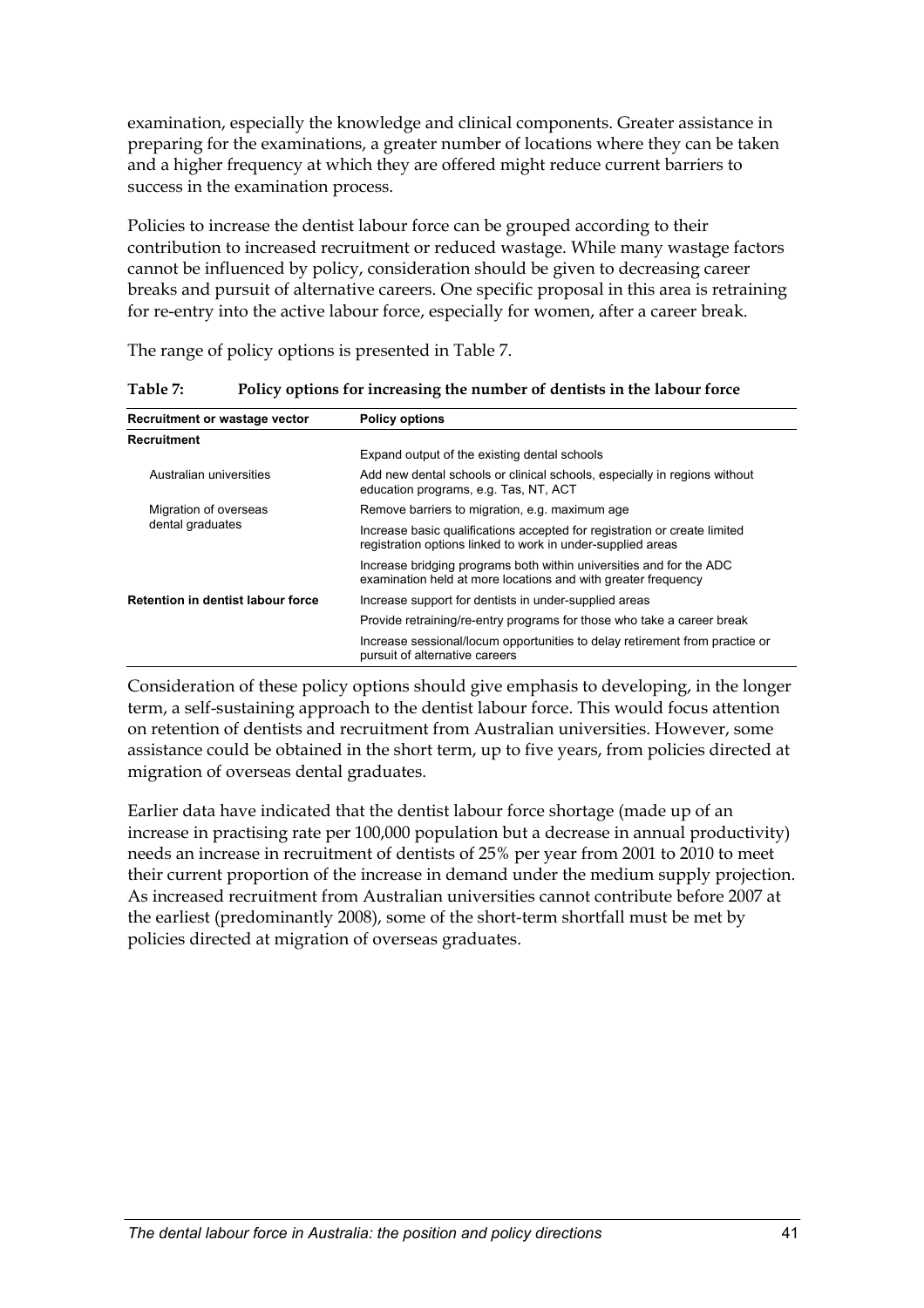examination, especially the knowledge and clinical components. Greater assistance in preparing for the examinations, a greater number of locations where they can be taken and a higher frequency at which they are offered might reduce current barriers to success in the examination process.

Policies to increase the dentist labour force can be grouped according to their contribution to increased recruitment or reduced wastage. While many wastage factors cannot be influenced by policy, consideration should be given to decreasing career breaks and pursuit of alternative careers. One specific proposal in this area is retraining for re-entry into the active labour force, especially for women, after a career break.

The range of policy options is presented in Table 7.

**Table 7: Policy options for increasing the number of dentists in the labour force**

| Recruitment or wastage vector | Policy options |
|---|---|
| **Recruitment** | |
| Australian universities | Expand output of the existing dental schools |
| | Add new dental schools or clinical schools, especially in regions without education programs, e.g. Tas, NT, ACT |
| Migration of overseas dental graduates | Remove barriers to migration, e.g. maximum age |
| | Increase basic qualifications accepted for registration or create limited registration options linked to work in under-supplied areas |
| | Increase bridging programs both within universities and for the ADC examination held at more locations and with greater frequency |
| **Retention in dentist labour force** | Increase support for dentists in under-supplied areas |
| | Provide retraining/re-entry programs for those who take a career break |
| | Increase sessional/locum opportunities to delay retirement from practice or pursuit of alternative careers |

Consideration of these policy options should give emphasis to developing, in the longer term, a self-sustaining approach to the dentist labour force. This would focus attention on retention of dentists and recruitment from Australian universities. However, some assistance could be obtained in the short term, up to five years, from policies directed at migration of overseas dental graduates.

Earlier data have indicated that the dentist labour force shortage (made up of an increase in practising rate per 100,000 population but a decrease in annual productivity) needs an increase in recruitment of dentists of 25% per year from 2001 to 2010 to meet their current proportion of the increase in demand under the medium supply projection. As increased recruitment from Australian universities cannot contribute before 2007 at the earliest (predominantly 2008), some of the short-term shortfall must be met by policies directed at migration of overseas graduates.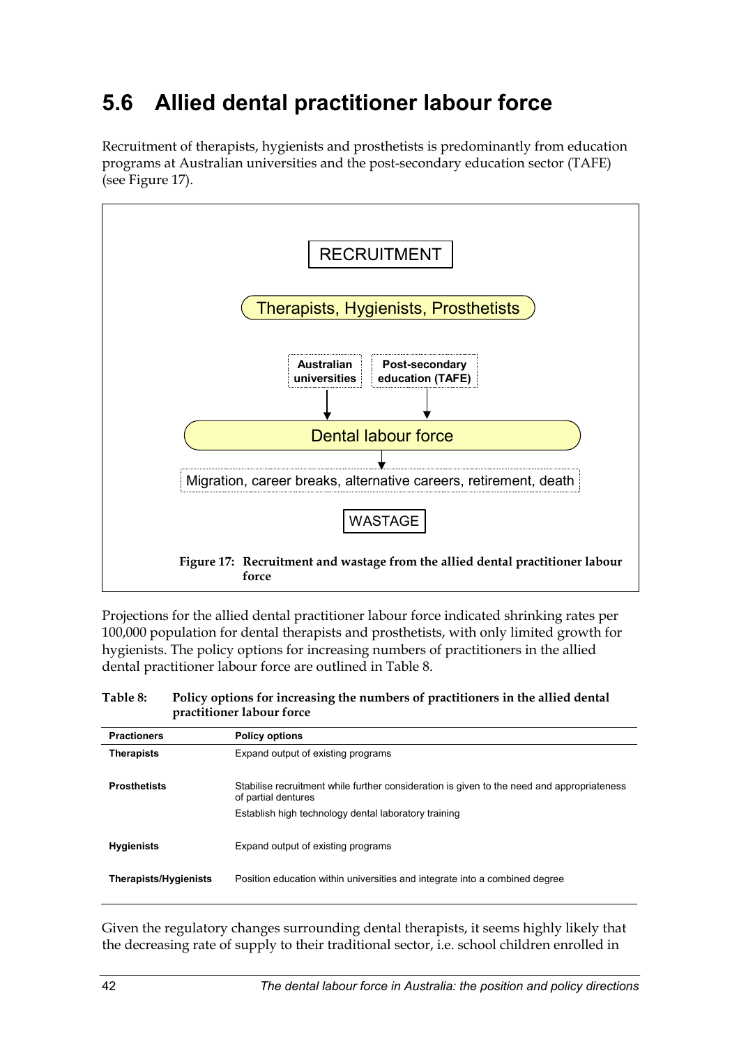## 5.6 Allied dental practitioner labour force

Recruitment of therapists, hygienists and prosthetists is predominantly from education programs at Australian universities and the post-secondary education sector (TAFE) (see Figure 17).

RECRUITMENT

Therapists, Hygienists, Prosthetists

Australian universities → Dental labour force

Post-secondary education (TAFE) → Dental labour force

Dental labour force → Migration, career breaks, alternative careers, retirement, death

WASTAGE

**Figure 17: Recruitment and wastage from the allied dental practitioner labour force**

Projections for the allied dental practitioner labour force indicated shrinking rates per 100,000 population for dental therapists and prosthetists, with only limited growth for hygienists. The policy options for increasing numbers of practitioners in the allied dental practitioner labour force are outlined in Table 8.

**Table 8: Policy options for increasing the numbers of practitioners in the allied dental practitioner labour force**

| Practioners | Policy options |
|---|---|
| **Therapists** | Expand output of existing programs |
| **Prosthetists** | Stabilise recruitment while further consideration is given to the need and appropriateness of partial dentures |
| | Establish high technology dental laboratory training |
| **Hygienists** | Expand output of existing programs |
| **Therapists/Hygienists** | Position education within universities and integrate into a combined degree |

Given the regulatory changes surrounding dental therapists, it seems highly likely that the decreasing rate of supply to their traditional sector, i.e. school children enrolled in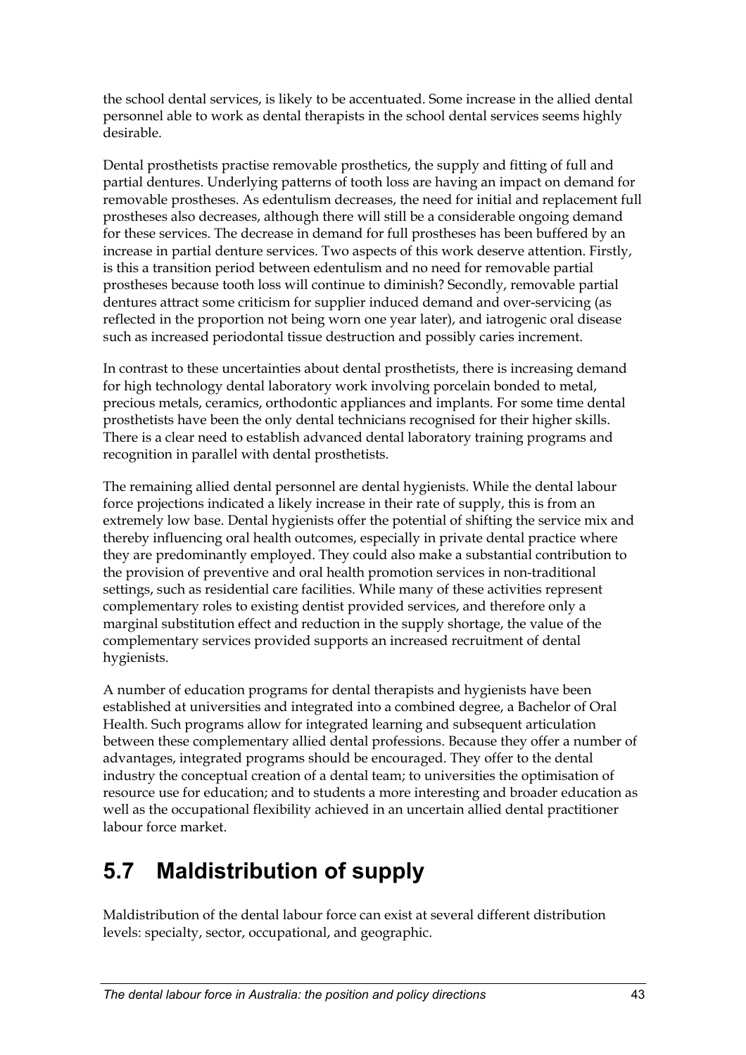the school dental services, is likely to be accentuated. Some increase in the allied dental personnel able to work as dental therapists in the school dental services seems highly desirable.

Dental prosthetists practise removable prosthetics, the supply and fitting of full and partial dentures. Underlying patterns of tooth loss are having an impact on demand for removable prostheses. As edentulism decreases, the need for initial and replacement full prostheses also decreases, although there will still be a considerable ongoing demand for these services. The decrease in demand for full prostheses has been buffered by an increase in partial denture services. Two aspects of this work deserve attention. Firstly, is this a transition period between edentulism and no need for removable partial prostheses because tooth loss will continue to diminish? Secondly, removable partial dentures attract some criticism for supplier induced demand and over-servicing (as reflected in the proportion not being worn one year later), and iatrogenic oral disease such as increased periodontal tissue destruction and possibly caries increment.

In contrast to these uncertainties about dental prosthetists, there is increasing demand for high technology dental laboratory work involving porcelain bonded to metal, precious metals, ceramics, orthodontic appliances and implants. For some time dental prosthetists have been the only dental technicians recognised for their higher skills. There is a clear need to establish advanced dental laboratory training programs and recognition in parallel with dental prosthetists.

The remaining allied dental personnel are dental hygienists. While the dental labour force projections indicated a likely increase in their rate of supply, this is from an extremely low base. Dental hygienists offer the potential of shifting the service mix and thereby influencing oral health outcomes, especially in private dental practice where they are predominantly employed. They could also make a substantial contribution to the provision of preventive and oral health promotion services in non-traditional settings, such as residential care facilities. While many of these activities represent complementary roles to existing dentist provided services, and therefore only a marginal substitution effect and reduction in the supply shortage, the value of the complementary services provided supports an increased recruitment of dental hygienists.

A number of education programs for dental therapists and hygienists have been established at universities and integrated into a combined degree, a Bachelor of Oral Health. Such programs allow for integrated learning and subsequent articulation between these complementary allied dental professions. Because they offer a number of advantages, integrated programs should be encouraged. They offer to the dental industry the conceptual creation of a dental team; to universities the optimisation of resource use for education; and to students a more interesting and broader education as well as the occupational flexibility achieved in an uncertain allied dental practitioner labour force market.

## 5.7 Maldistribution of supply

Maldistribution of the dental labour force can exist at several different distribution levels: specialty, sector, occupational, and geographic.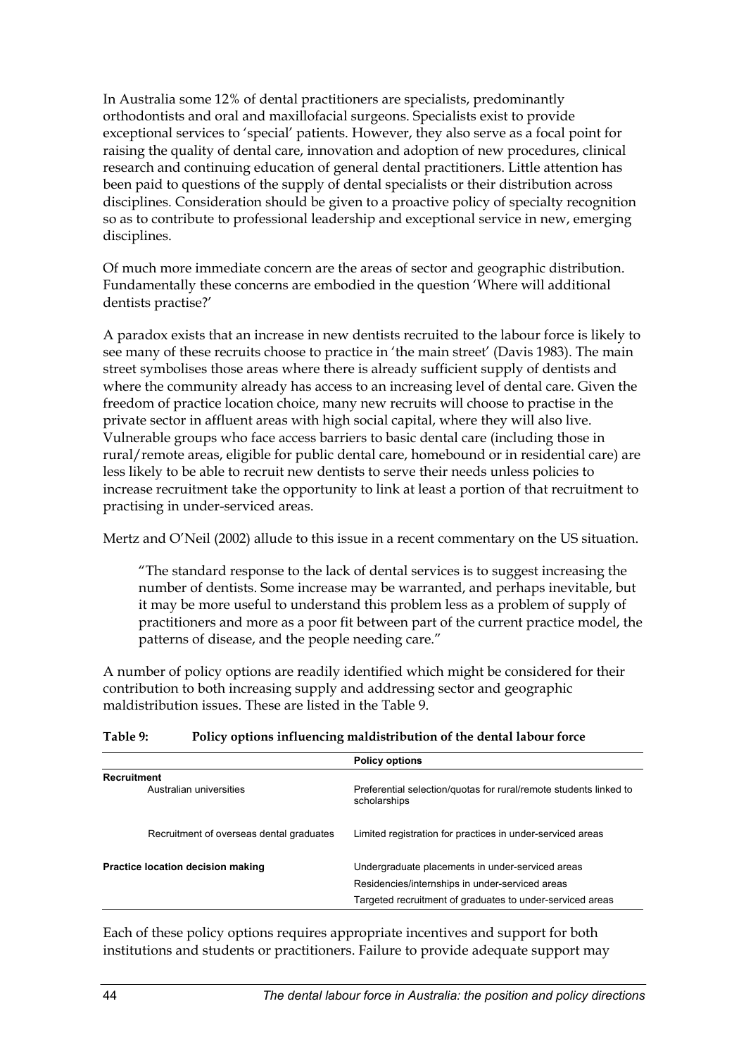In Australia some 12% of dental practitioners are specialists, predominantly orthodontists and oral and maxillofacial surgeons. Specialists exist to provide exceptional services to 'special' patients. However, they also serve as a focal point for raising the quality of dental care, innovation and adoption of new procedures, clinical research and continuing education of general dental practitioners. Little attention has been paid to questions of the supply of dental specialists or their distribution across disciplines. Consideration should be given to a proactive policy of specialty recognition so as to contribute to professional leadership and exceptional service in new, emerging disciplines.

Of much more immediate concern are the areas of sector and geographic distribution. Fundamentally these concerns are embodied in the question 'Where will additional dentists practise?'

A paradox exists that an increase in new dentists recruited to the labour force is likely to see many of these recruits choose to practice in 'the main street' (Davis 1983). The main street symbolises those areas where there is already sufficient supply of dentists and where the community already has access to an increasing level of dental care. Given the freedom of practice location choice, many new recruits will choose to practise in the private sector in affluent areas with high social capital, where they will also live. Vulnerable groups who face access barriers to basic dental care (including those in rural/remote areas, eligible for public dental care, homebound or in residential care) are less likely to be able to recruit new dentists to serve their needs unless policies to increase recruitment take the opportunity to link at least a portion of that recruitment to practising in under-serviced areas.

Mertz and O'Neil (2002) allude to this issue in a recent commentary on the US situation.

> "The standard response to the lack of dental services is to suggest increasing the number of dentists. Some increase may be warranted, and perhaps inevitable, but it may be more useful to understand this problem less as a problem of supply of practitioners and more as a poor fit between part of the current practice model, the patterns of disease, and the people needing care."

A number of policy options are readily identified which might be considered for their contribution to both increasing supply and addressing sector and geographic maldistribution issues. These are listed in the Table 9.

**Table 9: Policy options influencing maldistribution of the dental labour force**

| | Policy options |
|---|---|
| **Recruitment** | |
| Australian universities | Preferential selection/quotas for rural/remote students linked to scholarships |
| Recruitment of overseas dental graduates | Limited registration for practices in under-serviced areas |
| **Practice location decision making** | Undergraduate placements in under-serviced areas |
| | Residencies/internships in under-serviced areas |
| | Targeted recruitment of graduates to under-serviced areas |

Each of these policy options requires appropriate incentives and support for both institutions and students or practitioners. Failure to provide adequate support may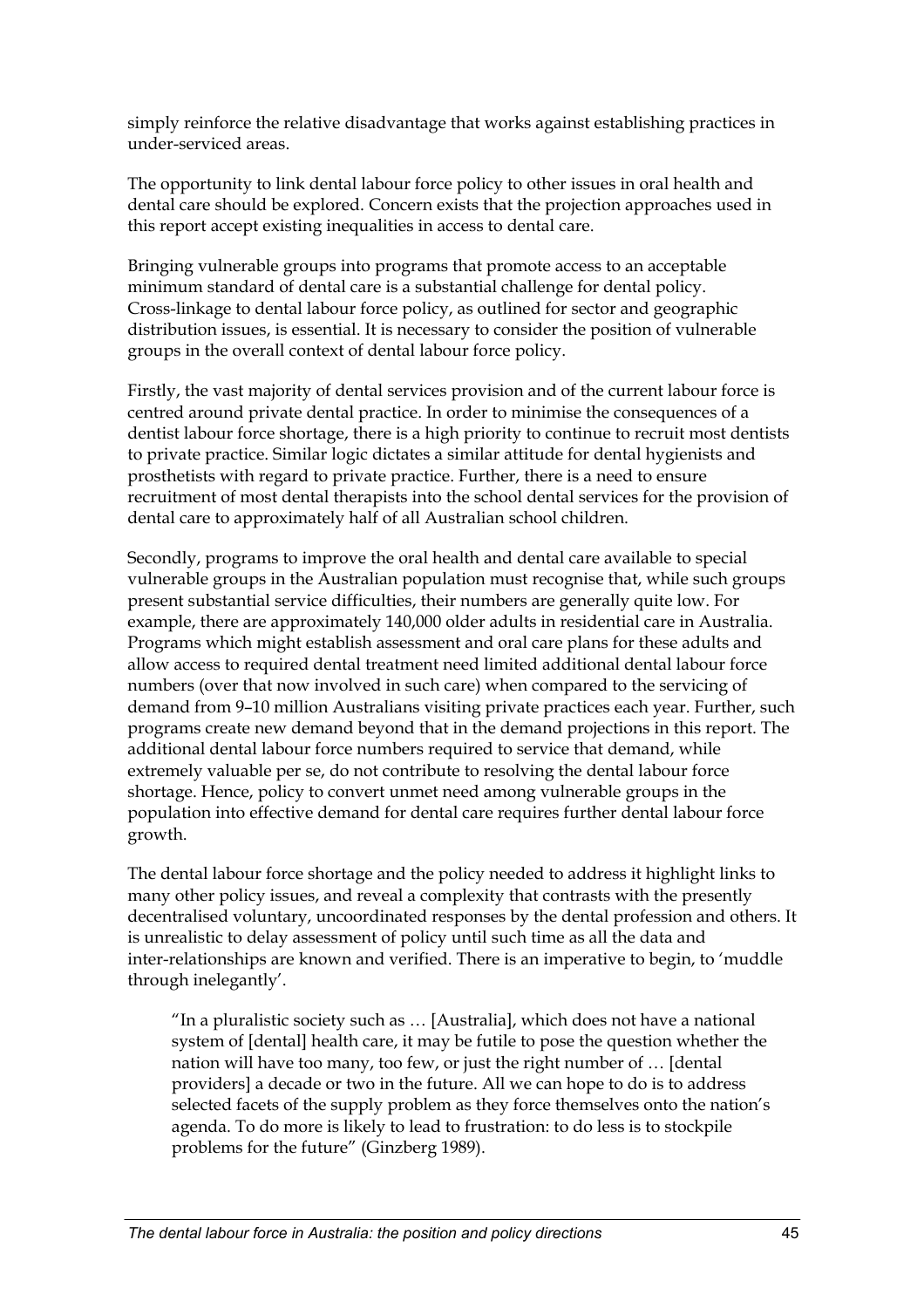simply reinforce the relative disadvantage that works against establishing practices in under-serviced areas.

The opportunity to link dental labour force policy to other issues in oral health and dental care should be explored. Concern exists that the projection approaches used in this report accept existing inequalities in access to dental care.

Bringing vulnerable groups into programs that promote access to an acceptable minimum standard of dental care is a substantial challenge for dental policy. Cross-linkage to dental labour force policy, as outlined for sector and geographic distribution issues, is essential. It is necessary to consider the position of vulnerable groups in the overall context of dental labour force policy.

Firstly, the vast majority of dental services provision and of the current labour force is centred around private dental practice. In order to minimise the consequences of a dentist labour force shortage, there is a high priority to continue to recruit most dentists to private practice. Similar logic dictates a similar attitude for dental hygienists and prosthetists with regard to private practice. Further, there is a need to ensure recruitment of most dental therapists into the school dental services for the provision of dental care to approximately half of all Australian school children.

Secondly, programs to improve the oral health and dental care available to special vulnerable groups in the Australian population must recognise that, while such groups present substantial service difficulties, their numbers are generally quite low. For example, there are approximately 140,000 older adults in residential care in Australia. Programs which might establish assessment and oral care plans for these adults and allow access to required dental treatment need limited additional dental labour force numbers (over that now involved in such care) when compared to the servicing of demand from 9–10 million Australians visiting private practices each year. Further, such programs create new demand beyond that in the demand projections in this report. The additional dental labour force numbers required to service that demand, while extremely valuable per se, do not contribute to resolving the dental labour force shortage. Hence, policy to convert unmet need among vulnerable groups in the population into effective demand for dental care requires further dental labour force growth.

The dental labour force shortage and the policy needed to address it highlight links to many other policy issues, and reveal a complexity that contrasts with the presently decentralised voluntary, uncoordinated responses by the dental profession and others. It is unrealistic to delay assessment of policy until such time as all the data and inter-relationships are known and verified. There is an imperative to begin, to 'muddle through inelegantly'.

> "In a pluralistic society such as … [Australia], which does not have a national system of [dental] health care, it may be futile to pose the question whether the nation will have too many, too few, or just the right number of … [dental providers] a decade or two in the future. All we can hope to do is to address selected facets of the supply problem as they force themselves onto the nation's agenda. To do more is likely to lead to frustration: to do less is to stockpile problems for the future" (Ginzberg 1989).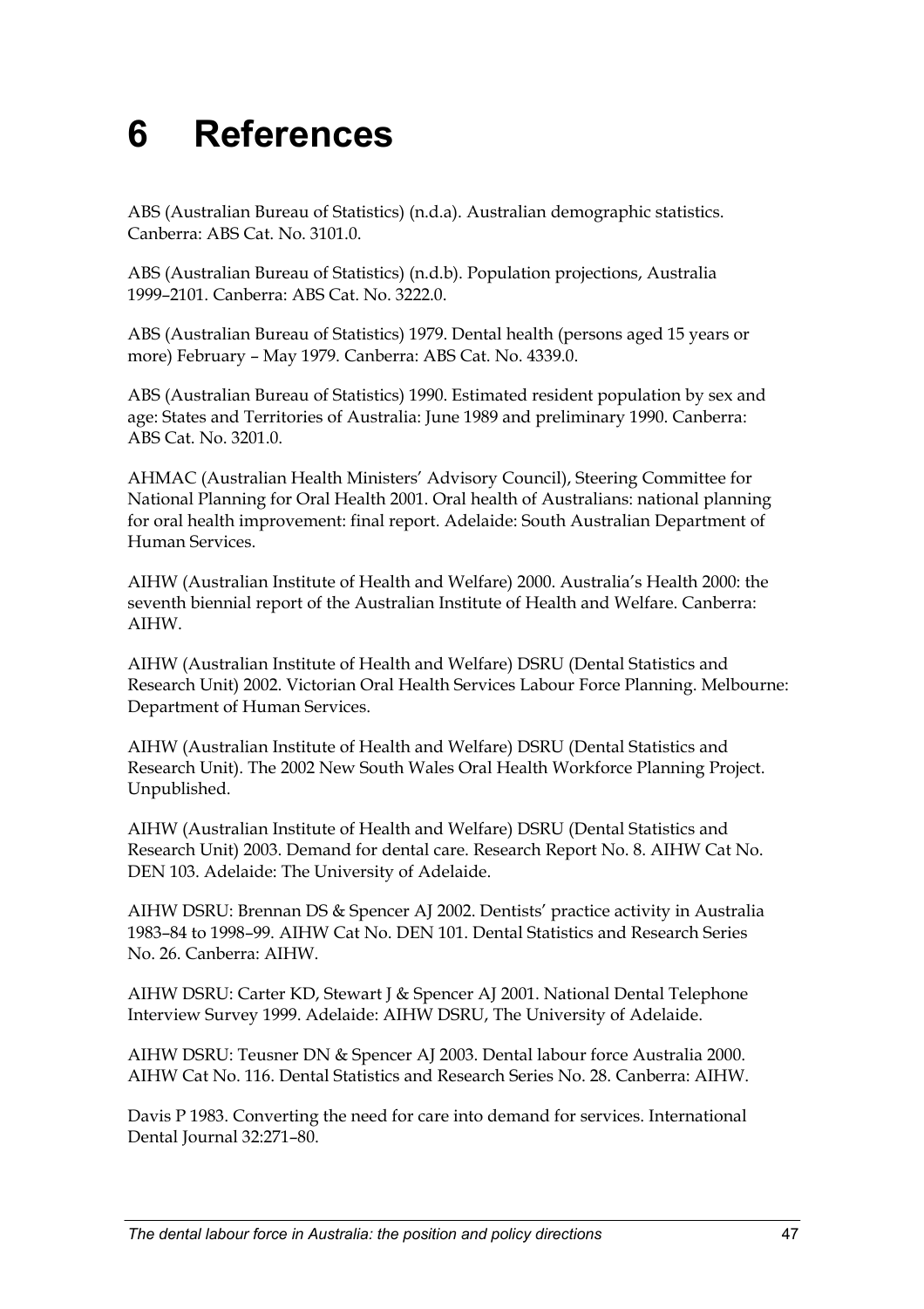# 6 References

ABS (Australian Bureau of Statistics) (n.d.a). Australian demographic statistics. Canberra: ABS Cat. No. 3101.0.

ABS (Australian Bureau of Statistics) (n.d.b). Population projections, Australia 1999–2101. Canberra: ABS Cat. No. 3222.0.

ABS (Australian Bureau of Statistics) 1979. Dental health (persons aged 15 years or more) February – May 1979. Canberra: ABS Cat. No. 4339.0.

ABS (Australian Bureau of Statistics) 1990. Estimated resident population by sex and age: States and Territories of Australia: June 1989 and preliminary 1990. Canberra: ABS Cat. No. 3201.0.

AHMAC (Australian Health Ministers' Advisory Council), Steering Committee for National Planning for Oral Health 2001. Oral health of Australians: national planning for oral health improvement: final report. Adelaide: South Australian Department of Human Services.

AIHW (Australian Institute of Health and Welfare) 2000. Australia's Health 2000: the seventh biennial report of the Australian Institute of Health and Welfare. Canberra: AIHW.

AIHW (Australian Institute of Health and Welfare) DSRU (Dental Statistics and Research Unit) 2002. Victorian Oral Health Services Labour Force Planning. Melbourne: Department of Human Services.

AIHW (Australian Institute of Health and Welfare) DSRU (Dental Statistics and Research Unit). The 2002 New South Wales Oral Health Workforce Planning Project. Unpublished.

AIHW (Australian Institute of Health and Welfare) DSRU (Dental Statistics and Research Unit) 2003. Demand for dental care. Research Report No. 8. AIHW Cat No. DEN 103. Adelaide: The University of Adelaide.

AIHW DSRU: Brennan DS & Spencer AJ 2002. Dentists' practice activity in Australia 1983–84 to 1998–99. AIHW Cat No. DEN 101. Dental Statistics and Research Series No. 26. Canberra: AIHW.

AIHW DSRU: Carter KD, Stewart J & Spencer AJ 2001. National Dental Telephone Interview Survey 1999. Adelaide: AIHW DSRU, The University of Adelaide.

AIHW DSRU: Teusner DN & Spencer AJ 2003. Dental labour force Australia 2000. AIHW Cat No. 116. Dental Statistics and Research Series No. 28. Canberra: AIHW.

Davis P 1983. Converting the need for care into demand for services. International Dental Journal 32:271–80.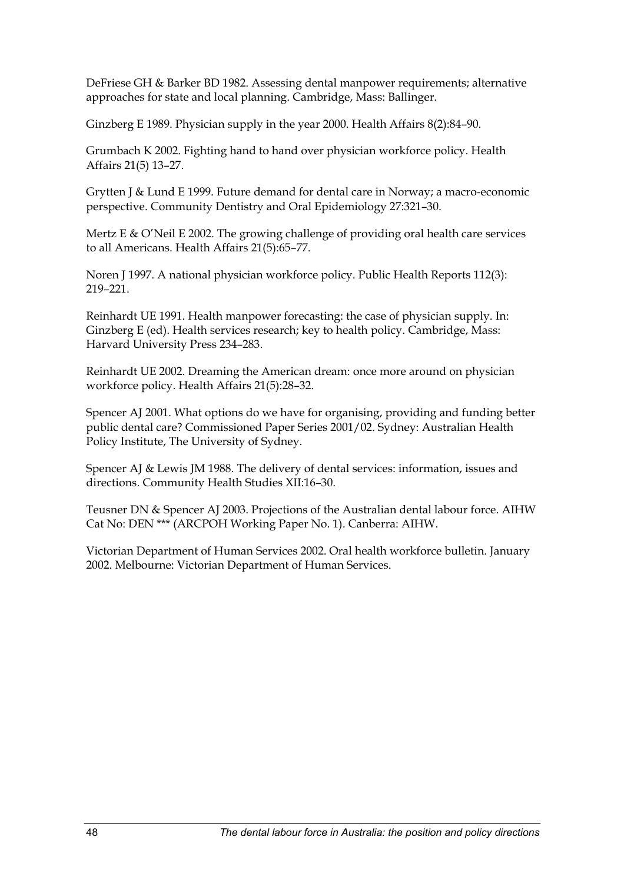DeFriese GH & Barker BD 1982. Assessing dental manpower requirements; alternative approaches for state and local planning. Cambridge, Mass: Ballinger.

Ginzberg E 1989. Physician supply in the year 2000. Health Affairs 8(2):84–90.

Grumbach K 2002. Fighting hand to hand over physician workforce policy. Health Affairs 21(5) 13–27.

Grytten J & Lund E 1999. Future demand for dental care in Norway; a macro-economic perspective. Community Dentistry and Oral Epidemiology 27:321–30.

Mertz E & O'Neil E 2002. The growing challenge of providing oral health care services to all Americans. Health Affairs 21(5):65–77.

Noren J 1997. A national physician workforce policy. Public Health Reports 112(3): 219–221.

Reinhardt UE 1991. Health manpower forecasting: the case of physician supply. In: Ginzberg E (ed). Health services research; key to health policy. Cambridge, Mass: Harvard University Press 234–283.

Reinhardt UE 2002. Dreaming the American dream: once more around on physician workforce policy. Health Affairs 21(5):28–32.

Spencer AJ 2001. What options do we have for organising, providing and funding better public dental care? Commissioned Paper Series 2001/02. Sydney: Australian Health Policy Institute, The University of Sydney.

Spencer AJ & Lewis JM 1988. The delivery of dental services: information, issues and directions. Community Health Studies XII:16–30.

Teusner DN & Spencer AJ 2003. Projections of the Australian dental labour force. AIHW Cat No: DEN *** (ARCPOH Working Paper No. 1). Canberra: AIHW.

Victorian Department of Human Services 2002. Oral health workforce bulletin. January 2002. Melbourne: Victorian Department of Human Services.